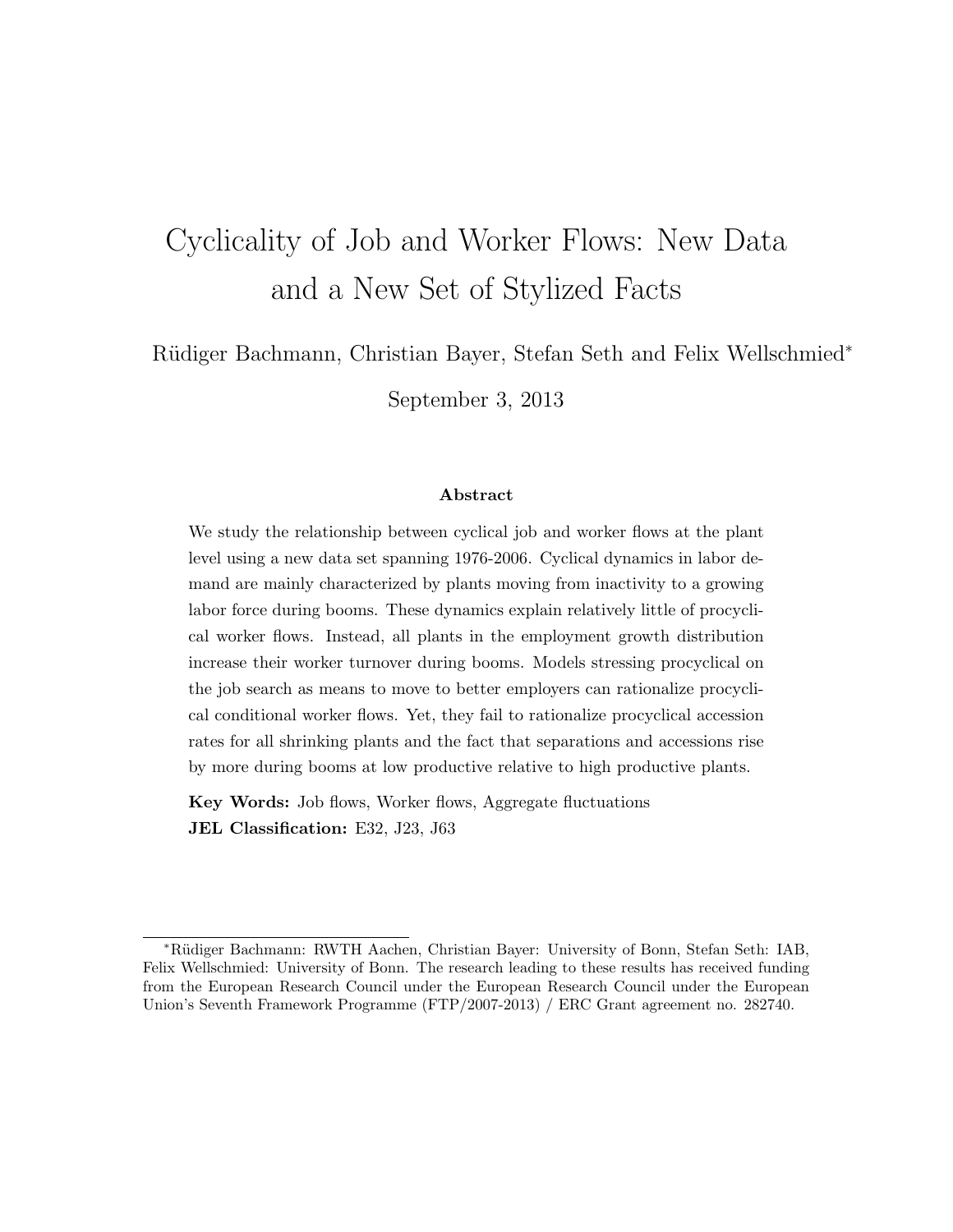# Cyclicality of Job and Worker Flows: New Data and a New Set of Stylized Facts

Rüdiger Bachmann, Christian Bayer, Stefan Seth and Felix Wellschmied*

September 3, 2013

### Abstract

We study the relationship between cyclical job and worker flows at the plant level using a new data set spanning 1976-2006. Cyclical dynamics in labor demand are mainly characterized by plants moving from inactivity to a growing labor force during booms. These dynamics explain relatively little of procyclical worker flows. Instead, all plants in the employment growth distribution increase their worker turnover during booms. Models stressing procyclical on the job search as means to move to better employers can rationalize procyclical conditional worker flows. Yet, they fail to rationalize procyclical accession rates for all shrinking plants and the fact that separations and accessions rise by more during booms at low productive relative to high productive plants.

**Key Words:** Job flows, Worker flows, Aggregate fluctuations
**JEL Classification:** E32, J23, J63

---

*Rüdiger Bachmann: RWTH Aachen, Christian Bayer: University of Bonn, Stefan Seth: IAB, Felix Wellschmied: University of Bonn. The research leading to these results has received funding from the European Research Council under the European Research Council under the European Union's Seventh Framework Programme (FTP/2007-2013) / ERC Grant agreement no. 282740.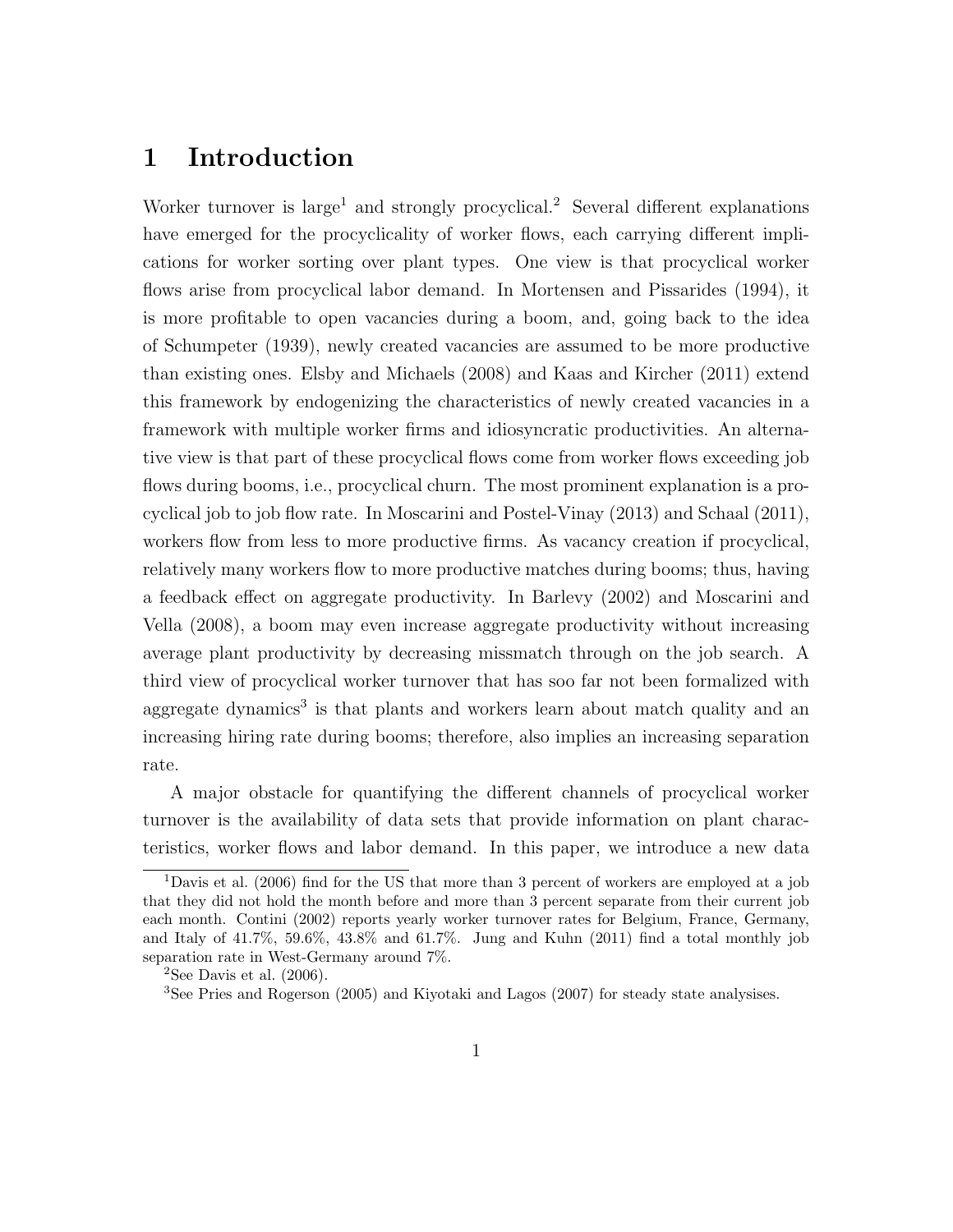# 1 Introduction

Worker turnover is large[1] and strongly procyclical.[2] Several different explanations have emerged for the procyclicality of worker flows, each carrying different implications for worker sorting over plant types. One view is that procyclical worker flows arise from procyclical labor demand. In Mortensen and Pissarides (1994), it is more profitable to open vacancies during a boom, and, going back to the idea of Schumpeter (1939), newly created vacancies are assumed to be more productive than existing ones. Elsby and Michaels (2008) and Kaas and Kircher (2011) extend this framework by endogenizing the characteristics of newly created vacancies in a framework with multiple worker firms and idiosyncratic productivities. An alternative view is that part of these procyclical flows come from worker flows exceeding job flows during booms, i.e., procyclical churn. The most prominent explanation is a procyclical job to job flow rate. In Moscarini and Postel-Vinay (2013) and Schaal (2011), workers flow from less to more productive firms. As vacancy creation if procyclical, relatively many workers flow to more productive matches during booms; thus, having a feedback effect on aggregate productivity. In Barlevy (2002) and Moscarini and Vella (2008), a boom may even increase aggregate productivity without increasing average plant productivity by decreasing missmatch through on the job search. A third view of procyclical worker turnover that has soo far not been formalized with aggregate dynamics[3] is that plants and workers learn about match quality and an increasing hiring rate during booms; therefore, also implies an increasing separation rate.

A major obstacle for quantifying the different channels of procyclical worker turnover is the availability of data sets that provide information on plant characteristics, worker flows and labor demand. In this paper, we introduce a new data

---

[1] Davis et al. (2006) find for the US that more than 3 percent of workers are employed at a job that they did not hold the month before and more than 3 percent separate from their current job each month. Contini (2002) reports yearly worker turnover rates for Belgium, France, Germany, and Italy of 41.7%, 59.6%, 43.8% and 61.7%. Jung and Kuhn (2011) find a total monthly job separation rate in West-Germany around 7%.

[2] See Davis et al. (2006).

[3] See Pries and Rogerson (2005) and Kiyotaki and Lagos (2007) for steady state analysises.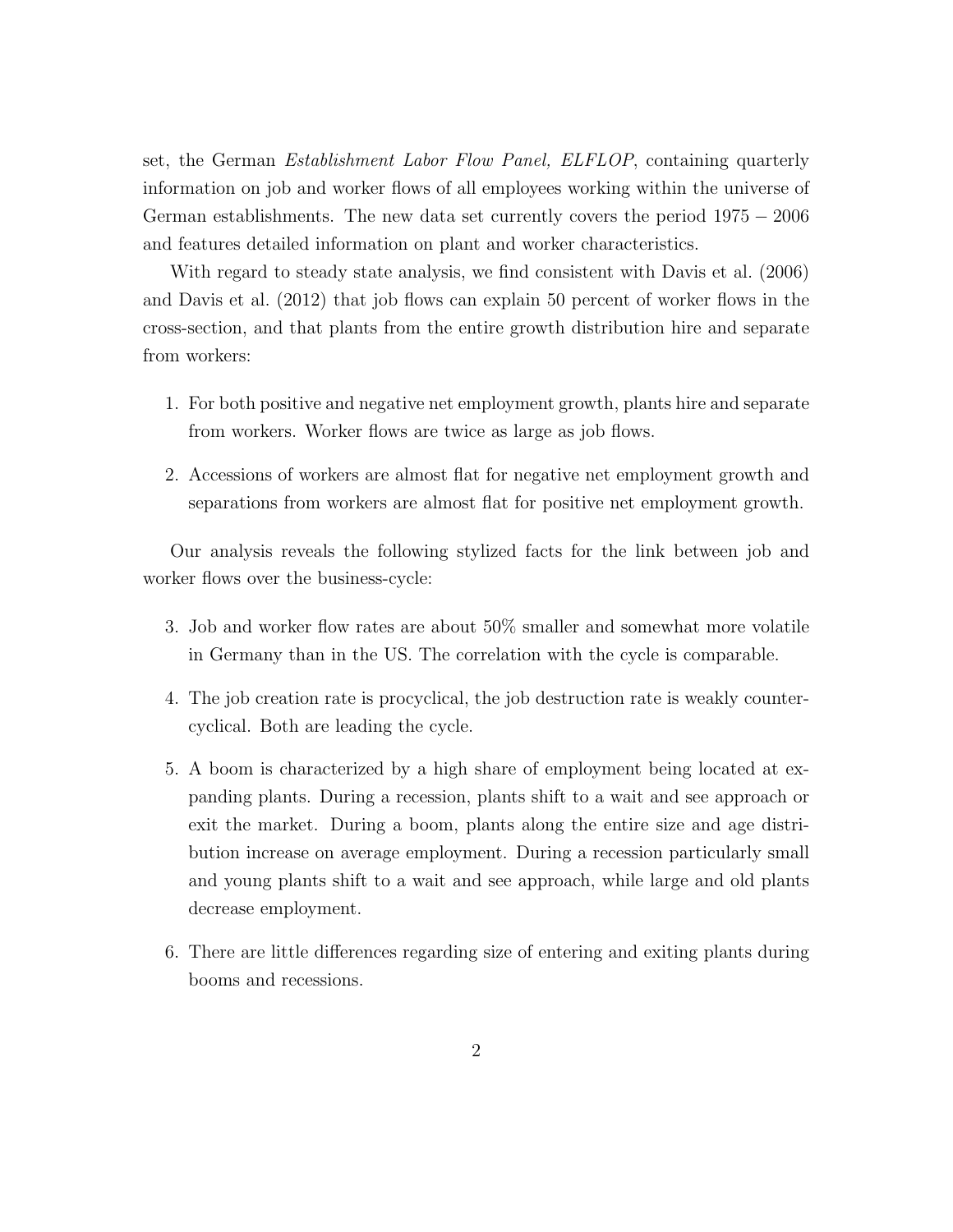set, the German *Establishment Labor Flow Panel, ELFLOP*, containing quarterly information on job and worker flows of all employees working within the universe of German establishments. The new data set currently covers the period $1975 - 2006$ and features detailed information on plant and worker characteristics.

With regard to steady state analysis, we find consistent with Davis et al. (2006) and Davis et al. (2012) that job flows can explain 50 percent of worker flows in the cross-section, and that plants from the entire growth distribution hire and separate from workers:

1. For both positive and negative net employment growth, plants hire and separate from workers. Worker flows are twice as large as job flows.
2. Accessions of workers are almost flat for negative net employment growth and separations from workers are almost flat for positive net employment growth.

Our analysis reveals the following stylized facts for the link between job and worker flows over the business-cycle:

3. Job and worker flow rates are about 50% smaller and somewhat more volatile in Germany than in the US. The correlation with the cycle is comparable.
4. The job creation rate is procyclical, the job destruction rate is weakly countercyclical. Both are leading the cycle.
5. A boom is characterized by a high share of employment being located at expanding plants. During a recession, plants shift to a wait and see approach or exit the market. During a boom, plants along the entire size and age distribution increase on average employment. During a recession particularly small and young plants shift to a wait and see approach, while large and old plants decrease employment.
6. There are little differences regarding size of entering and exiting plants during booms and recessions.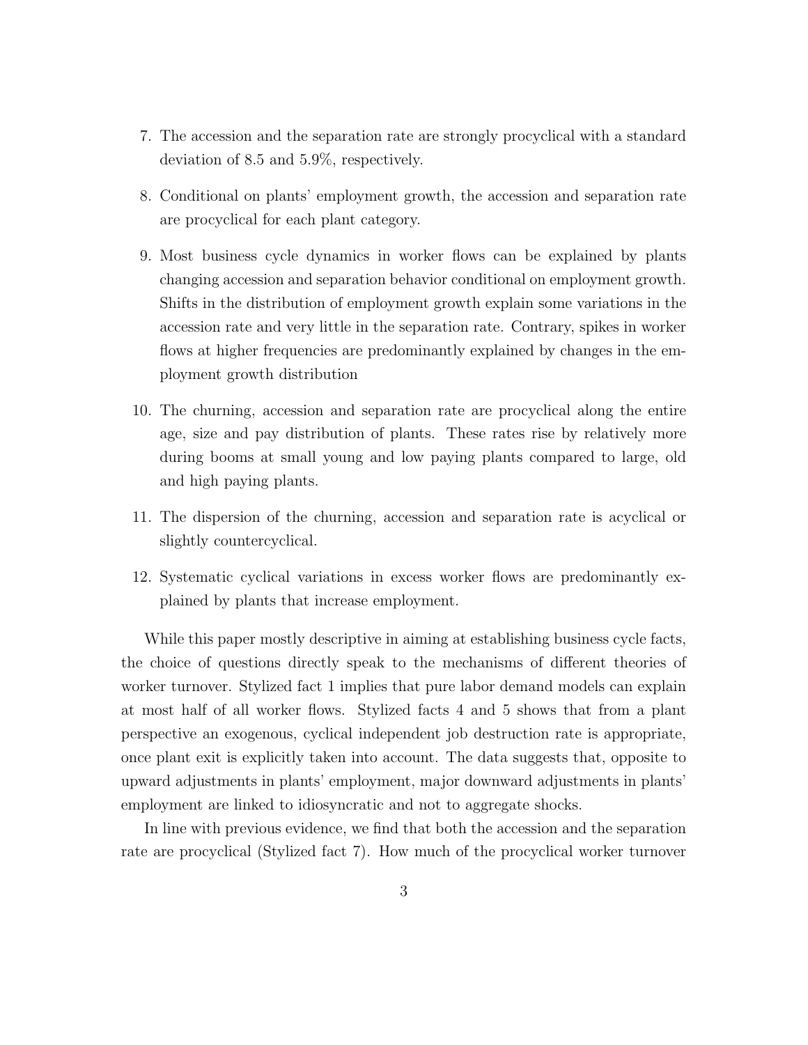7. The accession and the separation rate are strongly procyclical with a standard deviation of 8.5 and 5.9%, respectively.
8. Conditional on plants' employment growth, the accession and separation rate are procyclical for each plant category.
9. Most business cycle dynamics in worker flows can be explained by plants changing accession and separation behavior conditional on employment growth. Shifts in the distribution of employment growth explain some variations in the accession rate and very little in the separation rate. Contrary, spikes in worker flows at higher frequencies are predominantly explained by changes in the employment growth distribution
10. The churning, accession and separation rate are procyclical along the entire age, size and pay distribution of plants. These rates rise by relatively more during booms at small young and low paying plants compared to large, old and high paying plants.
11. The dispersion of the churning, accession and separation rate is acyclical or slightly countercyclical.
12. Systematic cyclical variations in excess worker flows are predominantly explained by plants that increase employment.

While this paper mostly descriptive in aiming at establishing business cycle facts, the choice of questions directly speak to the mechanisms of different theories of worker turnover. Stylized fact 1 implies that pure labor demand models can explain at most half of all worker flows. Stylized facts 4 and 5 shows that from a plant perspective an exogenous, cyclical independent job destruction rate is appropriate, once plant exit is explicitly taken into account. The data suggests that, opposite to upward adjustments in plants' employment, major downward adjustments in plants' employment are linked to idiosyncratic and not to aggregate shocks.

In line with previous evidence, we find that both the accession and the separation rate are procyclical (Stylized fact 7). How much of the procyclical worker turnover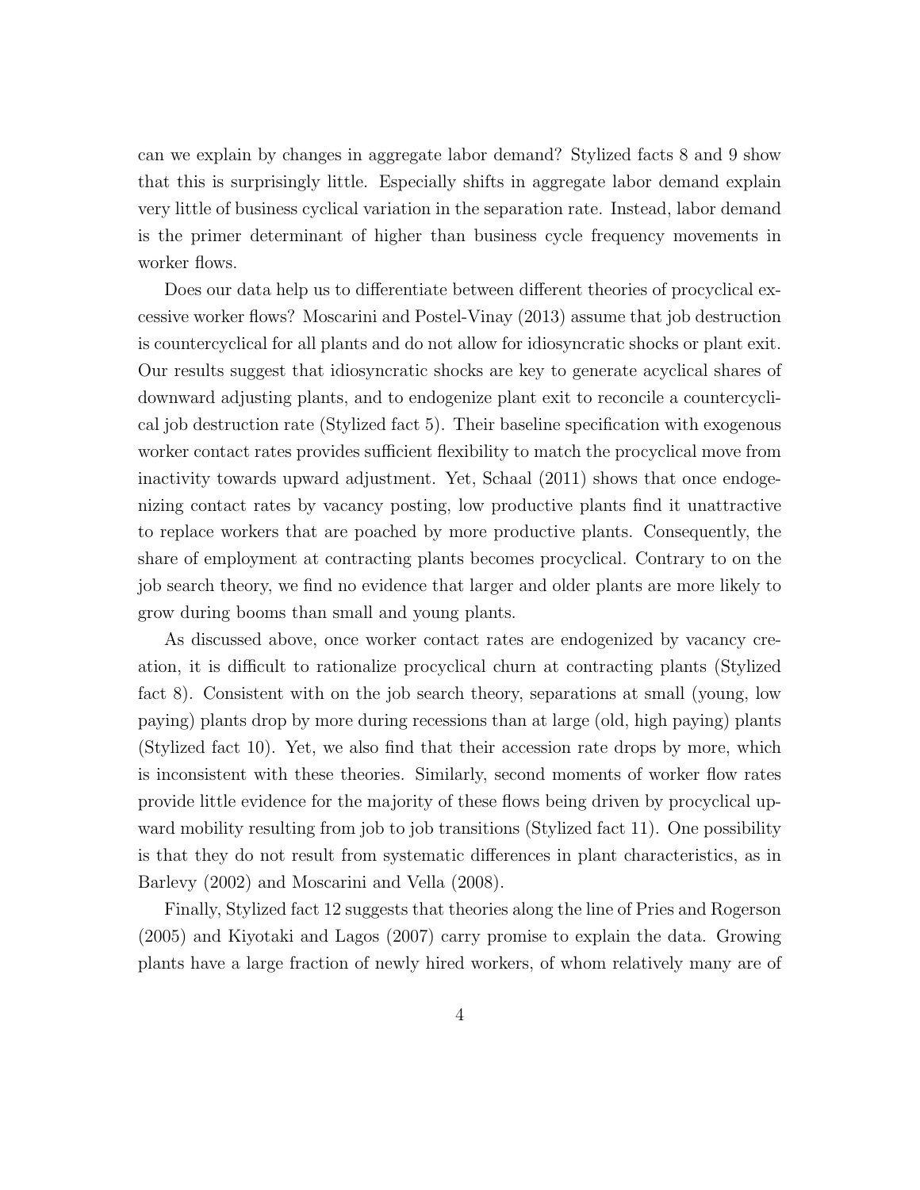can we explain by changes in aggregate labor demand? Stylized facts 8 and 9 show that this is surprisingly little. Especially shifts in aggregate labor demand explain very little of business cyclical variation in the separation rate. Instead, labor demand is the primer determinant of higher than business cycle frequency movements in worker flows.

Does our data help us to differentiate between different theories of procyclical excessive worker flows? Moscarini and Postel-Vinay (2013) assume that job destruction is countercyclical for all plants and do not allow for idiosyncratic shocks or plant exit. Our results suggest that idiosyncratic shocks are key to generate acyclical shares of downward adjusting plants, and to endogenize plant exit to reconcile a countercyclical job destruction rate (Stylized fact 5). Their baseline specification with exogenous worker contact rates provides sufficient flexibility to match the procyclical move from inactivity towards upward adjustment. Yet, Schaal (2011) shows that once endogenizing contact rates by vacancy posting, low productive plants find it unattractive to replace workers that are poached by more productive plants. Consequently, the share of employment at contracting plants becomes procyclical. Contrary to on the job search theory, we find no evidence that larger and older plants are more likely to grow during booms than small and young plants.

As discussed above, once worker contact rates are endogenized by vacancy creation, it is difficult to rationalize procyclical churn at contracting plants (Stylized fact 8). Consistent with on the job search theory, separations at small (young, low paying) plants drop by more during recessions than at large (old, high paying) plants (Stylized fact 10). Yet, we also find that their accession rate drops by more, which is inconsistent with these theories. Similarly, second moments of worker flow rates provide little evidence for the majority of these flows being driven by procyclical upward mobility resulting from job to job transitions (Stylized fact 11). One possibility is that they do not result from systematic differences in plant characteristics, as in Barlevy (2002) and Moscarini and Vella (2008).

Finally, Stylized fact 12 suggests that theories along the line of Pries and Rogerson (2005) and Kiyotaki and Lagos (2007) carry promise to explain the data. Growing plants have a large fraction of newly hired workers, of whom relatively many are of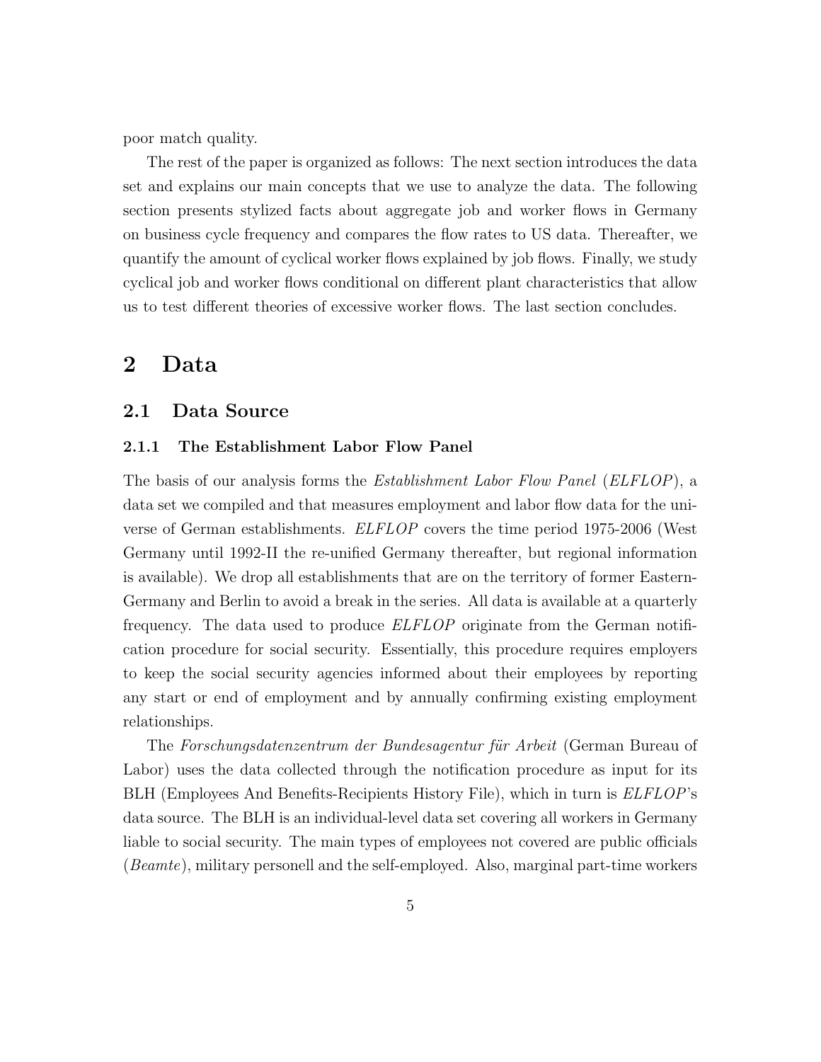poor match quality.

The rest of the paper is organized as follows: The next section introduces the data set and explains our main concepts that we use to analyze the data. The following section presents stylized facts about aggregate job and worker flows in Germany on business cycle frequency and compares the flow rates to US data. Thereafter, we quantify the amount of cyclical worker flows explained by job flows. Finally, we study cyclical job and worker flows conditional on different plant characteristics that allow us to test different theories of excessive worker flows. The last section concludes.

# 2 Data

## 2.1 Data Source

### 2.1.1 The Establishment Labor Flow Panel

The basis of our analysis forms the *Establishment Labor Flow Panel* (*ELFLOP*), a data set we compiled and that measures employment and labor flow data for the universe of German establishments. *ELFLOP* covers the time period 1975-2006 (West Germany until 1992-II the re-unified Germany thereafter, but regional information is available). We drop all establishments that are on the territory of former Eastern-Germany and Berlin to avoid a break in the series. All data is available at a quarterly frequency. The data used to produce *ELFLOP* originate from the German notification procedure for social security. Essentially, this procedure requires employers to keep the social security agencies informed about their employees by reporting any start or end of employment and by annually confirming existing employment relationships.

The *Forschungsdatenzentrum der Bundesagentur für Arbeit* (German Bureau of Labor) uses the data collected through the notification procedure as input for its BLH (Employees And Benefits-Recipients History File), which in turn is *ELFLOP*'s data source. The BLH is an individual-level data set covering all workers in Germany liable to social security. The main types of employees not covered are public officials (*Beamte*), military personell and the self-employed. Also, marginal part-time workers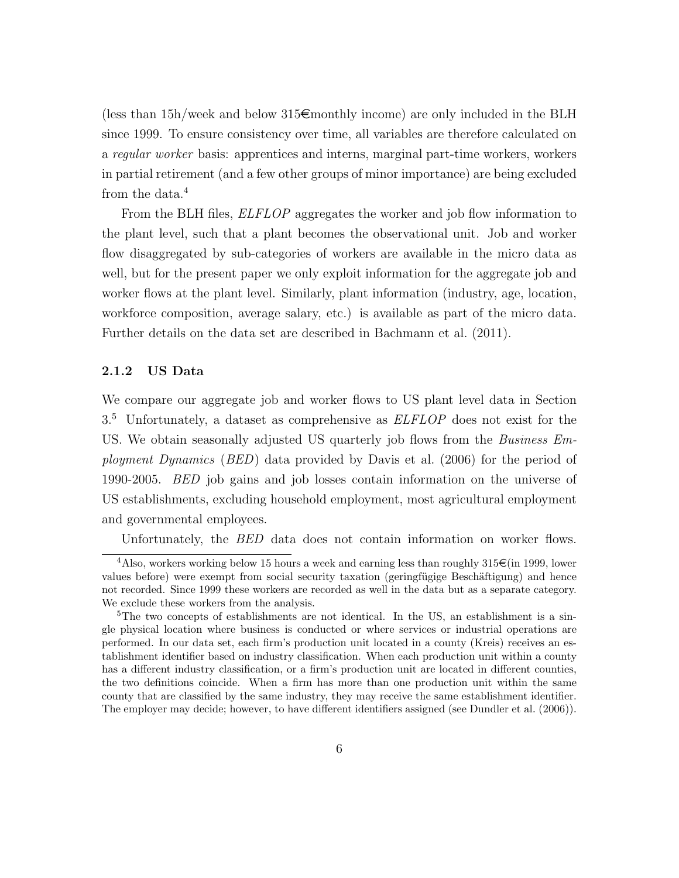(less than 15h/week and below 315€monthly income) are only included in the BLH since 1999. To ensure consistency over time, all variables are therefore calculated on a *regular worker* basis: apprentices and interns, marginal part-time workers, workers in partial retirement (and a few other groups of minor importance) are being excluded from the data.[4]

From the BLH files, *ELFLOP* aggregates the worker and job flow information to the plant level, such that a plant becomes the observational unit. Job and worker flow disaggregated by sub-categories of workers are available in the micro data as well, but for the present paper we only exploit information for the aggregate job and worker flows at the plant level. Similarly, plant information (industry, age, location, workforce composition, average salary, etc.) is available as part of the micro data. Further details on the data set are described in Bachmann et al. (2011).

### 2.1.2 US Data

We compare our aggregate job and worker flows to US plant level data in Section 3.[5] Unfortunately, a dataset as comprehensive as *ELFLOP* does not exist for the US. We obtain seasonally adjusted US quarterly job flows from the *Business Employment Dynamics* (*BED*) data provided by Davis et al. (2006) for the period of 1990-2005. *BED* job gains and job losses contain information on the universe of US establishments, excluding household employment, most agricultural employment and governmental employees.

Unfortunately, the *BED* data does not contain information on worker flows.

[4]Also, workers working below 15 hours a week and earning less than roughly 315€(in 1999, lower values before) were exempt from social security taxation (geringfügige Beschäftigung) and hence not recorded. Since 1999 these workers are recorded as well in the data but as a separate category. We exclude these workers from the analysis.

[5]The two concepts of establishments are not identical. In the US, an establishment is a single physical location where business is conducted or where services or industrial operations are performed. In our data set, each firm's production unit located in a county (Kreis) receives an establishment identifier based on industry classification. When each production unit within a county has a different industry classification, or a firm's production unit are located in different counties, the two definitions coincide. When a firm has more than one production unit within the same county that are classified by the same industry, they may receive the same establishment identifier. The employer may decide; however, to have different identifiers assigned (see Dundler et al. (2006)).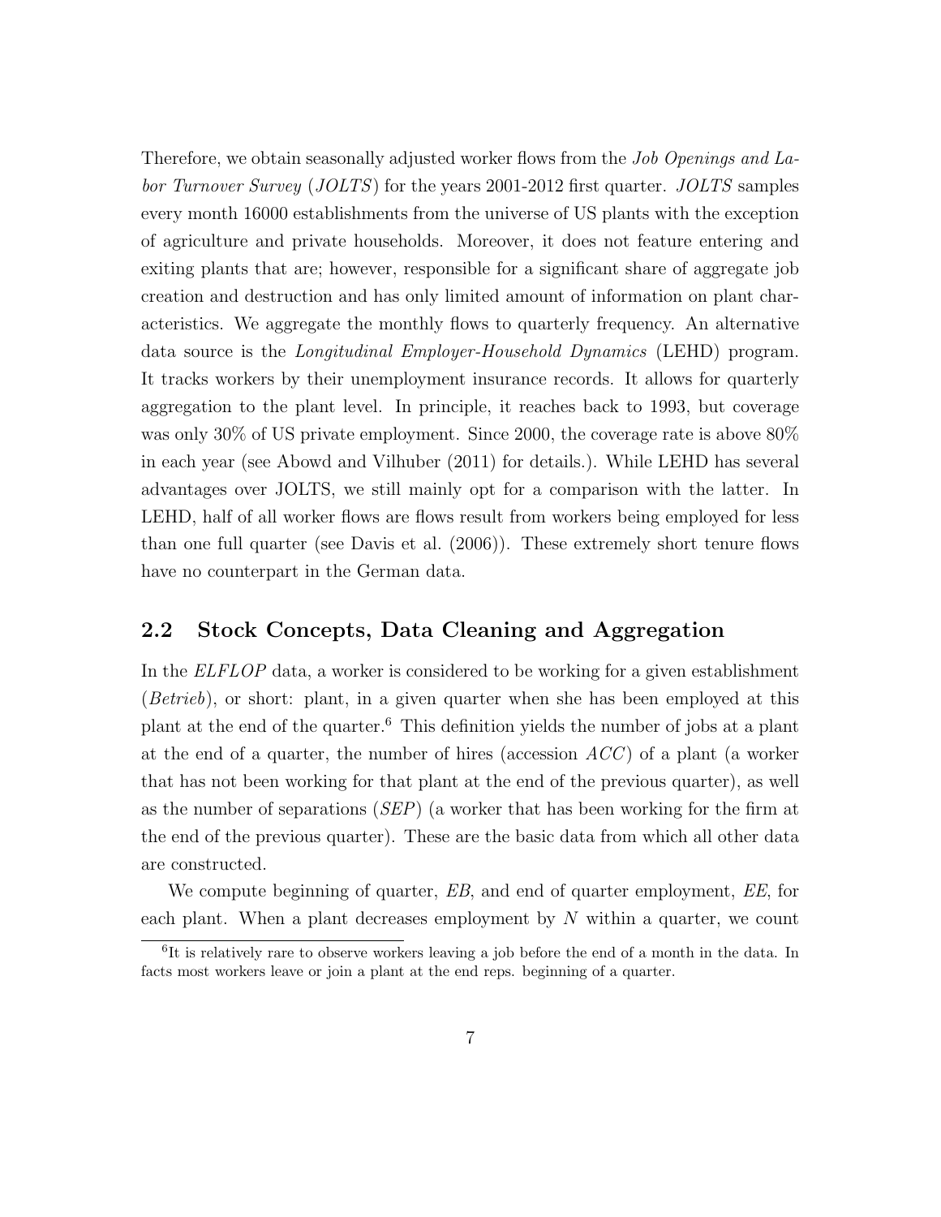Therefore, we obtain seasonally adjusted worker flows from the *Job Openings and Labor Turnover Survey* (*JOLTS*) for the years 2001-2012 first quarter. *JOLTS* samples every month 16000 establishments from the universe of US plants with the exception of agriculture and private households. Moreover, it does not feature entering and exiting plants that are; however, responsible for a significant share of aggregate job creation and destruction and has only limited amount of information on plant characteristics. We aggregate the monthly flows to quarterly frequency. An alternative data source is the *Longitudinal Employer-Household Dynamics* (LEHD) program. It tracks workers by their unemployment insurance records. It allows for quarterly aggregation to the plant level. In principle, it reaches back to 1993, but coverage was only 30% of US private employment. Since 2000, the coverage rate is above 80% in each year (see Abowd and Vilhuber (2011) for details.). While LEHD has several advantages over JOLTS, we still mainly opt for a comparison with the latter. In LEHD, half of all worker flows are flows result from workers being employed for less than one full quarter (see Davis et al. (2006)). These extremely short tenure flows have no counterpart in the German data.

## 2.2 Stock Concepts, Data Cleaning and Aggregation

In the *ELFLOP* data, a worker is considered to be working for a given establishment (*Betrieb*), or short: plant, in a given quarter when she has been employed at this plant at the end of the quarter.[6] This definition yields the number of jobs at a plant at the end of a quarter, the number of hires (accession $ACC$) of a plant (a worker that has not been working for that plant at the end of the previous quarter), as well as the number of separations (*SEP*) (a worker that has been working for the firm at the end of the previous quarter). These are the basic data from which all other data are constructed.

We compute beginning of quarter, *EB*, and end of quarter employment, *EE*, for each plant. When a plant decreases employment by $N$ within a quarter, we count

[6] It is relatively rare to observe workers leaving a job before the end of a month in the data. In facts most workers leave or join a plant at the end reps. beginning of a quarter.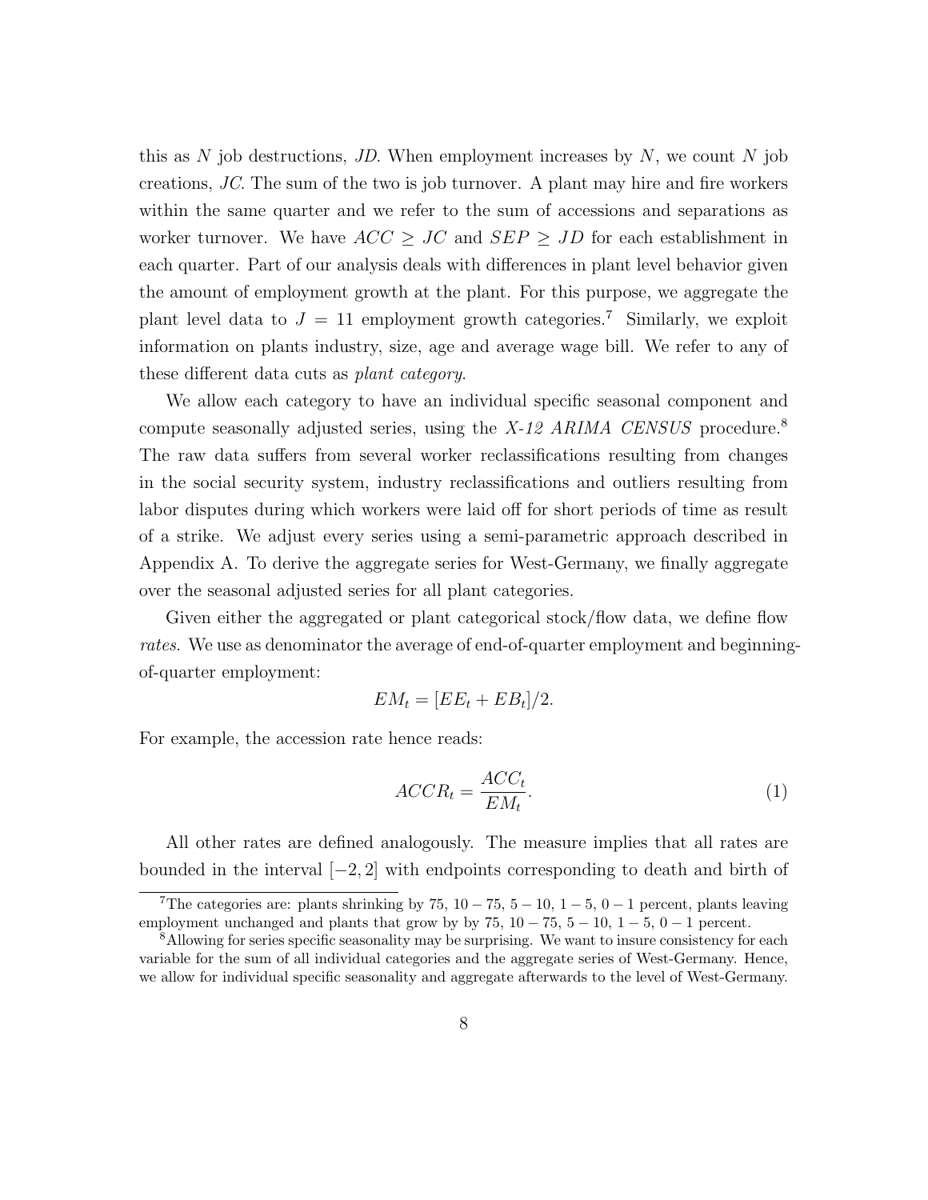this as $N$ job destructions, $JD$. When employment increases by $N$, we count $N$ job creations, $JC$. The sum of the two is job turnover. A plant may hire and fire workers within the same quarter and we refer to the sum of accessions and separations as worker turnover. We have $ACC \geq JC$ and $SEP \geq JD$ for each establishment in each quarter. Part of our analysis deals with differences in plant level behavior given the amount of employment growth at the plant. For this purpose, we aggregate the plant level data to $J = 11$ employment growth categories.[7] Similarly, we exploit information on plants industry, size, age and average wage bill. We refer to any of these different data cuts as *plant category*.

We allow each category to have an individual specific seasonal component and compute seasonally adjusted series, using the *X-12 ARIMA CENSUS* procedure.[8] The raw data suffers from several worker reclassifications resulting from changes in the social security system, industry reclassifications and outliers resulting from labor disputes during which workers were laid off for short periods of time as result of a strike. We adjust every series using a semi-parametric approach described in Appendix A. To derive the aggregate series for West-Germany, we finally aggregate over the seasonal adjusted series for all plant categories.

Given either the aggregated or plant categorical stock/flow data, we define flow *rates*. We use as denominator the average of end-of-quarter employment and beginning-of-quarter employment:

$$EM_t = [EE_t + EB_t]/2.$$

For example, the accession rate hence reads:

$$ACCR_t = \frac{ACC_t}{EM_t}. \tag{1}$$

All other rates are defined analogously. The measure implies that all rates are bounded in the interval $[-2, 2]$ with endpoints corresponding to death and birth of

[7] The categories are: plants shrinking by 75, $10-75$, $5-10$, $1-5$, $0-1$ percent, plants leaving employment unchanged and plants that grow by by 75, $10-75$, $5-10$, $1-5$, $0-1$ percent.

[8] Allowing for series specific seasonality may be surprising. We want to insure consistency for each variable for the sum of all individual categories and the aggregate series of West-Germany. Hence, we allow for individual specific seasonality and aggregate afterwards to the level of West-Germany.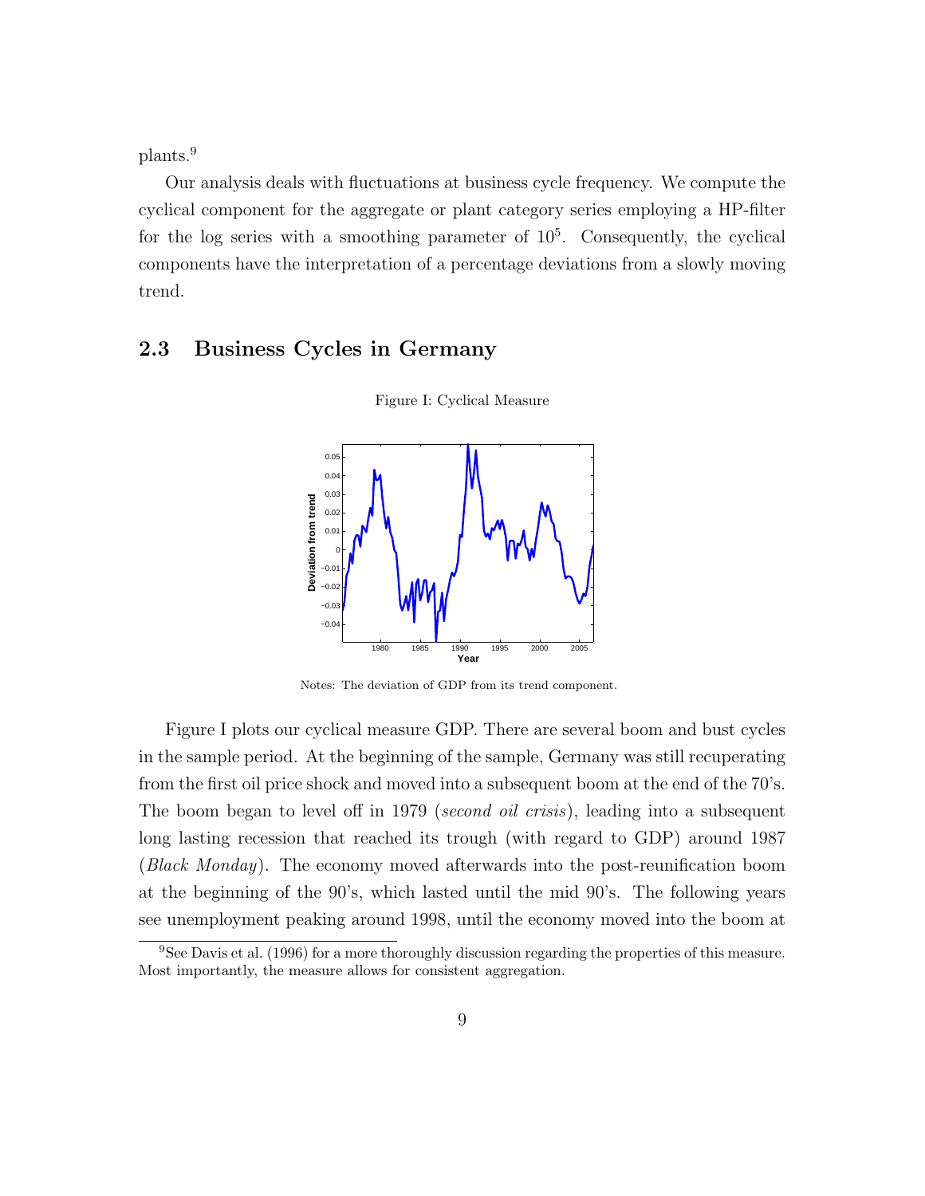plants.[9]

Our analysis deals with fluctuations at business cycle frequency. We compute the cyclical component for the aggregate or plant category series employing a HP-filter for the log series with a smoothing parameter of $10^5$. Consequently, the cyclical components have the interpretation of a percentage deviations from a slowly moving trend.

## 2.3 Business Cycles in Germany

Figure I: Cyclical Measure

Notes: The deviation of GDP from its trend component.

Figure I plots our cyclical measure GDP. There are several boom and bust cycles in the sample period. At the beginning of the sample, Germany was still recuperating from the first oil price shock and moved into a subsequent boom at the end of the 70's. The boom began to level off in 1979 (*second oil crisis*), leading into a subsequent long lasting recession that reached its trough (with regard to GDP) around 1987 (*Black Monday*). The economy moved afterwards into the post-reunification boom at the beginning of the 90's, which lasted until the mid 90's. The following years see unemployment peaking around 1998, until the economy moved into the boom at

[9]See Davis et al. (1996) for a more thoroughly discussion regarding the properties of this measure. Most importantly, the measure allows for consistent aggregation.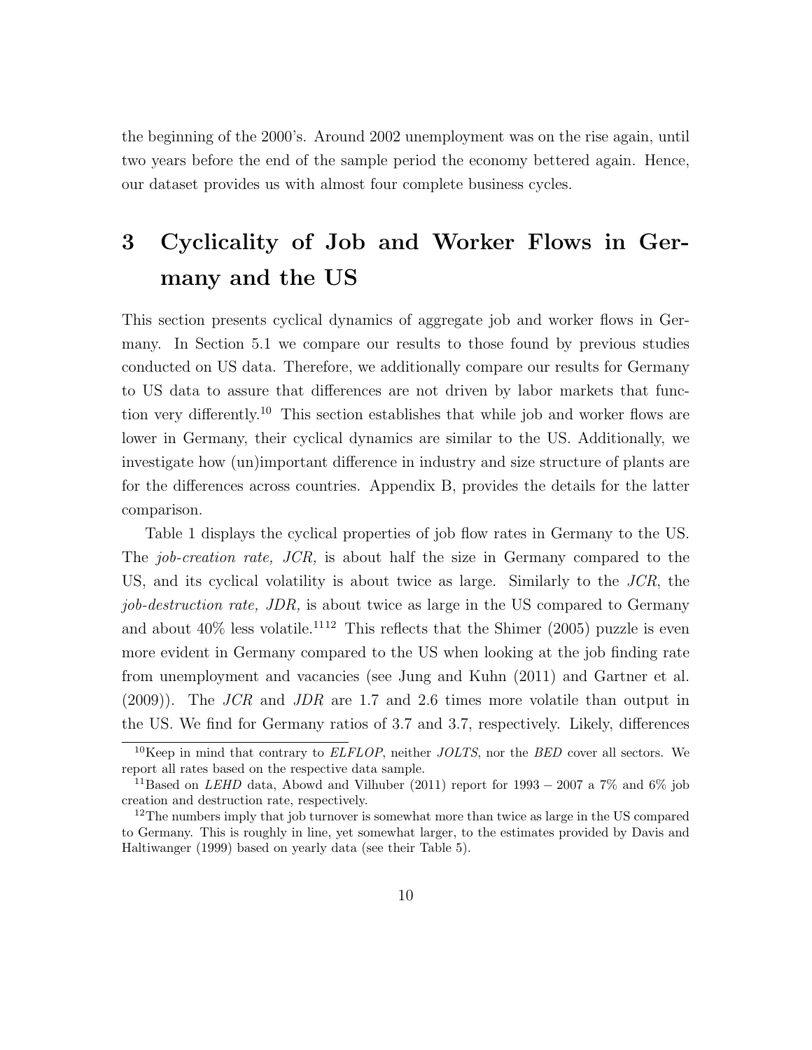the beginning of the 2000's. Around 2002 unemployment was on the rise again, until two years before the end of the sample period the economy bettered again. Hence, our dataset provides us with almost four complete business cycles.

# 3 Cyclicality of Job and Worker Flows in Germany and the US

This section presents cyclical dynamics of aggregate job and worker flows in Germany. In Section 5.1 we compare our results to those found by previous studies conducted on US data. Therefore, we additionally compare our results for Germany to US data to assure that differences are not driven by labor markets that function very differently.[10] This section establishes that while job and worker flows are lower in Germany, their cyclical dynamics are similar to the US. Additionally, we investigate how (un)important difference in industry and size structure of plants are for the differences across countries. Appendix B, provides the details for the latter comparison.

Table 1 displays the cyclical properties of job flow rates in Germany to the US. The *job-creation rate, JCR,* is about half the size in Germany compared to the US, and its cyclical volatility is about twice as large. Similarly to the *JCR*, the *job-destruction rate, JDR,* is about twice as large in the US compared to Germany and about 40% less volatile.[11][12] This reflects that the Shimer (2005) puzzle is even more evident in Germany compared to the US when looking at the job finding rate from unemployment and vacancies (see Jung and Kuhn (2011) and Gartner et al. (2009)). The *JCR* and *JDR* are 1.7 and 2.6 times more volatile than output in the US. We find for Germany ratios of 3.7 and 3.7, respectively. Likely, differences

[10] Keep in mind that contrary to *ELFLOP*, neither *JOLTS*, nor the *BED* cover all sectors. We report all rates based on the respective data sample.

[11] Based on *LEHD* data, Abowd and Vilhuber (2011) report for 1993 – 2007 a 7% and 6% job creation and destruction rate, respectively.

[12] The numbers imply that job turnover is somewhat more than twice as large in the US compared to Germany. This is roughly in line, yet somewhat larger, to the estimates provided by Davis and Haltiwanger (1999) based on yearly data (see their Table 5).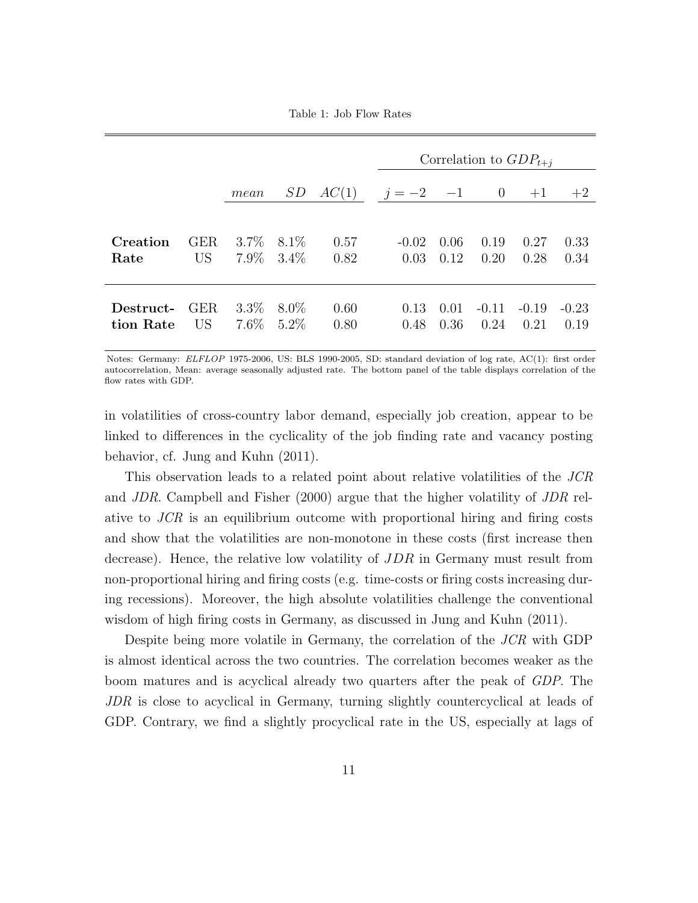Table 1: Job Flow Rates

| | | | | | Correlation to $GDP_{t+j}$ | | | | |
|---|---|---|---|---|---|---|---|---|---|
| | | *mean* | *SD* | *AC*(1) | $j=-2$ | $-1$ | $0$ | $+1$ | $+2$ |
| **Creation Rate** | GER | 3.7% | 8.1% | 0.57 | -0.02 | 0.06 | 0.19 | 0.27 | 0.33 |
| | US | 7.9% | 3.4% | 0.82 | 0.03 | 0.12 | 0.20 | 0.28 | 0.34 |
| **Destruction Rate** | GER | 3.3% | 8.0% | 0.60 | 0.13 | 0.01 | -0.11 | -0.19 | -0.23 |
| | US | 7.6% | 5.2% | 0.80 | 0.48 | 0.36 | 0.24 | 0.21 | 0.19 |

Notes: Germany: *ELFLOP* 1975-2006, US: BLS 1990-2005, SD: standard deviation of log rate, AC(1): first order autocorrelation, Mean: average seasonally adjusted rate. The bottom panel of the table displays correlation of the flow rates with GDP.

in volatilities of cross-country labor demand, especially job creation, appear to be linked to differences in the cyclicality of the job finding rate and vacancy posting behavior, cf. Jung and Kuhn (2011).

This observation leads to a related point about relative volatilities of the *JCR* and *JDR*. Campbell and Fisher (2000) argue that the higher volatility of *JDR* relative to *JCR* is an equilibrium outcome with proportional hiring and firing costs and show that the volatilities are non-monotone in these costs (first increase then decrease). Hence, the relative low volatility of $JDR$ in Germany must result from non-proportional hiring and firing costs (e.g. time-costs or firing costs increasing during recessions). Moreover, the high absolute volatilities challenge the conventional wisdom of high firing costs in Germany, as discussed in Jung and Kuhn (2011).

Despite being more volatile in Germany, the correlation of the *JCR* with GDP is almost identical across the two countries. The correlation becomes weaker as the boom matures and is acyclical already two quarters after the peak of *GDP*. The *JDR* is close to acyclical in Germany, turning slightly countercyclical at leads of GDP. Contrary, we find a slightly procyclical rate in the US, especially at lags of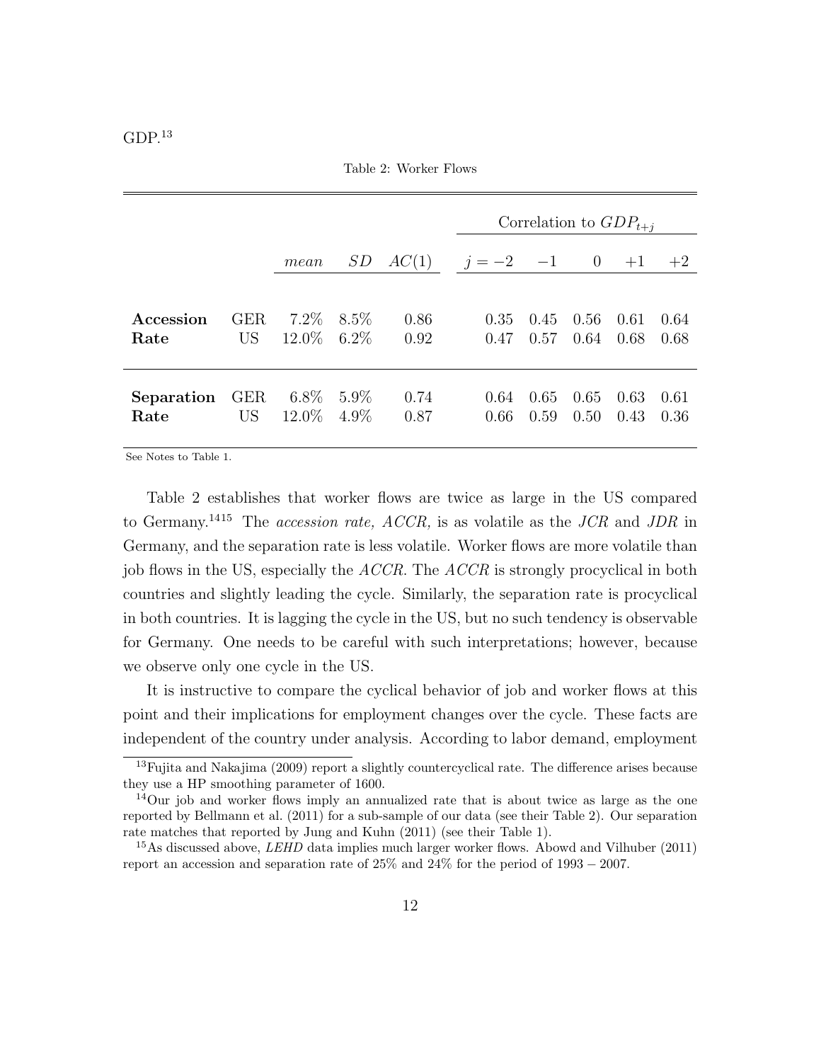GDP.[13]

Table 2: Worker Flows

| | | | | | Correlation to $GDP_{t+j}$ | | | | |
|---|---|---|---|---|---|---|---|---|---|
| | | *mean* | *SD* | *AC*(1) | $j = -2$ | $-1$ | $0$ | $+1$ | $+2$ |
| **Accession Rate** | GER | 7.2% | 8.5% | 0.86 | 0.35 | 0.45 | 0.56 | 0.61 | 0.64 |
| | US | 12.0% | 6.2% | 0.92 | 0.47 | 0.57 | 0.64 | 0.68 | 0.68 |
| **Separation Rate** | GER | 6.8% | 5.9% | 0.74 | 0.64 | 0.65 | 0.65 | 0.63 | 0.61 |
| | US | 12.0% | 4.9% | 0.87 | 0.66 | 0.59 | 0.50 | 0.43 | 0.36 |

See Notes to Table 1.

Table 2 establishes that worker flows are twice as large in the US compared to Germany.[14][15] The *accession rate, ACCR,* is as volatile as the *JCR* and *JDR* in Germany, and the separation rate is less volatile. Worker flows are more volatile than job flows in the US, especially the *ACCR*. The *ACCR* is strongly procyclical in both countries and slightly leading the cycle. Similarly, the separation rate is procyclical in both countries. It is lagging the cycle in the US, but no such tendency is observable for Germany. One needs to be careful with such interpretations; however, because we observe only one cycle in the US.

It is instructive to compare the cyclical behavior of job and worker flows at this point and their implications for employment changes over the cycle. These facts are independent of the country under analysis. According to labor demand, employment

[13] Fujita and Nakajima (2009) report a slightly countercyclical rate. The difference arises because they use a HP smoothing parameter of 1600.

[14] Our job and worker flows imply an annualized rate that is about twice as large as the one reported by Bellmann et al. (2011) for a sub-sample of our data (see their Table 2). Our separation rate matches that reported by Jung and Kuhn (2011) (see their Table 1).

[15] As discussed above, *LEHD* data implies much larger worker flows. Abowd and Vilhuber (2011) report an accession and separation rate of 25% and 24% for the period of 1993 − 2007.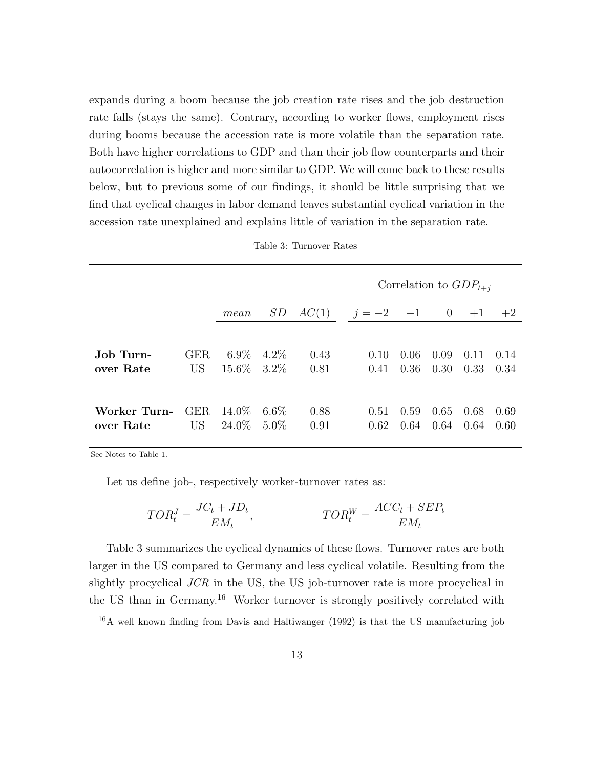expands during a boom because the job creation rate rises and the job destruction rate falls (stays the same). Contrary, according to worker flows, employment rises during booms because the accession rate is more volatile than the separation rate. Both have higher correlations to GDP and than their job flow counterparts and their autocorrelation is higher and more similar to GDP. We will come back to these results below, but to previous some of our findings, it should be little surprising that we find that cyclical changes in labor demand leaves substantial cyclical variation in the accession rate unexplained and explains little of variation in the separation rate.

Table 3: Turnover Rates

| | | | | | Correlation to $GDP_{t+j}$ | | | | |
|---|---|---|---|---|---|---|---|---|---|
| | | *mean* | *SD* | $AC(1)$ | $j=-2$ | $-1$ | $0$ | $+1$ | $+2$ |
| **Job Turn-over Rate** | GER | 6.9% | 4.2% | 0.43 | 0.10 | 0.06 | 0.09 | 0.11 | 0.14 |
| | US | 15.6% | 3.2% | 0.81 | 0.41 | 0.36 | 0.30 | 0.33 | 0.34 |
| **Worker Turn-over Rate** | GER | 14.0% | 6.6% | 0.88 | 0.51 | 0.59 | 0.65 | 0.68 | 0.69 |
| | US | 24.0% | 5.0% | 0.91 | 0.62 | 0.64 | 0.64 | 0.64 | 0.60 |

See Notes to Table 1.

Let us define job-, respectively worker-turnover rates as:

$$TOR_t^J = \frac{JC_t + JD_t}{EM_t}, \qquad\qquad TOR_t^W = \frac{ACC_t + SEP_t}{EM_t}$$

Table 3 summarizes the cyclical dynamics of these flows. Turnover rates are both larger in the US compared to Germany and less cyclical volatile. Resulting from the slightly procyclical *JCR* in the US, the US job-turnover rate is more procyclical in the US than in Germany.[16] Worker turnover is strongly positively correlated with

[16] A well known finding from Davis and Haltiwanger (1992) is that the US manufacturing job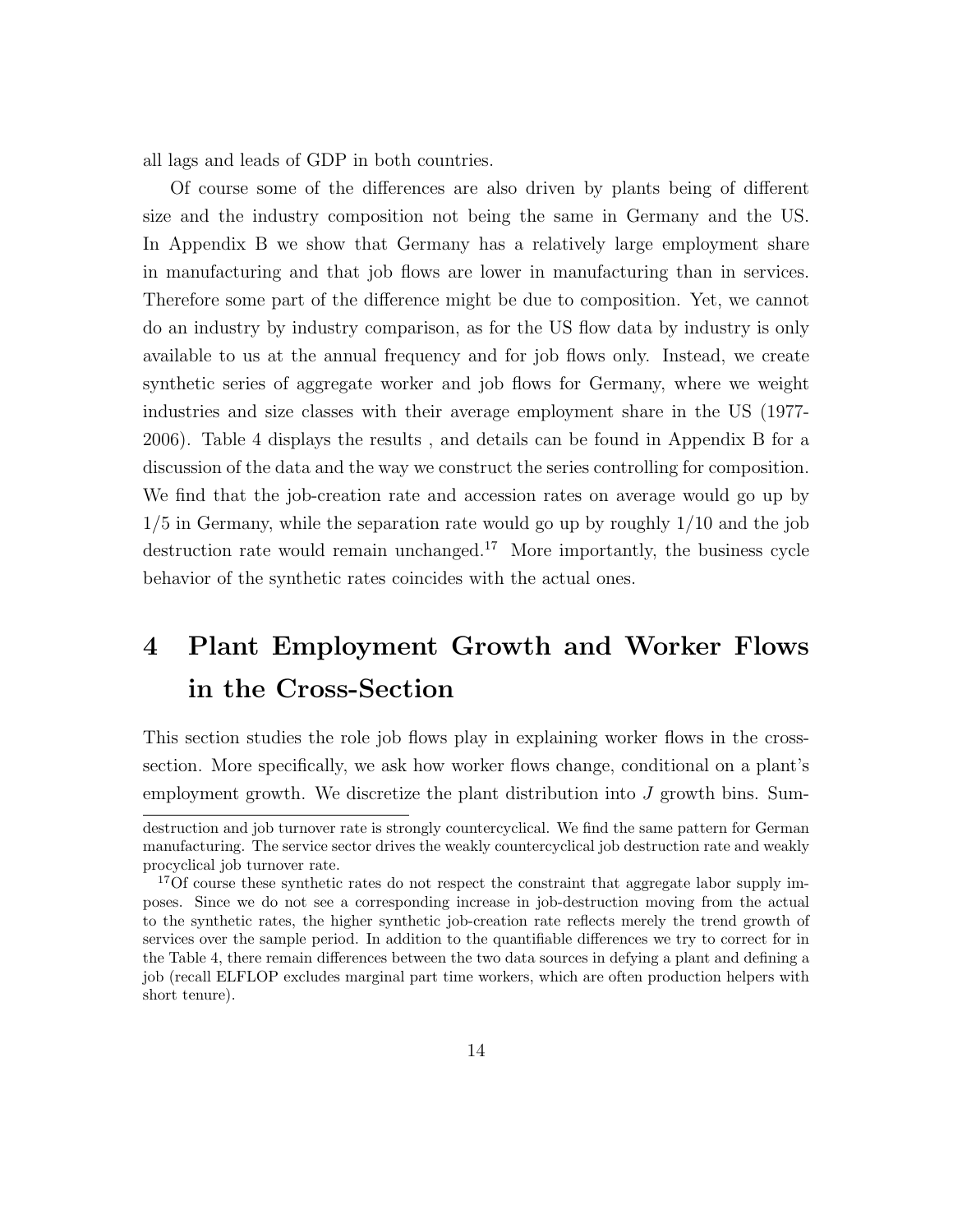all lags and leads of GDP in both countries.

Of course some of the differences are also driven by plants being of different size and the industry composition not being the same in Germany and the US. In Appendix B we show that Germany has a relatively large employment share in manufacturing and that job flows are lower in manufacturing than in services. Therefore some part of the difference might be due to composition. Yet, we cannot do an industry by industry comparison, as for the US flow data by industry is only available to us at the annual frequency and for job flows only. Instead, we create synthetic series of aggregate worker and job flows for Germany, where we weight industries and size classes with their average employment share in the US (1977-2006). Table 4 displays the results , and details can be found in Appendix B for a discussion of the data and the way we construct the series controlling for composition. We find that the job-creation rate and accession rates on average would go up by 1/5 in Germany, while the separation rate would go up by roughly 1/10 and the job destruction rate would remain unchanged.[17] More importantly, the business cycle behavior of the synthetic rates coincides with the actual ones.

# 4 Plant Employment Growth and Worker Flows in the Cross-Section

This section studies the role job flows play in explaining worker flows in the cross-section. More specifically, we ask how worker flows change, conditional on a plant's employment growth. We discretize the plant distribution into $J$ growth bins. Sum-

destruction and job turnover rate is strongly countercyclical. We find the same pattern for German manufacturing. The service sector drives the weakly countercyclical job destruction rate and weakly procyclical job turnover rate.

[17] Of course these synthetic rates do not respect the constraint that aggregate labor supply imposes. Since we do not see a corresponding increase in job-destruction moving from the actual to the synthetic rates, the higher synthetic job-creation rate reflects merely the trend growth of services over the sample period. In addition to the quantifiable differences we try to correct for in the Table 4, there remain differences between the two data sources in defying a plant and defining a job (recall ELFLOP excludes marginal part time workers, which are often production helpers with short tenure).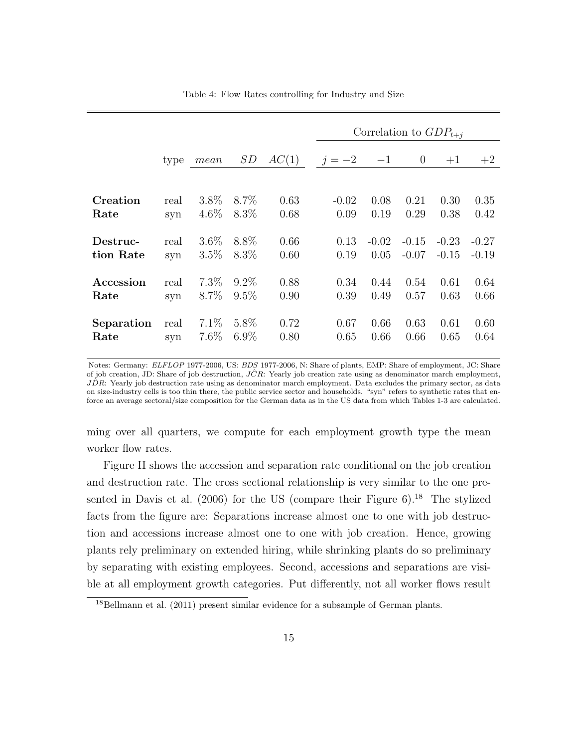Table 4: Flow Rates controlling for Industry and Size

| | | | | | Correlation to $GDP_{t+j}$ | | | | |
|---|---|---|---|---|---|---|---|---|---|
| | type | *mean* | *SD* | *AC*(1) | $j=-2$ | $-1$ | $0$ | $+1$ | $+2$ |
| **Creation Rate** | real | 3.8% | 8.7% | 0.63 | -0.02 | 0.08 | 0.21 | 0.30 | 0.35 |
| | syn | 4.6% | 8.3% | 0.68 | 0.09 | 0.19 | 0.29 | 0.38 | 0.42 |
| **Destruction Rate** | real | 3.6% | 8.8% | 0.66 | 0.13 | -0.02 | -0.15 | -0.23 | -0.27 |
| | syn | 3.5% | 8.3% | 0.60 | 0.19 | 0.05 | -0.07 | -0.15 | -0.19 |
| **Accession Rate** | real | 7.3% | 9.2% | 0.88 | 0.34 | 0.44 | 0.54 | 0.61 | 0.64 |
| | syn | 8.7% | 9.5% | 0.90 | 0.39 | 0.49 | 0.57 | 0.63 | 0.66 |
| **Separation Rate** | real | 7.1% | 5.8% | 0.72 | 0.67 | 0.66 | 0.63 | 0.61 | 0.60 |
| | syn | 7.6% | 6.9% | 0.80 | 0.65 | 0.66 | 0.66 | 0.65 | 0.64 |

Notes: Germany: *ELFLOP* 1977-2006, US: *BDS* 1977-2006, N: Share of plants, EMP: Share of employment, JC: Share of job creation, JD: Share of job destruction, $\hat{JCR}$: Yearly job creation rate using as denominator march employment, $\hat{JDR}$: Yearly job destruction rate using as denominator march employment. Data excludes the primary sector, as data on size-industry cells is too thin there, the public service sector and households. "syn" refers to synthetic rates that enforce an average sectoral/size composition for the German data as in the US data from which Tables 1-3 are calculated.

ming over all quarters, we compute for each employment growth type the mean worker flow rates.

Figure II shows the accession and separation rate conditional on the job creation and destruction rate. The cross sectional relationship is very similar to the one presented in Davis et al. (2006) for the US (compare their Figure 6).[18] The stylized facts from the figure are: Separations increase almost one to one with job destruction and accessions increase almost one to one with job creation. Hence, growing plants rely preliminary on extended hiring, while shrinking plants do so preliminary by separating with existing employees. Second, accessions and separations are visible at all employment growth categories. Put differently, not all worker flows result

[18] Bellmann et al. (2011) present similar evidence for a subsample of German plants.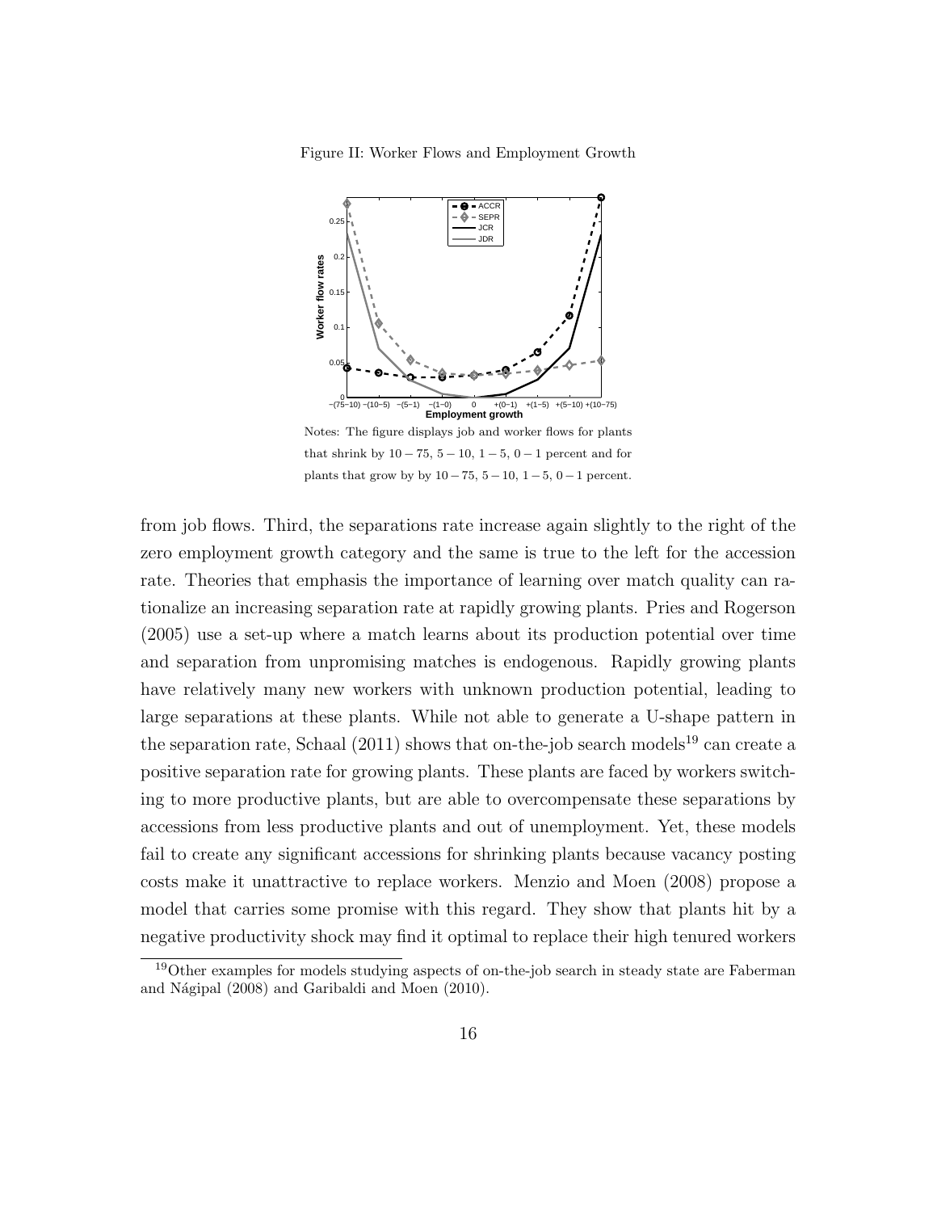Figure II: Worker Flows and Employment Growth

Notes: The figure displays job and worker flows for plants that shrink by $10-75$, $5-10$, $1-5$, $0-1$ percent and for plants that grow by by $10-75$, $5-10$, $1-5$, $0-1$ percent.

from job flows. Third, the separations rate increase again slightly to the right of the zero employment growth category and the same is true to the left for the accession rate. Theories that emphasis the importance of learning over match quality can rationalize an increasing separation rate at rapidly growing plants. Pries and Rogerson (2005) use a set-up where a match learns about its production potential over time and separation from unpromising matches is endogenous. Rapidly growing plants have relatively many new workers with unknown production potential, leading to large separations at these plants. While not able to generate a U-shape pattern in the separation rate, Schaal (2011) shows that on-the-job search models[19] can create a positive separation rate for growing plants. These plants are faced by workers switching to more productive plants, but are able to overcompensate these separations by accessions from less productive plants and out of unemployment. Yet, these models fail to create any significant accessions for shrinking plants because vacancy posting costs make it unattractive to replace workers. Menzio and Moen (2008) propose a model that carries some promise with this regard. They show that plants hit by a negative productivity shock may find it optimal to replace their high tenured workers

[19] Other examples for models studying aspects of on-the-job search in steady state are Faberman and Nágipal (2008) and Garibaldi and Moen (2010).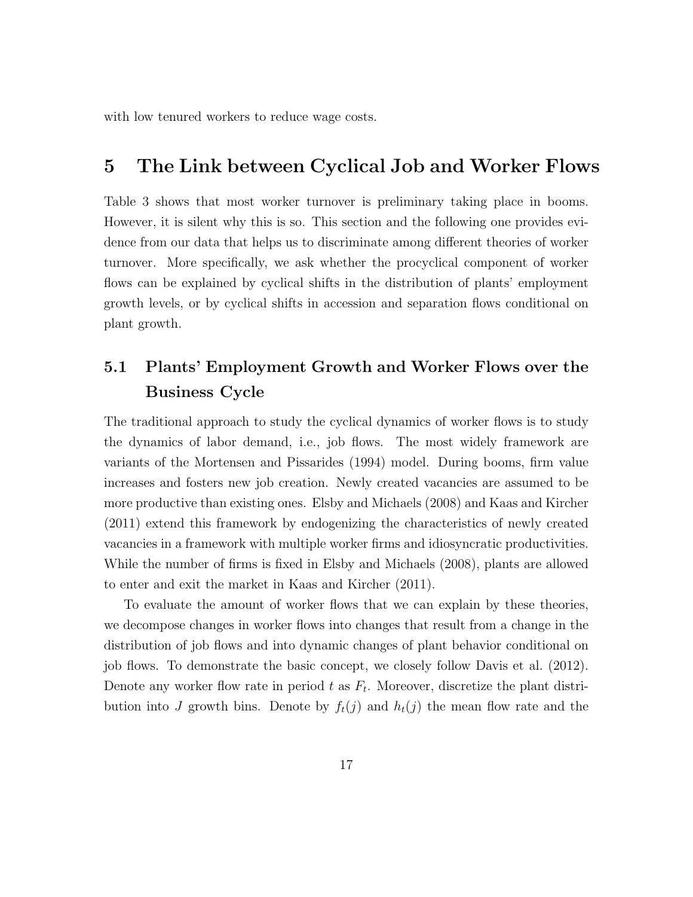with low tenured workers to reduce wage costs.

# 5 The Link between Cyclical Job and Worker Flows

Table 3 shows that most worker turnover is preliminary taking place in booms. However, it is silent why this is so. This section and the following one provides evidence from our data that helps us to discriminate among different theories of worker turnover. More specifically, we ask whether the procyclical component of worker flows can be explained by cyclical shifts in the distribution of plants' employment growth levels, or by cyclical shifts in accession and separation flows conditional on plant growth.

## 5.1 Plants' Employment Growth and Worker Flows over the Business Cycle

The traditional approach to study the cyclical dynamics of worker flows is to study the dynamics of labor demand, i.e., job flows. The most widely framework are variants of the Mortensen and Pissarides (1994) model. During booms, firm value increases and fosters new job creation. Newly created vacancies are assumed to be more productive than existing ones. Elsby and Michaels (2008) and Kaas and Kircher (2011) extend this framework by endogenizing the characteristics of newly created vacancies in a framework with multiple worker firms and idiosyncratic productivities. While the number of firms is fixed in Elsby and Michaels (2008), plants are allowed to enter and exit the market in Kaas and Kircher (2011).

To evaluate the amount of worker flows that we can explain by these theories, we decompose changes in worker flows into changes that result from a change in the distribution of job flows and into dynamic changes of plant behavior conditional on job flows. To demonstrate the basic concept, we closely follow Davis et al. (2012). Denote any worker flow rate in period $t$ as $F_t$. Moreover, discretize the plant distribution into $J$ growth bins. Denote by $f_t(j)$ and $h_t(j)$ the mean flow rate and the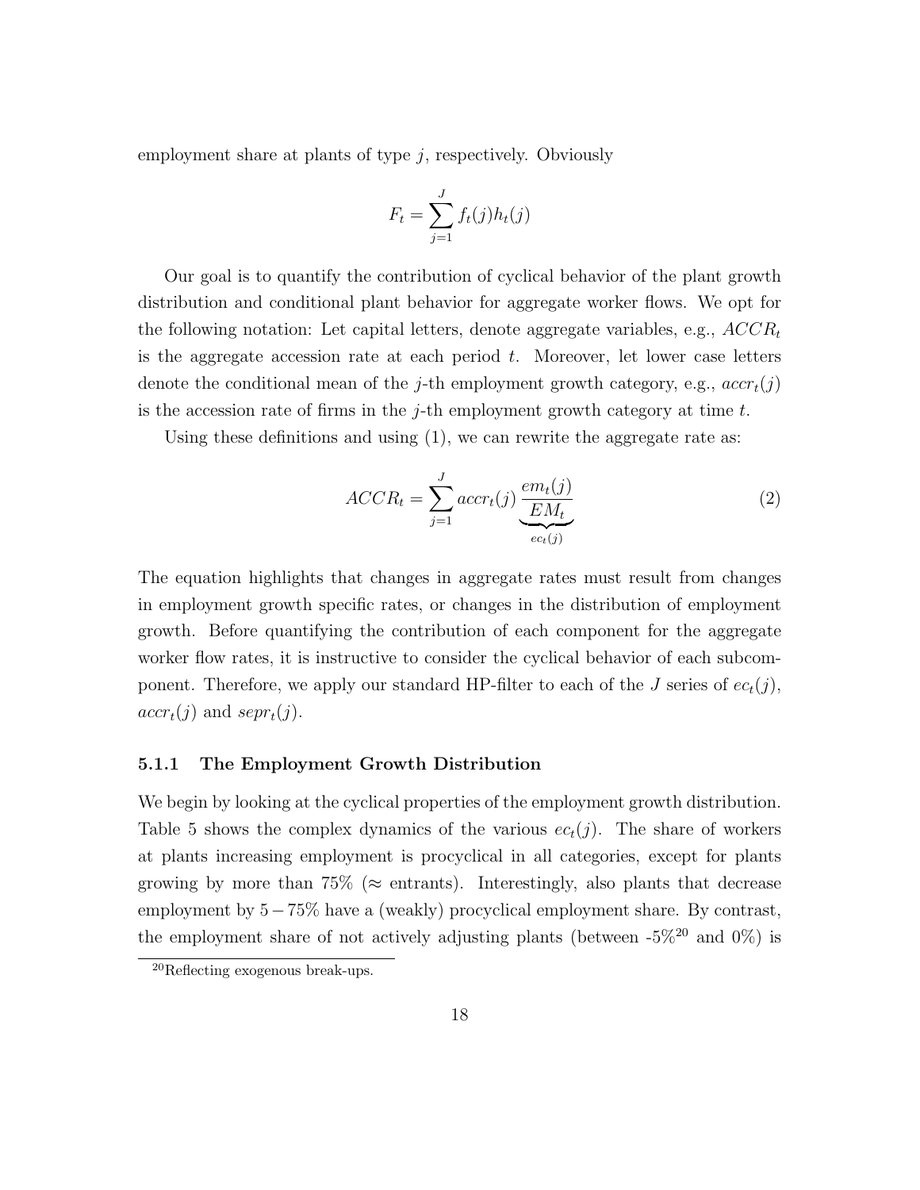employment share at plants of type $j$, respectively. Obviously

$$F_t = \sum_{j=1}^{J} f_t(j) h_t(j)$$

Our goal is to quantify the contribution of cyclical behavior of the plant growth distribution and conditional plant behavior for aggregate worker flows. We opt for the following notation: Let capital letters, denote aggregate variables, e.g., $ACCR_t$ is the aggregate accession rate at each period $t$. Moreover, let lower case letters denote the conditional mean of the $j$-th employment growth category, e.g., $accr_t(j)$ is the accession rate of firms in the $j$-th employment growth category at time $t$.

Using these definitions and using (1), we can rewrite the aggregate rate as:

$$ACCR_t = \sum_{j=1}^{J} accr_t(j) \underbrace{\frac{em_t(j)}{EM_t}}_{ec_t(j)} \tag{2}$$

The equation highlights that changes in aggregate rates must result from changes in employment growth specific rates, or changes in the distribution of employment growth. Before quantifying the contribution of each component for the aggregate worker flow rates, it is instructive to consider the cyclical behavior of each subcomponent. Therefore, we apply our standard HP-filter to each of the $J$ series of $ec_t(j)$, $accr_t(j)$ and $sepr_t(j)$.

### 5.1.1 The Employment Growth Distribution

We begin by looking at the cyclical properties of the employment growth distribution. Table 5 shows the complex dynamics of the various $ec_t(j)$. The share of workers at plants increasing employment is procyclical in all categories, except for plants growing by more than 75% ($\approx$ entrants). Interestingly, also plants that decrease employment by $5-75\%$ have a (weakly) procyclical employment share. By contrast, the employment share of not actively adjusting plants (between -5%[20] and 0%) is

[20] Reflecting exogenous break-ups.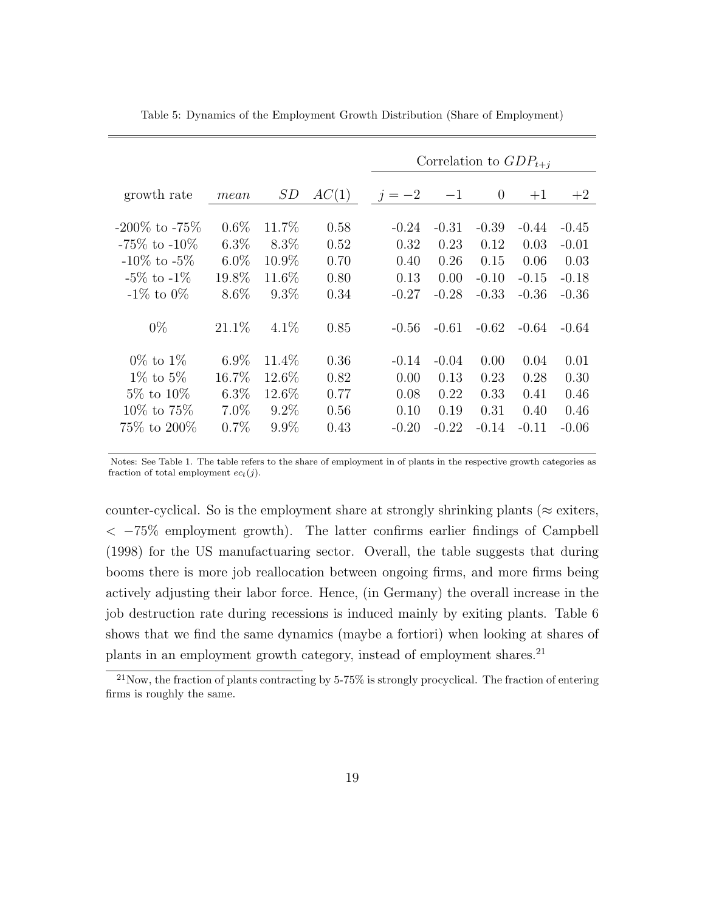Table 5: Dynamics of the Employment Growth Distribution (Share of Employment)

| | | | | Correlation to $GDP_{t+j}$ | | | | |
|---|---|---|---|---|---|---|---|---|
| growth rate | *mean* | *SD* | *AC*(1) | $j=-2$ | $-1$ | $0$ | $+1$ | $+2$ |
| -200% to -75% | 0.6% | 11.7% | 0.58 | -0.24 | -0.31 | -0.39 | -0.44 | -0.45 |
| -75% to -10% | 6.3% | 8.3% | 0.52 | 0.32 | 0.23 | 0.12 | 0.03 | -0.01 |
| -10% to -5% | 6.0% | 10.9% | 0.70 | 0.40 | 0.26 | 0.15 | 0.06 | 0.03 |
| -5% to -1% | 19.8% | 11.6% | 0.80 | 0.13 | 0.00 | -0.10 | -0.15 | -0.18 |
| -1% to 0% | 8.6% | 9.3% | 0.34 | -0.27 | -0.28 | -0.33 | -0.36 | -0.36 |
| 0% | 21.1% | 4.1% | 0.85 | -0.56 | -0.61 | -0.62 | -0.64 | -0.64 |
| 0% to 1% | 6.9% | 11.4% | 0.36 | -0.14 | -0.04 | 0.00 | 0.04 | 0.01 |
| 1% to 5% | 16.7% | 12.6% | 0.82 | 0.00 | 0.13 | 0.23 | 0.28 | 0.30 |
| 5% to 10% | 6.3% | 12.6% | 0.77 | 0.08 | 0.22 | 0.33 | 0.41 | 0.46 |
| 10% to 75% | 7.0% | 9.2% | 0.56 | 0.10 | 0.19 | 0.31 | 0.40 | 0.46 |
| 75% to 200% | 0.7% | 9.9% | 0.43 | -0.20 | -0.22 | -0.14 | -0.11 | -0.06 |

Notes: See Table 1. The table refers to the share of employment in of plants in the respective growth categories as fraction of total employment $ec_t(j)$.

counter-cyclical. So is the employment share at strongly shrinking plants ($\approx$ exiters, $< -75\%$ employment growth). The latter confirms earlier findings of Campbell (1998) for the US manufactuaring sector. Overall, the table suggests that during booms there is more job reallocation between ongoing firms, and more firms being actively adjusting their labor force. Hence, (in Germany) the overall increase in the job destruction rate during recessions is induced mainly by exiting plants. Table 6 shows that we find the same dynamics (maybe a fortiori) when looking at shares of plants in an employment growth category, instead of employment shares.[21]

[21] Now, the fraction of plants contracting by 5-75% is strongly procyclical. The fraction of entering firms is roughly the same.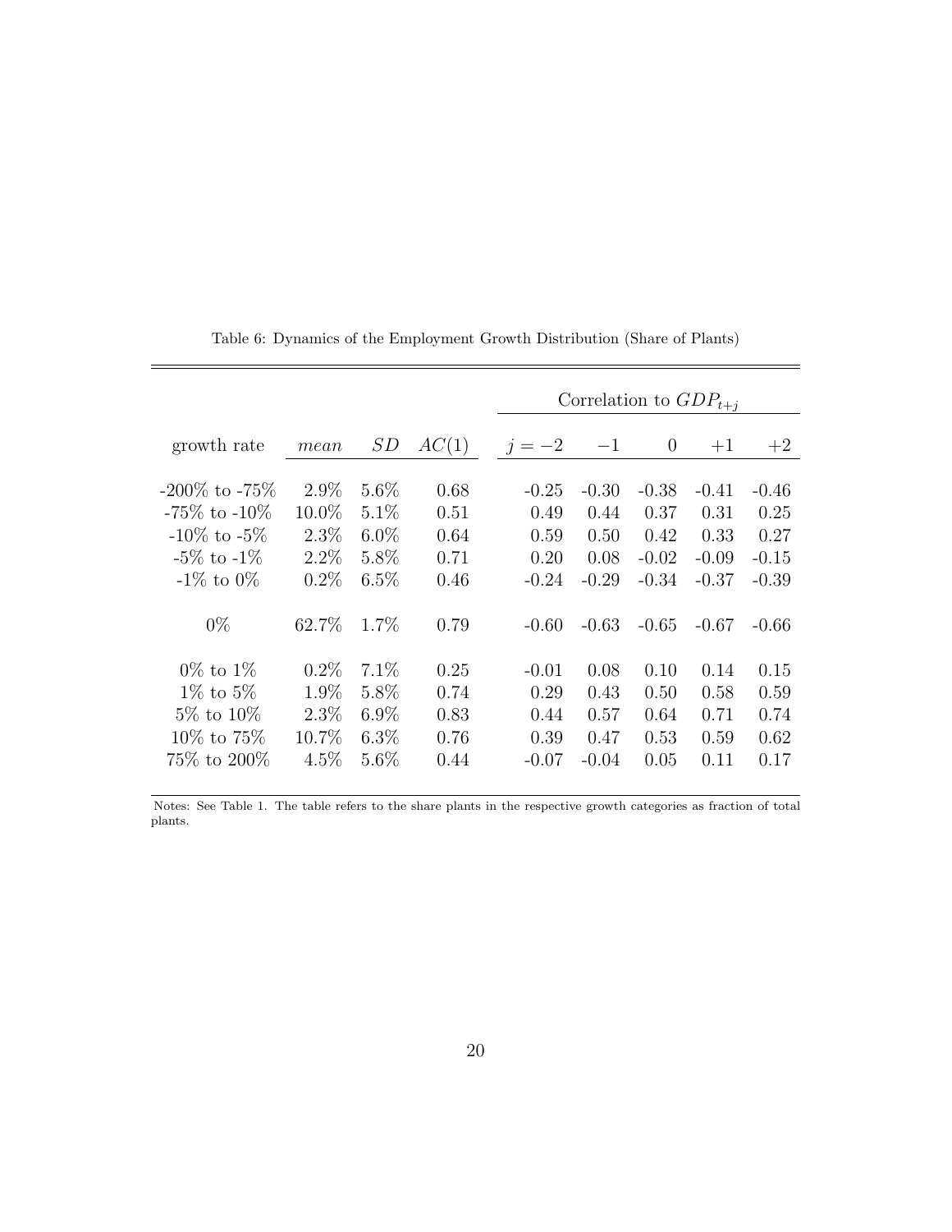Table 6: Dynamics of the Employment Growth Distribution (Share of Plants)

| | | | | Correlation to $GDP_{t+j}$ | | | | |
|---|---|---|---|---|---|---|---|---|
| growth rate | *mean* | $SD$ | $AC(1)$ | $j=-2$ | $-1$ | $0$ | $+1$ | $+2$ |
| -200% to -75% | 2.9% | 5.6% | 0.68 | -0.25 | -0.30 | -0.38 | -0.41 | -0.46 |
| -75% to -10% | 10.0% | 5.1% | 0.51 | 0.49 | 0.44 | 0.37 | 0.31 | 0.25 |
| -10% to -5% | 2.3% | 6.0% | 0.64 | 0.59 | 0.50 | 0.42 | 0.33 | 0.27 |
| -5% to -1% | 2.2% | 5.8% | 0.71 | 0.20 | 0.08 | -0.02 | -0.09 | -0.15 |
| -1% to 0% | 0.2% | 6.5% | 0.46 | -0.24 | -0.29 | -0.34 | -0.37 | -0.39 |
| 0% | 62.7% | 1.7% | 0.79 | -0.60 | -0.63 | -0.65 | -0.67 | -0.66 |
| 0% to 1% | 0.2% | 7.1% | 0.25 | -0.01 | 0.08 | 0.10 | 0.14 | 0.15 |
| 1% to 5% | 1.9% | 5.8% | 0.74 | 0.29 | 0.43 | 0.50 | 0.58 | 0.59 |
| 5% to 10% | 2.3% | 6.9% | 0.83 | 0.44 | 0.57 | 0.64 | 0.71 | 0.74 |
| 10% to 75% | 10.7% | 6.3% | 0.76 | 0.39 | 0.47 | 0.53 | 0.59 | 0.62 |
| 75% to 200% | 4.5% | 5.6% | 0.44 | -0.07 | -0.04 | 0.05 | 0.11 | 0.17 |

Notes: See Table 1. The table refers to the share plants in the respective growth categories as fraction of total plants.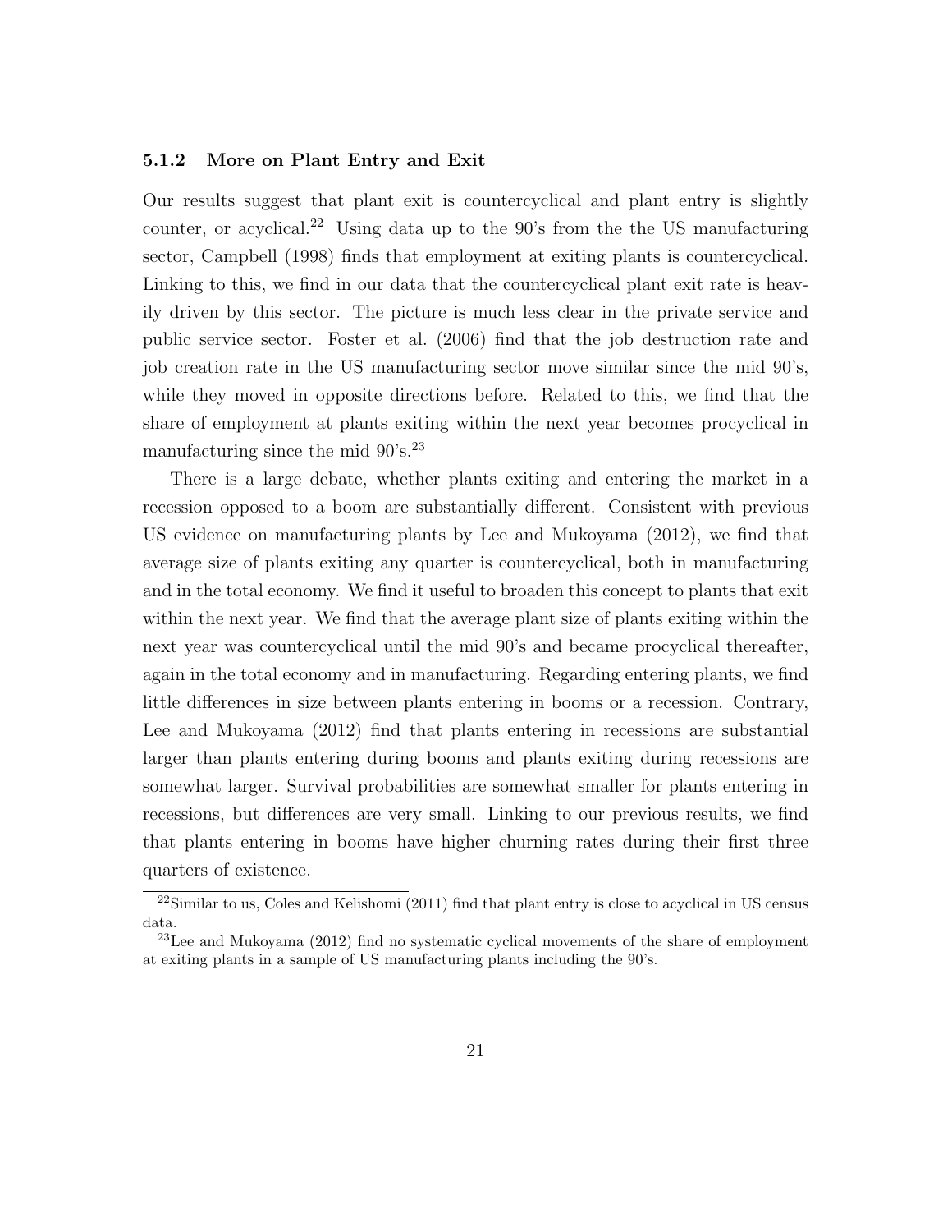### 5.1.2 More on Plant Entry and Exit

Our results suggest that plant exit is countercyclical and plant entry is slightly counter, or acyclical.[22] Using data up to the 90's from the the US manufacturing sector, Campbell (1998) finds that employment at exiting plants is countercyclical. Linking to this, we find in our data that the countercyclical plant exit rate is heavily driven by this sector. The picture is much less clear in the private service and public service sector. Foster et al. (2006) find that the job destruction rate and job creation rate in the US manufacturing sector move similar since the mid 90's, while they moved in opposite directions before. Related to this, we find that the share of employment at plants exiting within the next year becomes procyclical in manufacturing since the mid 90's.[23]

There is a large debate, whether plants exiting and entering the market in a recession opposed to a boom are substantially different. Consistent with previous US evidence on manufacturing plants by Lee and Mukoyama (2012), we find that average size of plants exiting any quarter is countercyclical, both in manufacturing and in the total economy. We find it useful to broaden this concept to plants that exit within the next year. We find that the average plant size of plants exiting within the next year was countercyclical until the mid 90's and became procyclical thereafter, again in the total economy and in manufacturing. Regarding entering plants, we find little differences in size between plants entering in booms or a recession. Contrary, Lee and Mukoyama (2012) find that plants entering in recessions are substantial larger than plants entering during booms and plants exiting during recessions are somewhat larger. Survival probabilities are somewhat smaller for plants entering in recessions, but differences are very small. Linking to our previous results, we find that plants entering in booms have higher churning rates during their first three quarters of existence.

[22] Similar to us, Coles and Kelishomi (2011) find that plant entry is close to acyclical in US census data.

[23] Lee and Mukoyama (2012) find no systematic cyclical movements of the share of employment at exiting plants in a sample of US manufacturing plants including the 90's.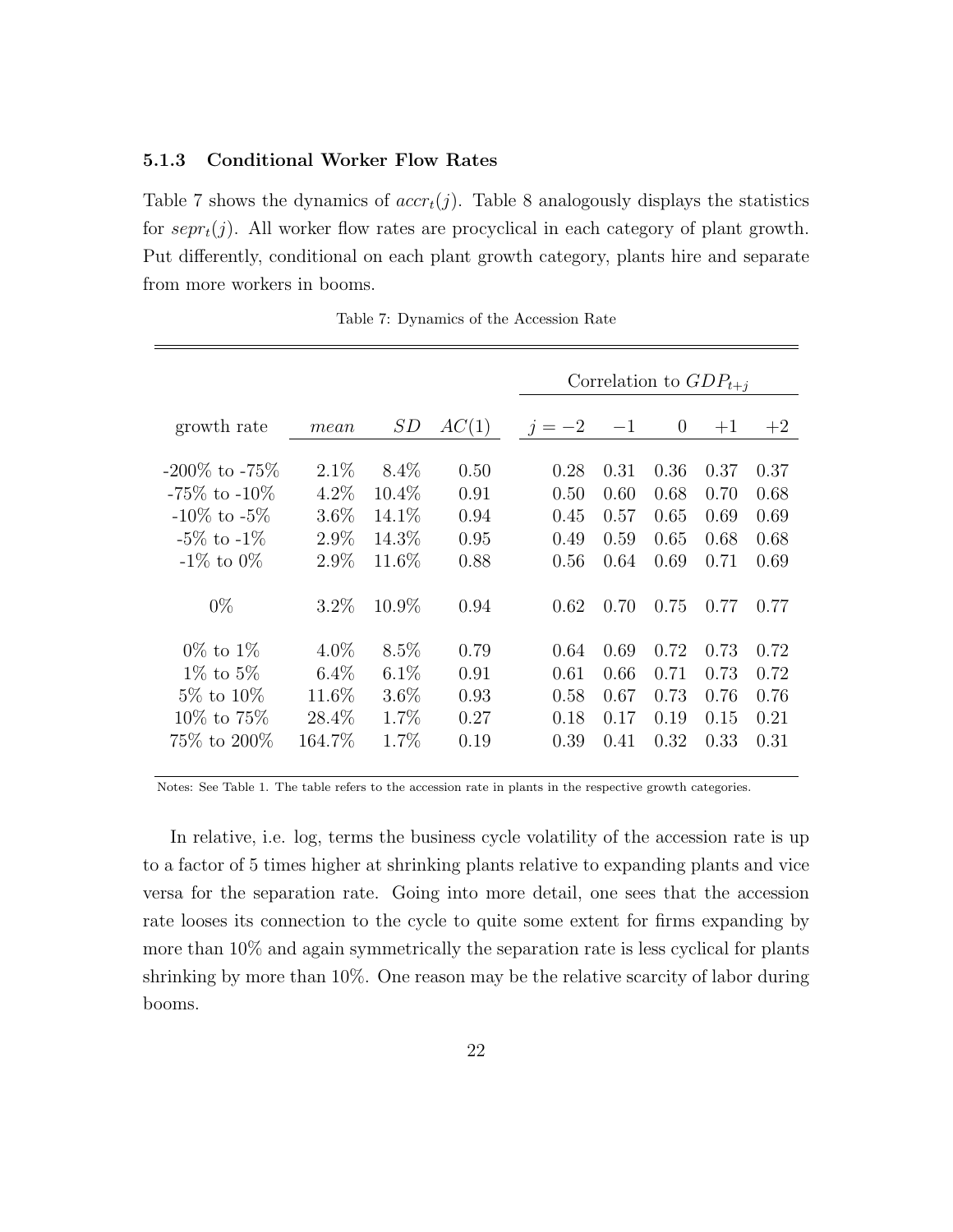### 5.1.3 Conditional Worker Flow Rates

Table 7 shows the dynamics of $accr_t(j)$. Table 8 analogously displays the statistics for $sepr_t(j)$. All worker flow rates are procyclical in each category of plant growth. Put differently, conditional on each plant growth category, plants hire and separate from more workers in booms.

Table 7: Dynamics of the Accession Rate

| | | | | Correlation to $GDP_{t+j}$ | | | | |
|---|---|---|---|---|---|---|---|---|
| growth rate | *mean* | *SD* | *AC*(1) | $j = -2$ | $-1$ | $0$ | $+1$ | $+2$ |
| -200% to -75% | 2.1% | 8.4% | 0.50 | 0.28 | 0.31 | 0.36 | 0.37 | 0.37 |
| -75% to -10% | 4.2% | 10.4% | 0.91 | 0.50 | 0.60 | 0.68 | 0.70 | 0.68 |
| -10% to -5% | 3.6% | 14.1% | 0.94 | 0.45 | 0.57 | 0.65 | 0.69 | 0.69 |
| -5% to -1% | 2.9% | 14.3% | 0.95 | 0.49 | 0.59 | 0.65 | 0.68 | 0.68 |
| -1% to 0% | 2.9% | 11.6% | 0.88 | 0.56 | 0.64 | 0.69 | 0.71 | 0.69 |
| 0% | 3.2% | 10.9% | 0.94 | 0.62 | 0.70 | 0.75 | 0.77 | 0.77 |
| 0% to 1% | 4.0% | 8.5% | 0.79 | 0.64 | 0.69 | 0.72 | 0.73 | 0.72 |
| 1% to 5% | 6.4% | 6.1% | 0.91 | 0.61 | 0.66 | 0.71 | 0.73 | 0.72 |
| 5% to 10% | 11.6% | 3.6% | 0.93 | 0.58 | 0.67 | 0.73 | 0.76 | 0.76 |
| 10% to 75% | 28.4% | 1.7% | 0.27 | 0.18 | 0.17 | 0.19 | 0.15 | 0.21 |
| 75% to 200% | 164.7% | 1.7% | 0.19 | 0.39 | 0.41 | 0.32 | 0.33 | 0.31 |

Notes: See Table 1. The table refers to the accession rate in plants in the respective growth categories.

In relative, i.e. log, terms the business cycle volatility of the accession rate is up to a factor of 5 times higher at shrinking plants relative to expanding plants and vice versa for the separation rate. Going into more detail, one sees that the accession rate looses its connection to the cycle to quite some extent for firms expanding by more than 10% and again symmetrically the separation rate is less cyclical for plants shrinking by more than 10%. One reason may be the relative scarcity of labor during booms.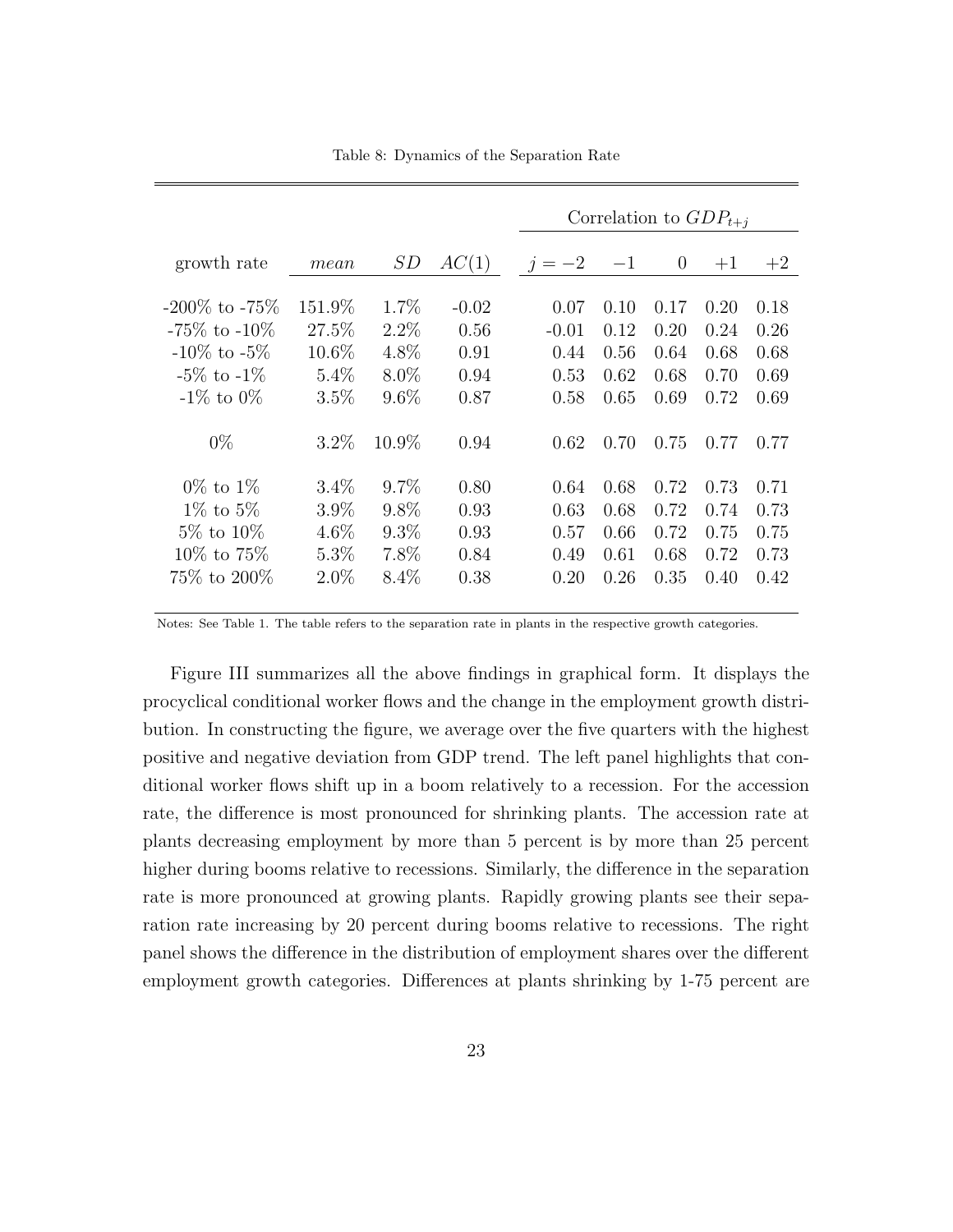Table 8: Dynamics of the Separation Rate

| growth rate | *mean* | *SD* | $AC(1)$ | Correlation to $GDP_{t+j}$ $j=-2$ | $-1$ | $0$ | $+1$ | $+2$ |
|---|---|---|---|---|---|---|---|---|
| -200% to -75% | 151.9% | 1.7% | -0.02 | 0.07 | 0.10 | 0.17 | 0.20 | 0.18 |
| -75% to -10% | 27.5% | 2.2% | 0.56 | -0.01 | 0.12 | 0.20 | 0.24 | 0.26 |
| -10% to -5% | 10.6% | 4.8% | 0.91 | 0.44 | 0.56 | 0.64 | 0.68 | 0.68 |
| -5% to -1% | 5.4% | 8.0% | 0.94 | 0.53 | 0.62 | 0.68 | 0.70 | 0.69 |
| -1% to 0% | 3.5% | 9.6% | 0.87 | 0.58 | 0.65 | 0.69 | 0.72 | 0.69 |
| 0% | 3.2% | 10.9% | 0.94 | 0.62 | 0.70 | 0.75 | 0.77 | 0.77 |
| 0% to 1% | 3.4% | 9.7% | 0.80 | 0.64 | 0.68 | 0.72 | 0.73 | 0.71 |
| 1% to 5% | 3.9% | 9.8% | 0.93 | 0.63 | 0.68 | 0.72 | 0.74 | 0.73 |
| 5% to 10% | 4.6% | 9.3% | 0.93 | 0.57 | 0.66 | 0.72 | 0.75 | 0.75 |
| 10% to 75% | 5.3% | 7.8% | 0.84 | 0.49 | 0.61 | 0.68 | 0.72 | 0.73 |
| 75% to 200% | 2.0% | 8.4% | 0.38 | 0.20 | 0.26 | 0.35 | 0.40 | 0.42 |

Notes: See Table 1. The table refers to the separation rate in plants in the respective growth categories.

Figure III summarizes all the above findings in graphical form. It displays the procyclical conditional worker flows and the change in the employment growth distribution. In constructing the figure, we average over the five quarters with the highest positive and negative deviation from GDP trend. The left panel highlights that conditional worker flows shift up in a boom relatively to a recession. For the accession rate, the difference is most pronounced for shrinking plants. The accession rate at plants decreasing employment by more than 5 percent is by more than 25 percent higher during booms relative to recessions. Similarly, the difference in the separation rate is more pronounced at growing plants. Rapidly growing plants see their separation rate increasing by 20 percent during booms relative to recessions. The right panel shows the difference in the distribution of employment shares over the different employment growth categories. Differences at plants shrinking by 1-75 percent are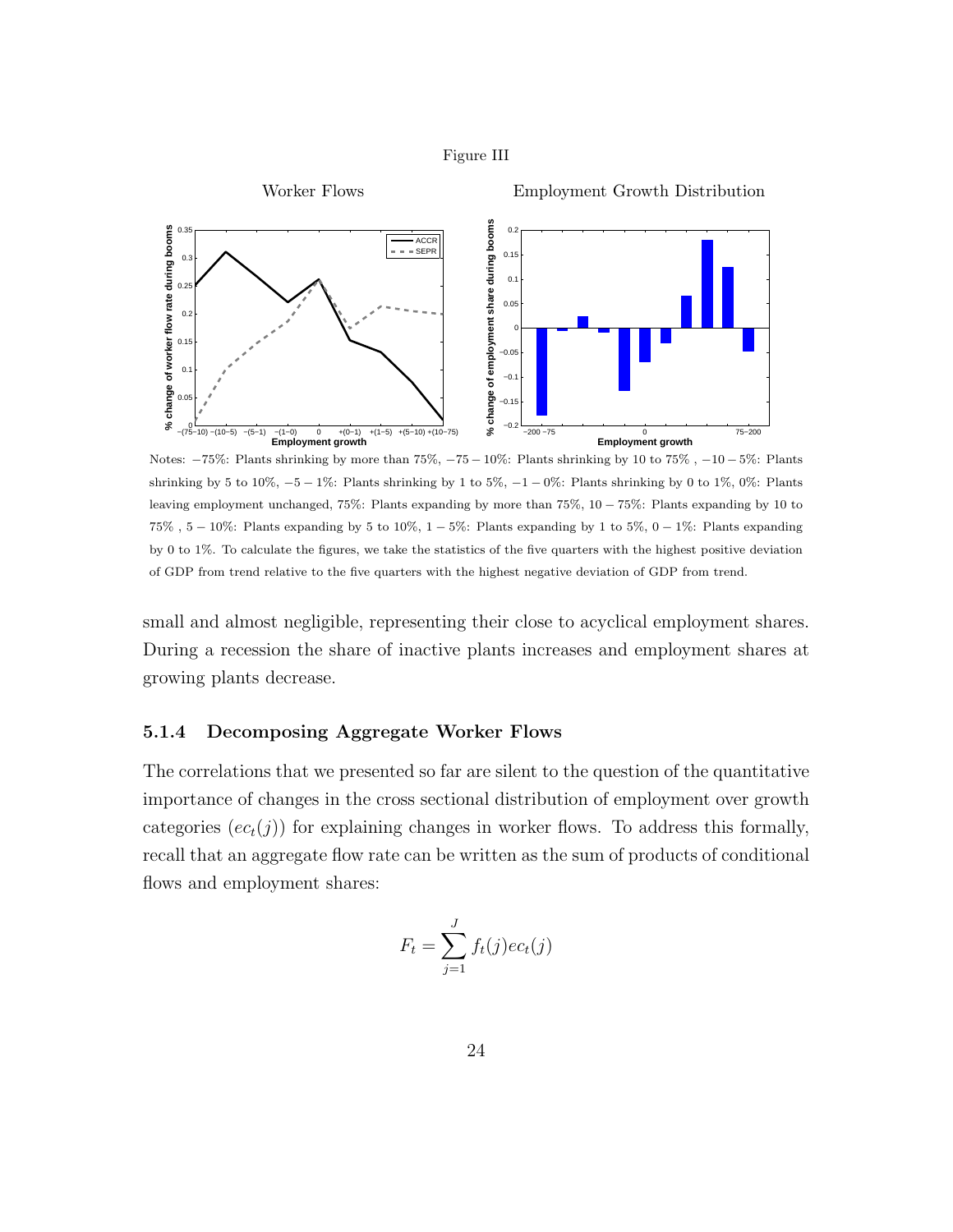Figure III

Worker Flows | Employment Growth Distribution

Notes: −75%: Plants shrinking by more than 75%, −75 − 10%: Plants shrinking by 10 to 75% , −10 − 5%: Plants shrinking by 5 to 10%, −5 − 1%: Plants shrinking by 1 to 5%, −1 − 0%: Plants shrinking by 0 to 1%, 0%: Plants leaving employment unchanged, 75%: Plants expanding by more than 75%, 10 − 75%: Plants expanding by 10 to 75% , 5 − 10%: Plants expanding by 5 to 10%, 1 − 5%: Plants expanding by 1 to 5%, 0 − 1%: Plants expanding by 0 to 1%. To calculate the figures, we take the statistics of the five quarters with the highest positive deviation of GDP from trend relative to the five quarters with the highest negative deviation of GDP from trend.

small and almost negligible, representing their close to acyclical employment shares. During a recession the share of inactive plants increases and employment shares at growing plants decrease.

### 5.1.4 Decomposing Aggregate Worker Flows

The correlations that we presented so far are silent to the question of the quantitative importance of changes in the cross sectional distribution of employment over growth categories ($ec_t(j)$) for explaining changes in worker flows. To address this formally, recall that an aggregate flow rate can be written as the sum of products of conditional flows and employment shares:

$$F_t = \sum_{j=1}^{J} f_t(j) ec_t(j)$$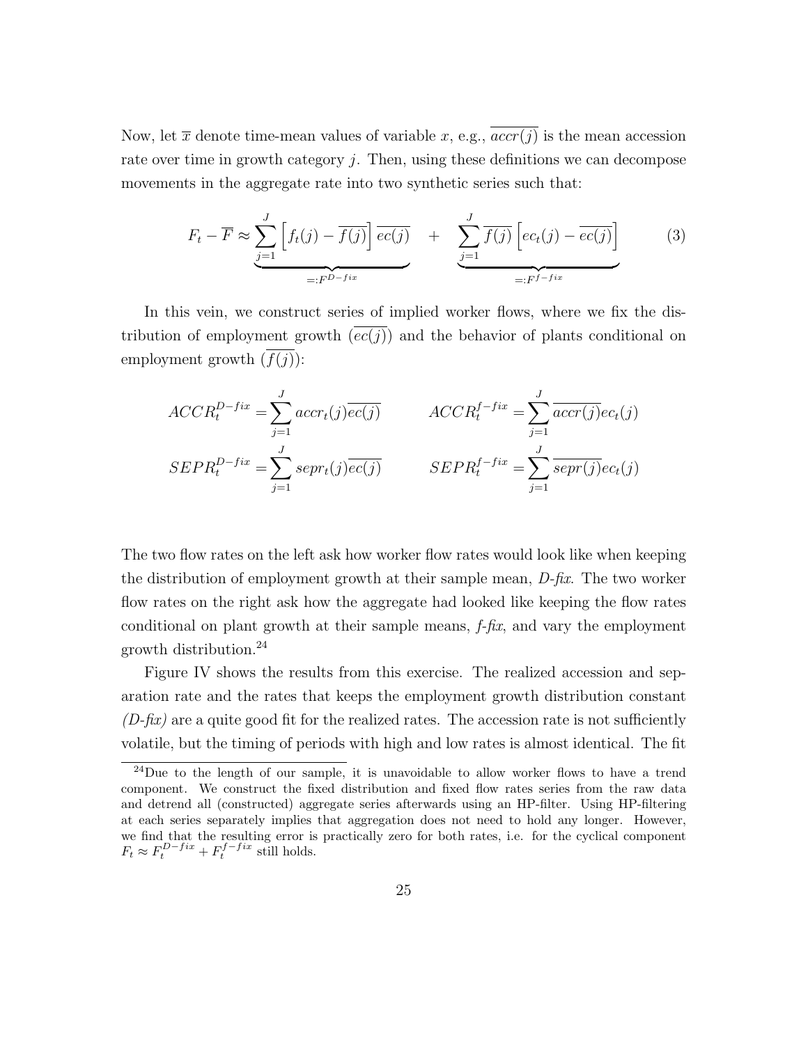Now, let $\overline{x}$ denote time-mean values of variable $x$, e.g., $\overline{accr(j)}$ is the mean accession rate over time in growth category $j$. Then, using these definitions we can decompose movements in the aggregate rate into two synthetic series such that:

$$F_t - \overline{F} \approx \underbrace{\sum_{j=1}^{J} \left[ f_t(j) - \overline{f(j)} \right] \overline{ec(j)}}_{=:F^{D-fix}} \quad + \quad \underbrace{\sum_{j=1}^{J} \overline{f(j)} \left[ ec_t(j) - \overline{ec(j)} \right]}_{=:F^{f-fix}} \tag{3}$$

In this vein, we construct series of implied worker flows, where we fix the distribution of employment growth ($\overline{ec(j)}$) and the behavior of plants conditional on employment growth ($\overline{f(j)}$):

$$ACCR_t^{D-fix} = \sum_{j=1}^{J} accr_t(j)\overline{ec(j)} \qquad ACCR_t^{f-fix} = \sum_{j=1}^{J} \overline{accr(j)} ec_t(j)$$

$$SEPR_t^{D-fix} = \sum_{j=1}^{J} sepr_t(j)\overline{ec(j)} \qquad SEPR_t^{f-fix} = \sum_{j=1}^{J} \overline{sepr(j)} ec_t(j)$$

The two flow rates on the left ask how worker flow rates would look like when keeping the distribution of employment growth at their sample mean, *D-fix*. The two worker flow rates on the right ask how the aggregate had looked like keeping the flow rates conditional on plant growth at their sample means, *f-fix*, and vary the employment growth distribution.[24]

Figure IV shows the results from this exercise. The realized accession and separation rate and the rates that keeps the employment growth distribution constant *(D-fix)* are a quite good fit for the realized rates. The accession rate is not sufficiently volatile, but the timing of periods with high and low rates is almost identical. The fit

[24] Due to the length of our sample, it is unavoidable to allow worker flows to have a trend component. We construct the fixed distribution and fixed flow rates series from the raw data and detrend all (constructed) aggregate series afterwards using an HP-filter. Using HP-filtering at each series separately implies that aggregation does not need to hold any longer. However, we find that the resulting error is practically zero for both rates, i.e. for the cyclical component $F_t \approx F_t^{D-fix} + F_t^{f-fix}$ still holds.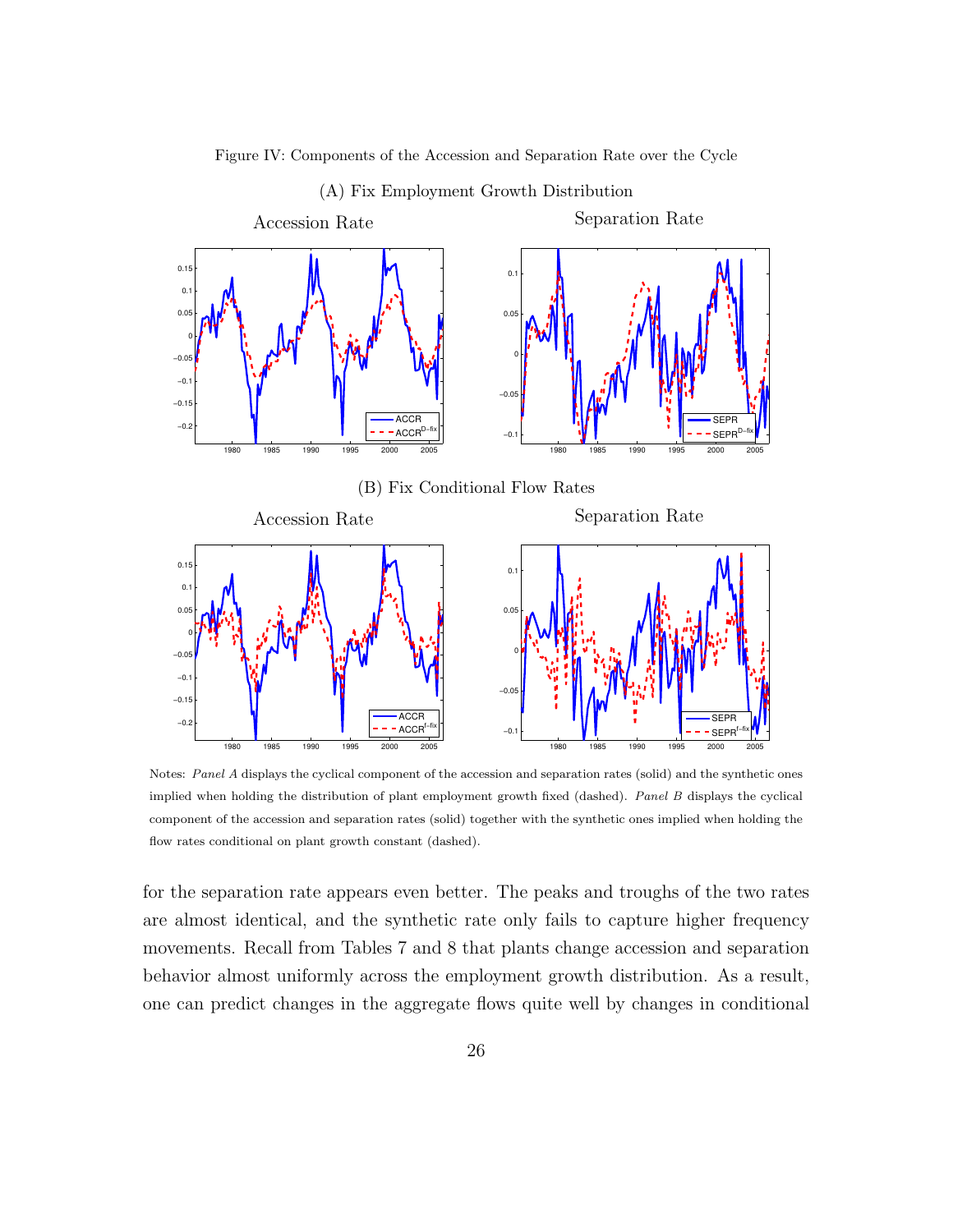Figure IV: Components of the Accession and Separation Rate over the Cycle

(A) Fix Employment Growth Distribution

(B) Fix Conditional Flow Rates

Notes: *Panel A* displays the cyclical component of the accession and separation rates (solid) and the synthetic ones implied when holding the distribution of plant employment growth fixed (dashed). *Panel B* displays the cyclical component of the accession and separation rates (solid) together with the synthetic ones implied when holding the flow rates conditional on plant growth constant (dashed).

for the separation rate appears even better. The peaks and troughs of the two rates are almost identical, and the synthetic rate only fails to capture higher frequency movements. Recall from Tables 7 and 8 that plants change accession and separation behavior almost uniformly across the employment growth distribution. As a result, one can predict changes in the aggregate flows quite well by changes in conditional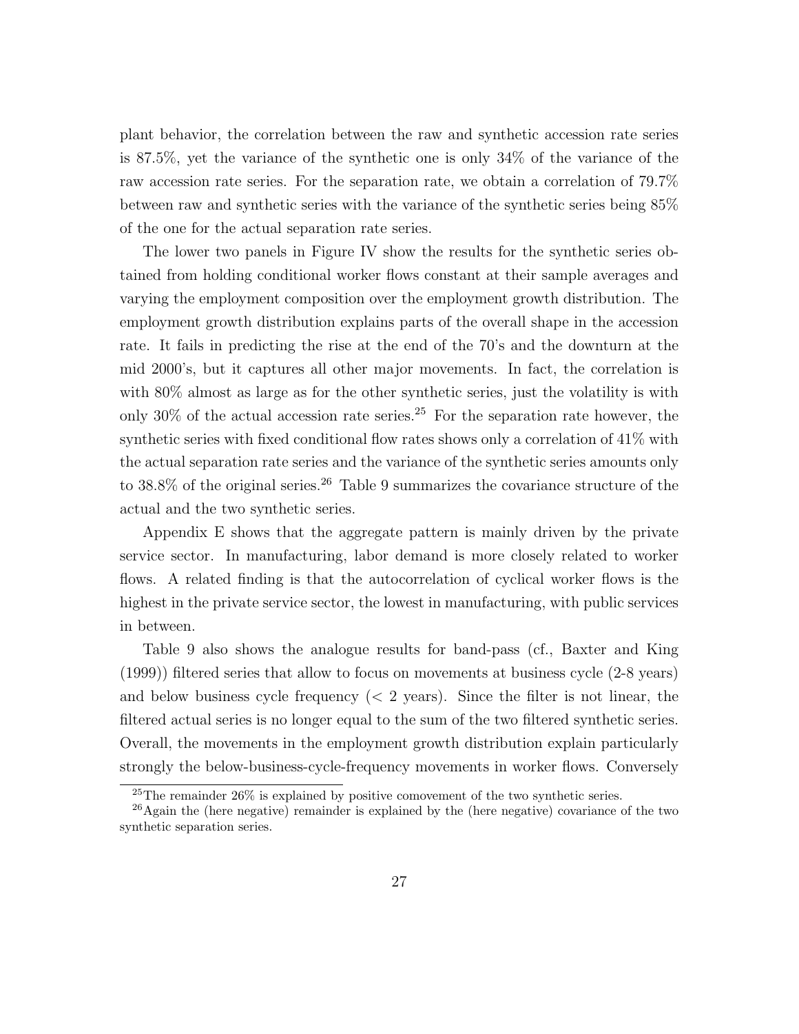plant behavior, the correlation between the raw and synthetic accession rate series is 87.5%, yet the variance of the synthetic one is only 34% of the variance of the raw accession rate series. For the separation rate, we obtain a correlation of 79.7% between raw and synthetic series with the variance of the synthetic series being 85% of the one for the actual separation rate series.

The lower two panels in Figure IV show the results for the synthetic series obtained from holding conditional worker flows constant at their sample averages and varying the employment composition over the employment growth distribution. The employment growth distribution explains parts of the overall shape in the accession rate. It fails in predicting the rise at the end of the 70's and the downturn at the mid 2000's, but it captures all other major movements. In fact, the correlation is with 80% almost as large as for the other synthetic series, just the volatility is with only 30% of the actual accession rate series.[25] For the separation rate however, the synthetic series with fixed conditional flow rates shows only a correlation of 41% with the actual separation rate series and the variance of the synthetic series amounts only to 38.8% of the original series.[26] Table 9 summarizes the covariance structure of the actual and the two synthetic series.

Appendix E shows that the aggregate pattern is mainly driven by the private service sector. In manufacturing, labor demand is more closely related to worker flows. A related finding is that the autocorrelation of cyclical worker flows is the highest in the private service sector, the lowest in manufacturing, with public services in between.

Table 9 also shows the analogue results for band-pass (cf., Baxter and King (1999)) filtered series that allow to focus on movements at business cycle (2-8 years) and below business cycle frequency (< 2 years). Since the filter is not linear, the filtered actual series is no longer equal to the sum of the two filtered synthetic series. Overall, the movements in the employment growth distribution explain particularly strongly the below-business-cycle-frequency movements in worker flows. Conversely

[25] The remainder 26% is explained by positive comovement of the two synthetic series.

[26] Again the (here negative) remainder is explained by the (here negative) covariance of the two synthetic separation series.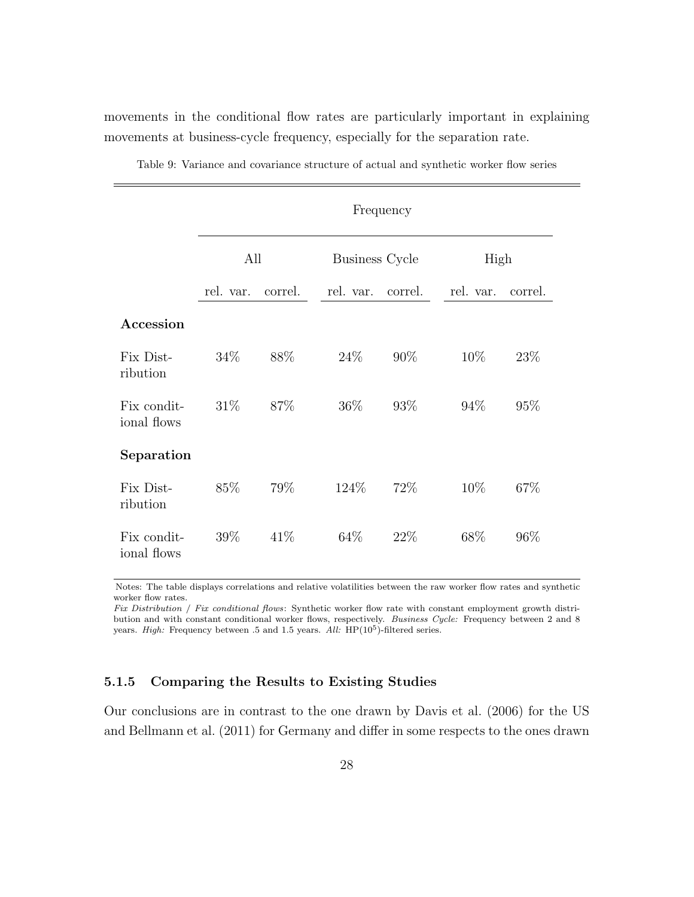movements in the conditional flow rates are particularly important in explaining movements at business-cycle frequency, especially for the separation rate.

Table 9: Variance and covariance structure of actual and synthetic worker flow series

| | Frequency | | | | | |
|---|---|---|---|---|---|---|
| | All | | Business Cycle | | High | |
| | rel. var. | correl. | rel. var. | correl. | rel. var. | correl. |
| **Accession** | | | | | | |
| Fix Distribution | 34% | 88% | 24% | 90% | 10% | 23% |
| Fix conditional flows | 31% | 87% | 36% | 93% | 94% | 95% |
| **Separation** | | | | | | |
| Fix Distribution | 85% | 79% | 124% | 72% | 10% | 67% |
| Fix conditional flows | 39% | 41% | 64% | 22% | 68% | 96% |

Notes: The table displays correlations and relative volatilities between the raw worker flow rates and synthetic worker flow rates.
*Fix Distribution* / *Fix conditional flows*: Synthetic worker flow rate with constant employment growth distribution and with constant conditional worker flows, respectively. *Business Cycle:* Frequency between 2 and 8 years. *High:* Frequency between .5 and 1.5 years. *All:* HP($10^5$)-filtered series.

### 5.1.5 Comparing the Results to Existing Studies

Our conclusions are in contrast to the one drawn by Davis et al. (2006) for the US and Bellmann et al. (2011) for Germany and differ in some respects to the ones drawn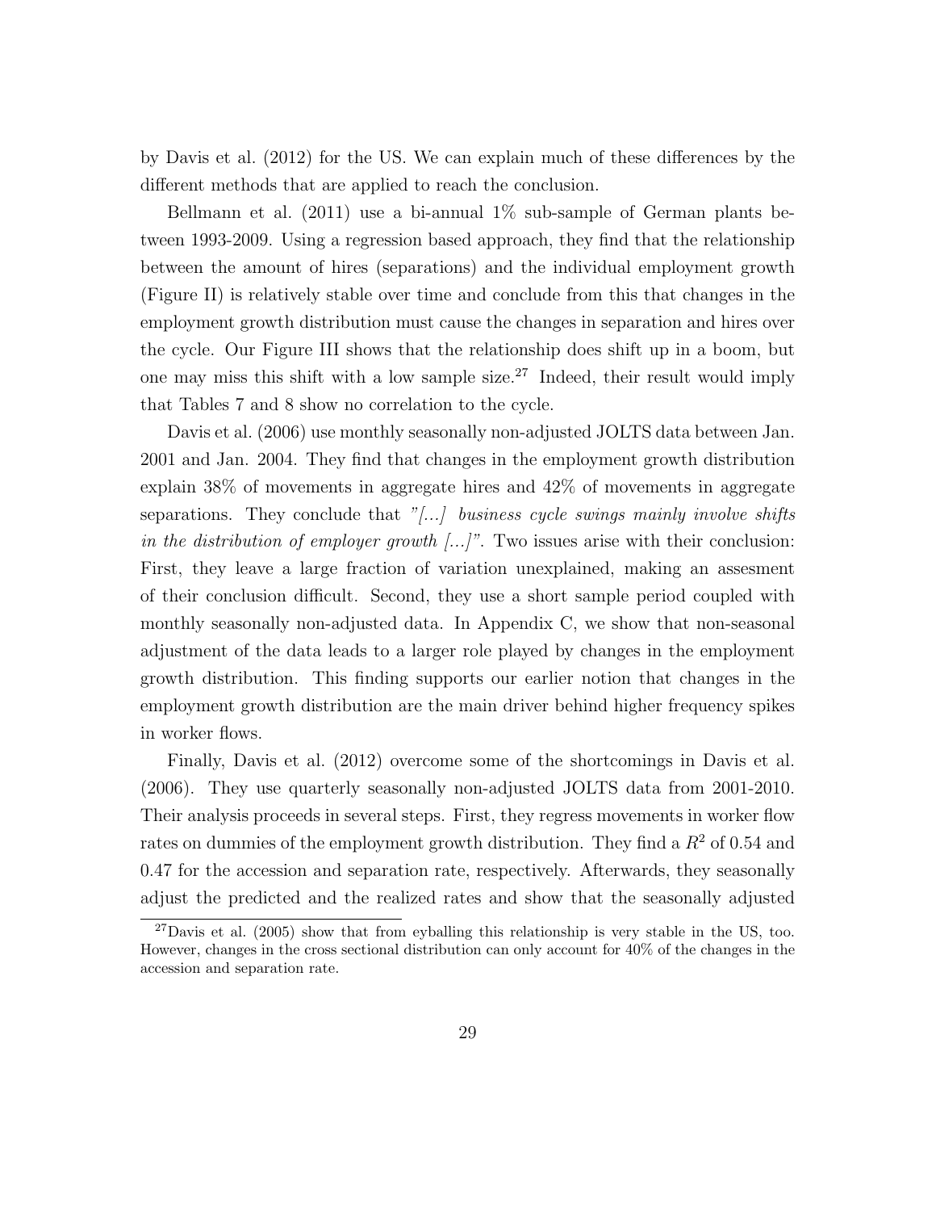by Davis et al. (2012) for the US. We can explain much of these differences by the different methods that are applied to reach the conclusion.

Bellmann et al. (2011) use a bi-annual 1% sub-sample of German plants between 1993-2009. Using a regression based approach, they find that the relationship between the amount of hires (separations) and the individual employment growth (Figure II) is relatively stable over time and conclude from this that changes in the employment growth distribution must cause the changes in separation and hires over the cycle. Our Figure III shows that the relationship does shift up in a boom, but one may miss this shift with a low sample size.[27] Indeed, their result would imply that Tables 7 and 8 show no correlation to the cycle.

Davis et al. (2006) use monthly seasonally non-adjusted JOLTS data between Jan. 2001 and Jan. 2004. They find that changes in the employment growth distribution explain 38% of movements in aggregate hires and 42% of movements in aggregate separations. They conclude that *"[...] business cycle swings mainly involve shifts in the distribution of employer growth [...]"*. Two issues arise with their conclusion: First, they leave a large fraction of variation unexplained, making an assesment of their conclusion difficult. Second, they use a short sample period coupled with monthly seasonally non-adjusted data. In Appendix C, we show that non-seasonal adjustment of the data leads to a larger role played by changes in the employment growth distribution. This finding supports our earlier notion that changes in the employment growth distribution are the main driver behind higher frequency spikes in worker flows.

Finally, Davis et al. (2012) overcome some of the shortcomings in Davis et al. (2006). They use quarterly seasonally non-adjusted JOLTS data from 2001-2010. Their analysis proceeds in several steps. First, they regress movements in worker flow rates on dummies of the employment growth distribution. They find a $R^2$ of 0.54 and 0.47 for the accession and separation rate, respectively. Afterwards, they seasonally adjust the predicted and the realized rates and show that the seasonally adjusted

[27] Davis et al. (2005) show that from eyballing this relationship is very stable in the US, too. However, changes in the cross sectional distribution can only account for 40% of the changes in the accession and separation rate.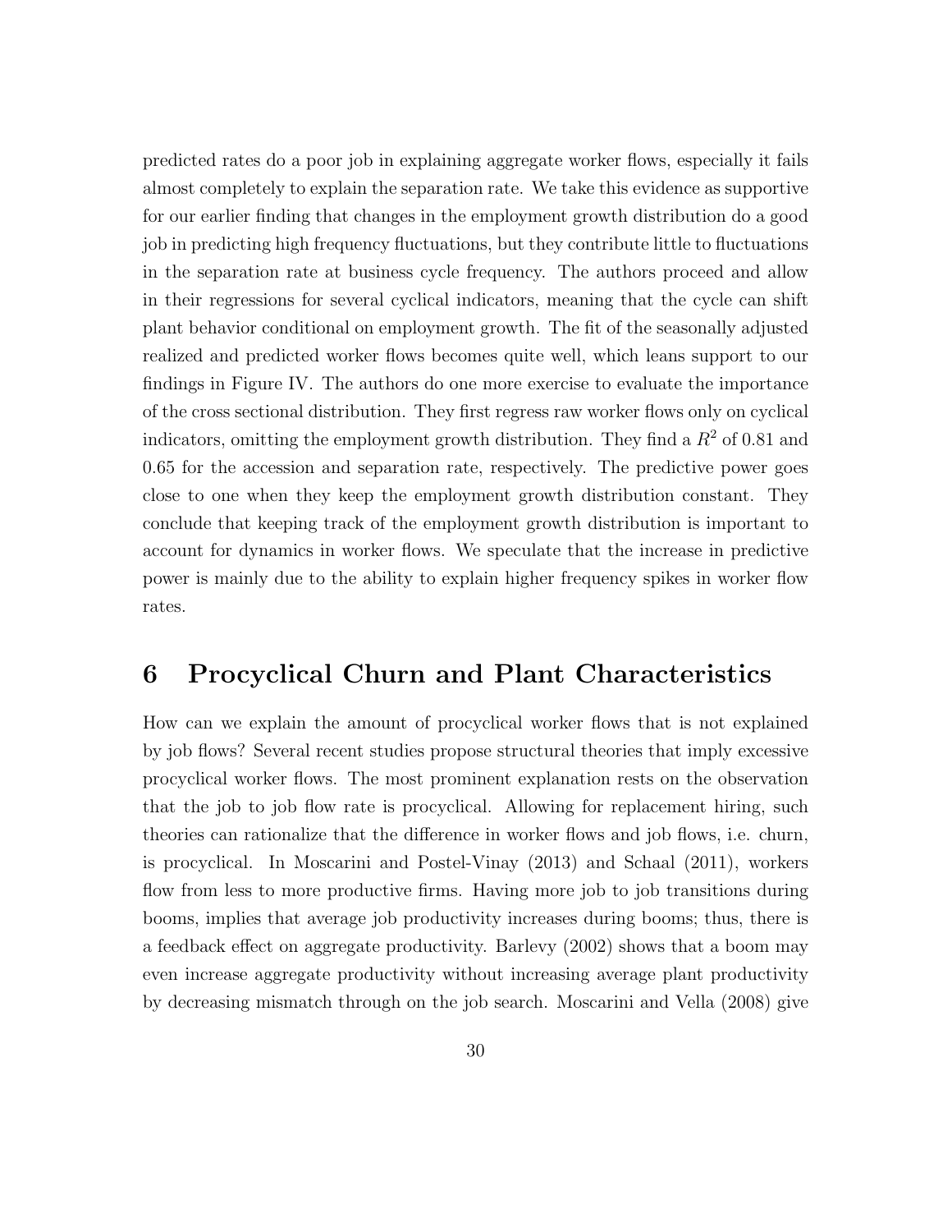predicted rates do a poor job in explaining aggregate worker flows, especially it fails almost completely to explain the separation rate. We take this evidence as supportive for our earlier finding that changes in the employment growth distribution do a good job in predicting high frequency fluctuations, but they contribute little to fluctuations in the separation rate at business cycle frequency. The authors proceed and allow in their regressions for several cyclical indicators, meaning that the cycle can shift plant behavior conditional on employment growth. The fit of the seasonally adjusted realized and predicted worker flows becomes quite well, which leans support to our findings in Figure IV. The authors do one more exercise to evaluate the importance of the cross sectional distribution. They first regress raw worker flows only on cyclical indicators, omitting the employment growth distribution. They find a $R^2$ of 0.81 and 0.65 for the accession and separation rate, respectively. The predictive power goes close to one when they keep the employment growth distribution constant. They conclude that keeping track of the employment growth distribution is important to account for dynamics in worker flows. We speculate that the increase in predictive power is mainly due to the ability to explain higher frequency spikes in worker flow rates.

# 6 Procyclical Churn and Plant Characteristics

How can we explain the amount of procyclical worker flows that is not explained by job flows? Several recent studies propose structural theories that imply excessive procyclical worker flows. The most prominent explanation rests on the observation that the job to job flow rate is procyclical. Allowing for replacement hiring, such theories can rationalize that the difference in worker flows and job flows, i.e. churn, is procyclical. In Moscarini and Postel-Vinay (2013) and Schaal (2011), workers flow from less to more productive firms. Having more job to job transitions during booms, implies that average job productivity increases during booms; thus, there is a feedback effect on aggregate productivity. Barlevy (2002) shows that a boom may even increase aggregate productivity without increasing average plant productivity by decreasing mismatch through on the job search. Moscarini and Vella (2008) give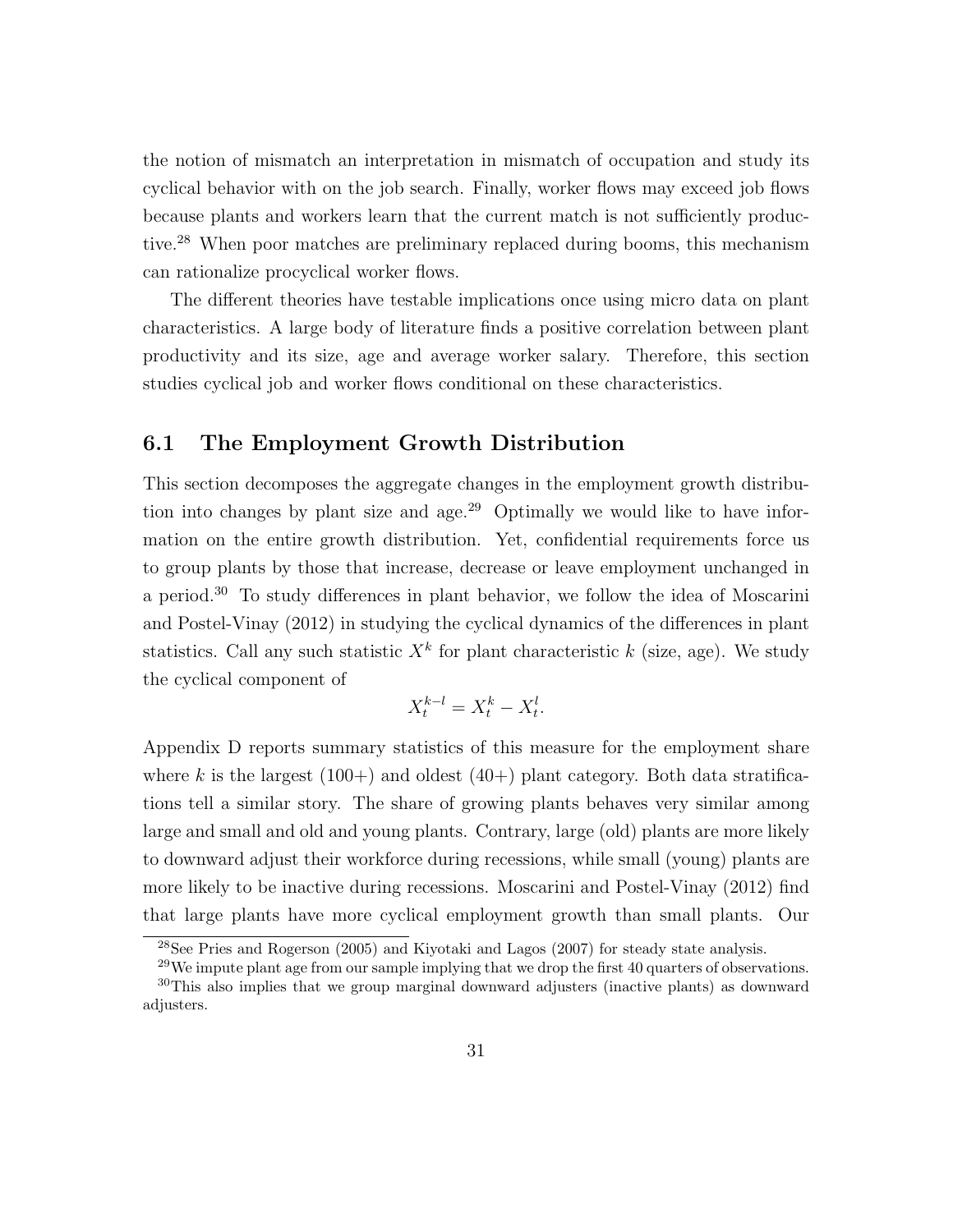the notion of mismatch an interpretation in mismatch of occupation and study its cyclical behavior with on the job search. Finally, worker flows may exceed job flows because plants and workers learn that the current match is not sufficiently productive.[28] When poor matches are preliminary replaced during booms, this mechanism can rationalize procyclical worker flows.

The different theories have testable implications once using micro data on plant characteristics. A large body of literature finds a positive correlation between plant productivity and its size, age and average worker salary. Therefore, this section studies cyclical job and worker flows conditional on these characteristics.

## 6.1 The Employment Growth Distribution

This section decomposes the aggregate changes in the employment growth distribution into changes by plant size and age.[29] Optimally we would like to have information on the entire growth distribution. Yet, confidential requirements force us to group plants by those that increase, decrease or leave employment unchanged in a period.[30] To study differences in plant behavior, we follow the idea of Moscarini and Postel-Vinay (2012) in studying the cyclical dynamics of the differences in plant statistics. Call any such statistic $X^k$ for plant characteristic $k$ (size, age). We study the cyclical component of

$$X_t^{k-l} = X_t^k - X_t^l.$$

Appendix D reports summary statistics of this measure for the employment share where $k$ is the largest (100+) and oldest (40+) plant category. Both data stratifications tell a similar story. The share of growing plants behaves very similar among large and small and old and young plants. Contrary, large (old) plants are more likely to downward adjust their workforce during recessions, while small (young) plants are more likely to be inactive during recessions. Moscarini and Postel-Vinay (2012) find that large plants have more cyclical employment growth than small plants. Our

[28] See Pries and Rogerson (2005) and Kiyotaki and Lagos (2007) for steady state analysis.

[29] We impute plant age from our sample implying that we drop the first 40 quarters of observations.

[30] This also implies that we group marginal downward adjusters (inactive plants) as downward adjusters.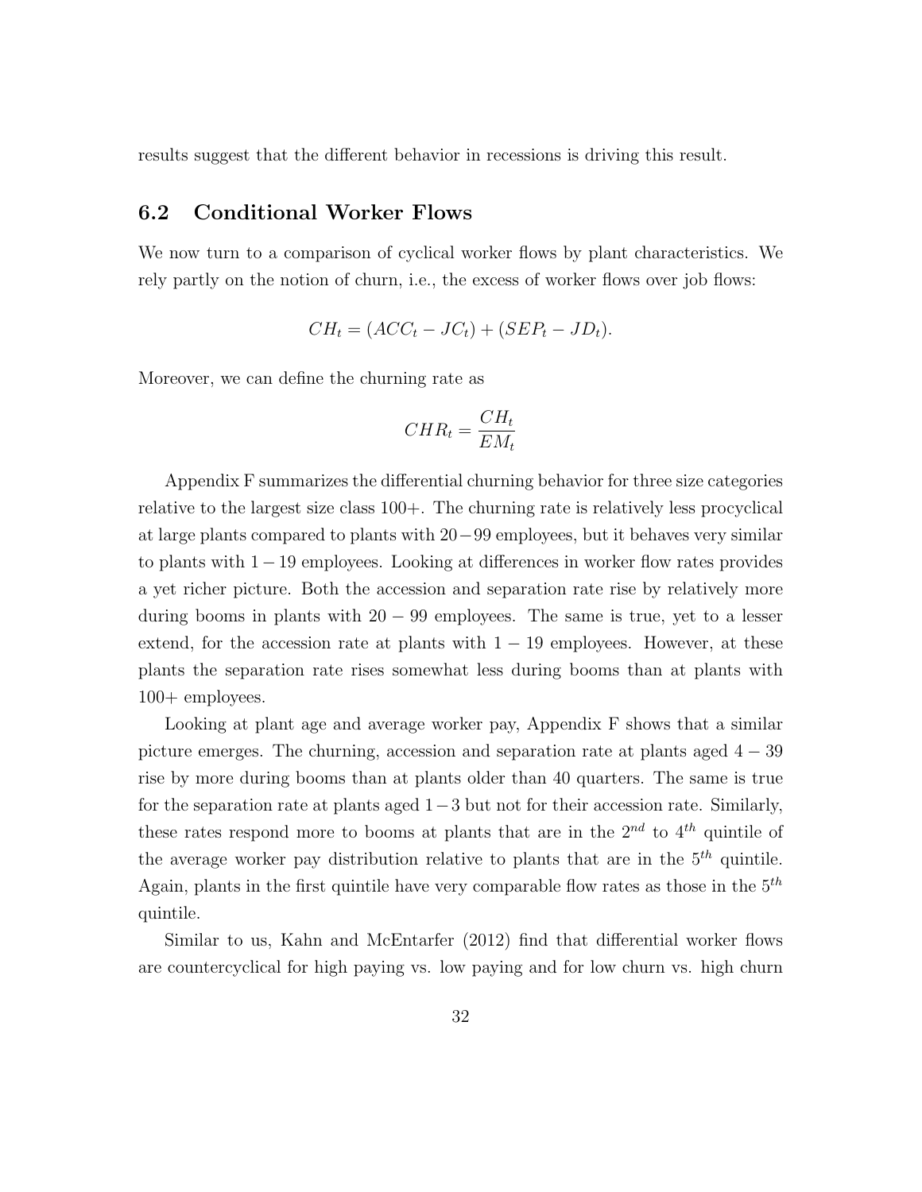results suggest that the different behavior in recessions is driving this result.

## 6.2 Conditional Worker Flows

We now turn to a comparison of cyclical worker flows by plant characteristics. We rely partly on the notion of churn, i.e., the excess of worker flows over job flows:

$$CH_t = (ACC_t - JC_t) + (SEP_t - JD_t).$$

Moreover, we can define the churning rate as

$$CHR_t = \frac{CH_t}{EM_t}$$

Appendix F summarizes the differential churning behavior for three size categories relative to the largest size class 100+. The churning rate is relatively less procyclical at large plants compared to plants with $20-99$ employees, but it behaves very similar to plants with $1-19$ employees. Looking at differences in worker flow rates provides a yet richer picture. Both the accession and separation rate rise by relatively more during booms in plants with $20-99$ employees. The same is true, yet to a lesser extend, for the accession rate at plants with $1-19$ employees. However, at these plants the separation rate rises somewhat less during booms than at plants with 100+ employees.

Looking at plant age and average worker pay, Appendix F shows that a similar picture emerges. The churning, accession and separation rate at plants aged $4-39$ rise by more during booms than at plants older than 40 quarters. The same is true for the separation rate at plants aged $1-3$ but not for their accession rate. Similarly, these rates respond more to booms at plants that are in the $2^{nd}$ to $4^{th}$ quintile of the average worker pay distribution relative to plants that are in the $5^{th}$ quintile. Again, plants in the first quintile have very comparable flow rates as those in the $5^{th}$ quintile.

Similar to us, Kahn and McEntarfer (2012) find that differential worker flows are countercyclical for high paying vs. low paying and for low churn vs. high churn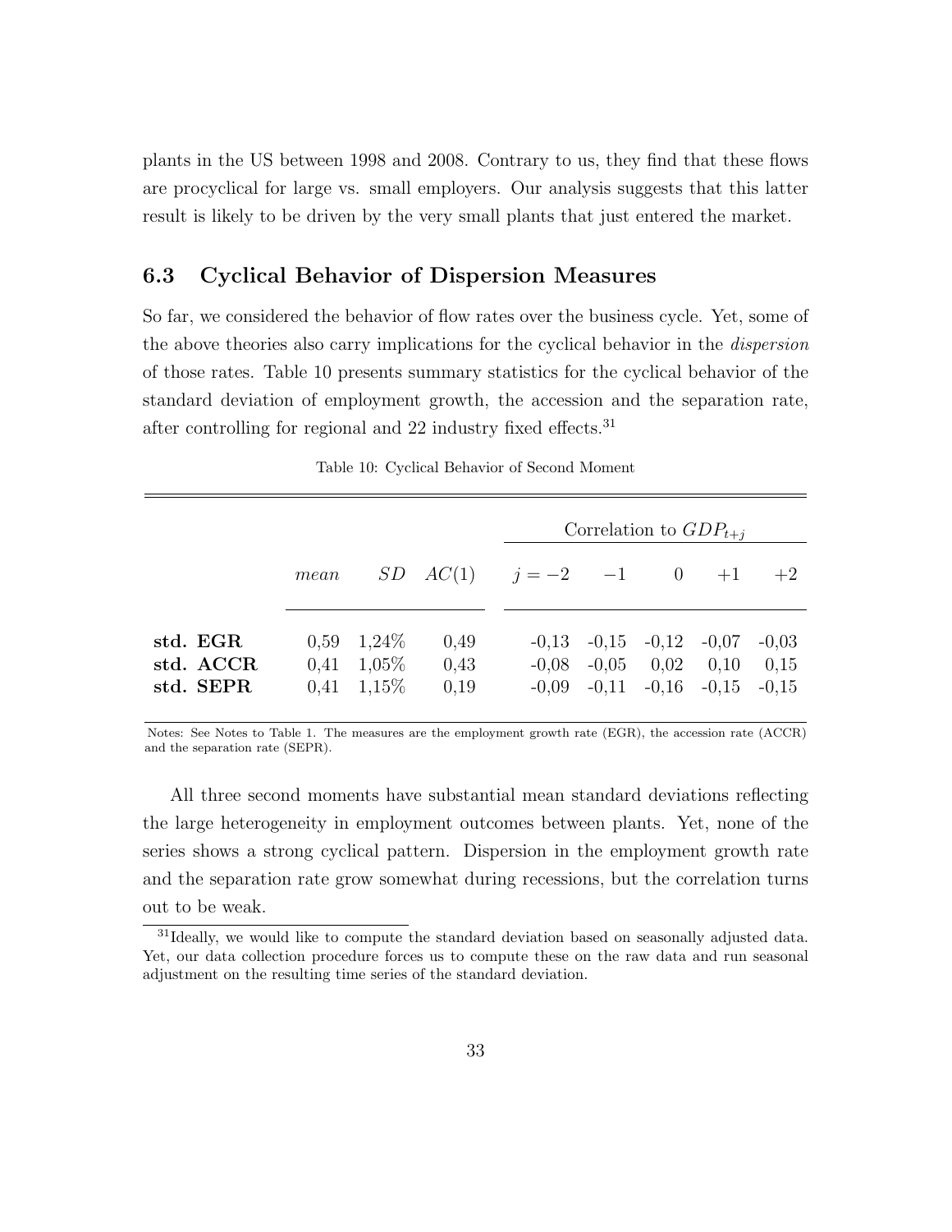plants in the US between 1998 and 2008. Contrary to us, they find that these flows are procyclical for large vs. small employers. Our analysis suggests that this latter result is likely to be driven by the very small plants that just entered the market.

### 6.3 Cyclical Behavior of Dispersion Measures

So far, we considered the behavior of flow rates over the business cycle. Yet, some of the above theories also carry implications for the cyclical behavior in the *dispersion* of those rates. Table 10 presents summary statistics for the cyclical behavior of the standard deviation of employment growth, the accession and the separation rate, after controlling for regional and 22 industry fixed effects.[31]

Table 10: Cyclical Behavior of Second Moment

| | | | | Correlation to $GDP_{t+j}$ | | | | |
|---|---|---|---|---|---|---|---|---|
| | *mean* | *SD* | *AC*(1) | $j=-2$ | $-1$ | $0$ | $+1$ | $+2$ |
| **std. EGR** | 0,59 | 1,24% | 0,49 | -0,13 | -0,15 | -0,12 | -0,07 | -0,03 |
| **std. ACCR** | 0,41 | 1,05% | 0,43 | -0,08 | -0,05 | 0,02 | 0,10 | 0,15 |
| **std. SEPR** | 0,41 | 1,15% | 0,19 | -0,09 | -0,11 | -0,16 | -0,15 | -0,15 |

Notes: See Notes to Table 1. The measures are the employment growth rate (EGR), the accession rate (ACCR) and the separation rate (SEPR).

All three second moments have substantial mean standard deviations reflecting the large heterogeneity in employment outcomes between plants. Yet, none of the series shows a strong cyclical pattern. Dispersion in the employment growth rate and the separation rate grow somewhat during recessions, but the correlation turns out to be weak.

[31] Ideally, we would like to compute the standard deviation based on seasonally adjusted data. Yet, our data collection procedure forces us to compute these on the raw data and run seasonal adjustment on the resulting time series of the standard deviation.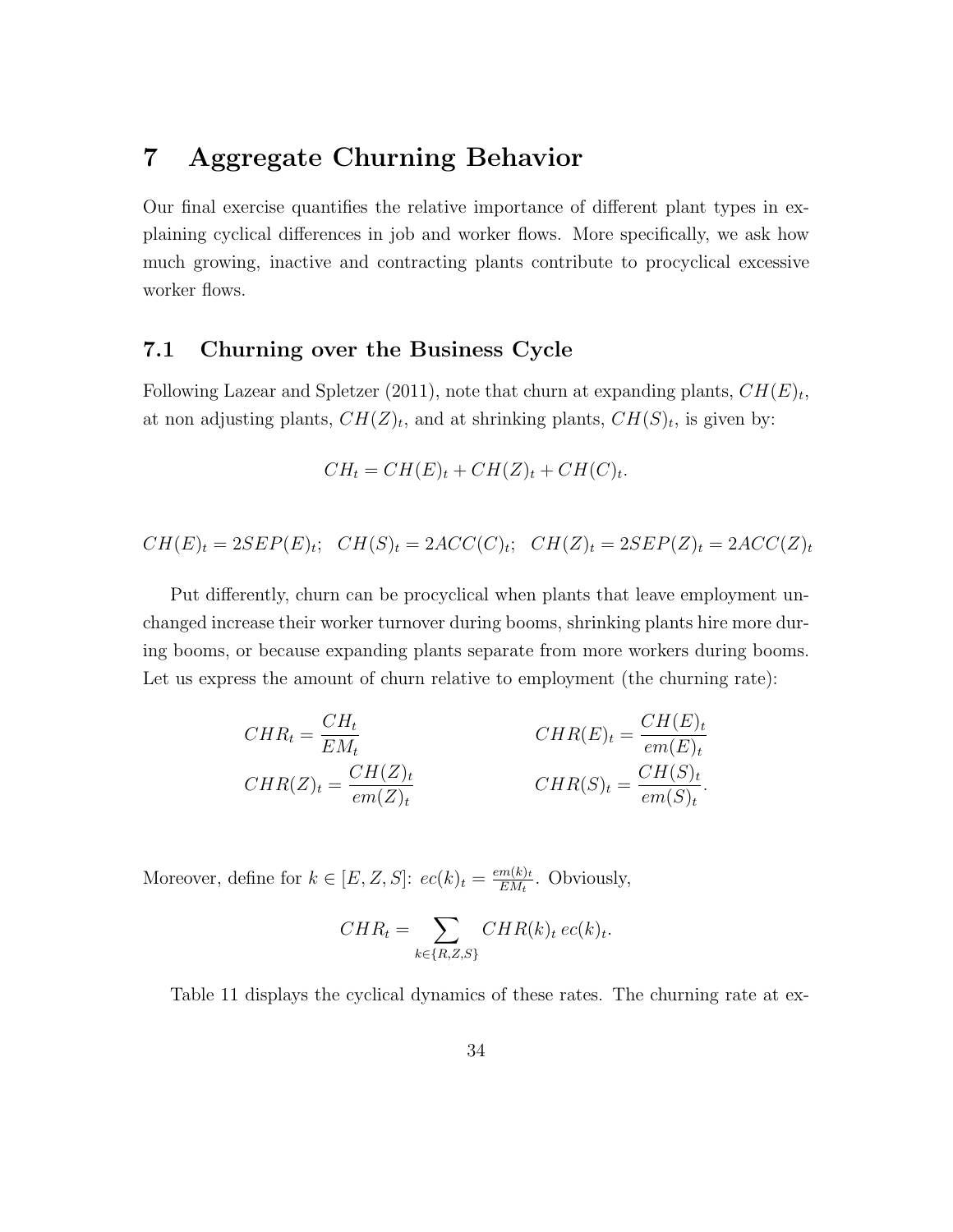# 7 Aggregate Churning Behavior

Our final exercise quantifies the relative importance of different plant types in explaining cyclical differences in job and worker flows. More specifically, we ask how much growing, inactive and contracting plants contribute to procyclical excessive worker flows.

## 7.1 Churning over the Business Cycle

Following Lazear and Spletzer (2011), note that churn at expanding plants, $CH(E)_t$, at non adjusting plants, $CH(Z)_t$, and at shrinking plants, $CH(S)_t$, is given by:

$$CH_t = CH(E)_t + CH(Z)_t + CH(C)_t.$$

$$CH(E)_t = 2SEP(E)_t; \;\; CH(S)_t = 2ACC(C)_t; \;\; CH(Z)_t = 2SEP(Z)_t = 2ACC(Z)_t$$

Put differently, churn can be procyclical when plants that leave employment unchanged increase their worker turnover during booms, shrinking plants hire more during booms, or because expanding plants separate from more workers during booms. Let us express the amount of churn relative to employment (the churning rate):

$$CHR_t = \frac{CH_t}{EM_t} \qquad\qquad CHR(E)_t = \frac{CH(E)_t}{em(E)_t}$$

$$CHR(Z)_t = \frac{CH(Z)_t}{em(Z)_t} \qquad\qquad CHR(S)_t = \frac{CH(S)_t}{em(S)_t}.$$

Moreover, define for $k \in [E, Z, S]$: $ec(k)_t = \frac{em(k)_t}{EM_t}$. Obviously,

$$CHR_t = \sum_{k \in \{R,Z,S\}} CHR(k)_t \, ec(k)_t.$$

Table 11 displays the cyclical dynamics of these rates. The churning rate at ex-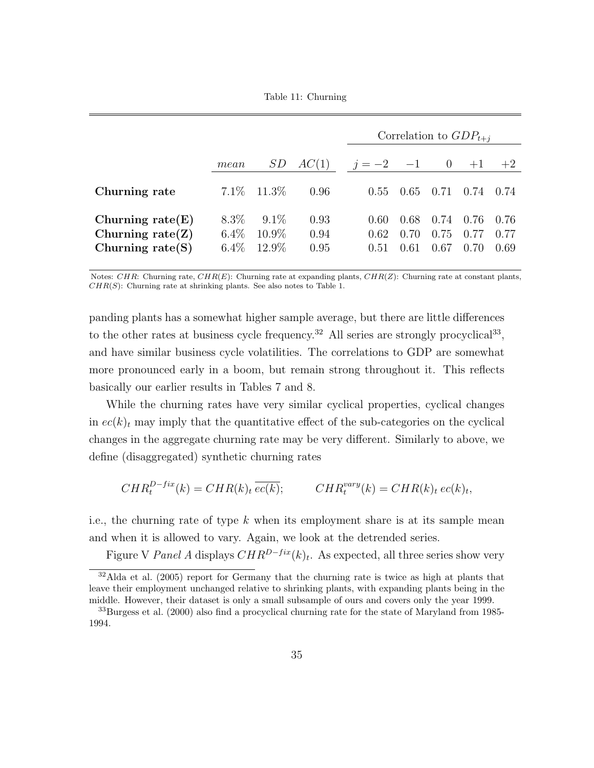Table 11: Churning

| | *mean* | *SD* | *AC*(1) | Correlation to $GDP_{t+j}$ | | | | |
|---|---|---|---|---|---|---|---|---|
| | | | | $j=-2$ | $-1$ | $0$ | $+1$ | $+2$ |
| **Churning rate** | 7.1% | 11.3% | 0.96 | 0.55 | 0.65 | 0.71 | 0.74 | 0.74 |
| **Churning rate(E)** | 8.3% | 9.1% | 0.93 | 0.60 | 0.68 | 0.74 | 0.76 | 0.76 |
| **Churning rate(Z)** | 6.4% | 10.9% | 0.94 | 0.62 | 0.70 | 0.75 | 0.77 | 0.77 |
| **Churning rate(S)** | 6.4% | 12.9% | 0.95 | 0.51 | 0.61 | 0.67 | 0.70 | 0.69 |

Notes: $CHR$: Churning rate, $CHR(E)$: Churning rate at expanding plants, $CHR(Z)$: Churning rate at constant plants, $CHR(S)$: Churning rate at shrinking plants. See also notes to Table 1.

panding plants has a somewhat higher sample average, but there are little differences to the other rates at business cycle frequency.[32] All series are strongly procyclical[33], and have similar business cycle volatilities. The correlations to GDP are somewhat more pronounced early in a boom, but remain strong throughout it. This reflects basically our earlier results in Tables 7 and 8.

While the churning rates have very similar cyclical properties, cyclical changes in $ec(k)_t$ may imply that the quantitative effect of the sub-categories on the cyclical changes in the aggregate churning rate may be very different. Similarly to above, we define (disaggregated) synthetic churning rates

$$CHR_t^{D-fix}(k) = CHR(k)_t \, \overline{ec(k)}; \qquad CHR_t^{vary}(k) = CHR(k)_t \, ec(k)_t,$$

i.e., the churning rate of type $k$ when its employment share is at its sample mean and when it is allowed to vary. Again, we look at the detrended series.

Figure V *Panel A* displays $CHR^{D-fix}(k)_t$. As expected, all three series show very

[32] Alda et al. (2005) report for Germany that the churning rate is twice as high at plants that leave their employment unchanged relative to shrinking plants, with expanding plants being in the middle. However, their dataset is only a small subsample of ours and covers only the year 1999.

[33] Burgess et al. (2000) also find a procyclical churning rate for the state of Maryland from 1985-1994.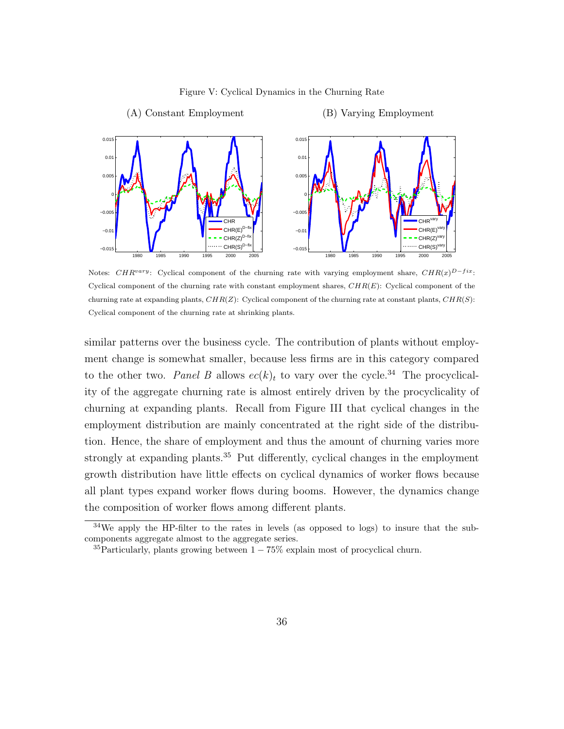Figure V: Cyclical Dynamics in the Churning Rate

(A) Constant Employment (B) Varying Employment

Notes: $CHR^{vary}$: Cyclical component of the churning rate with varying employment share, $CHR(x)^{D-fix}$: Cyclical component of the churning rate with constant employment shares, $CHR(E)$: Cyclical component of the churning rate at expanding plants, $CHR(Z)$: Cyclical component of the churning rate at constant plants, $CHR(S)$: Cyclical component of the churning rate at shrinking plants.

similar patterns over the business cycle. The contribution of plants without employment change is somewhat smaller, because less firms are in this category compared to the other two. *Panel B* allows $ec(k)_t$ to vary over the cycle.[34] The procyclicality of the aggregate churning rate is almost entirely driven by the procyclicality of churning at expanding plants. Recall from Figure III that cyclical changes in the employment distribution are mainly concentrated at the right side of the distribution. Hence, the share of employment and thus the amount of churning varies more strongly at expanding plants.[35] Put differently, cyclical changes in the employment growth distribution have little effects on cyclical dynamics of worker flows because all plant types expand worker flows during booms. However, the dynamics change the composition of worker flows among different plants.

[34] We apply the HP-filter to the rates in levels (as opposed to logs) to insure that the subcomponents aggregate almost to the aggregate series.

[35] Particularly, plants growing between $1-75\%$ explain most of procyclical churn.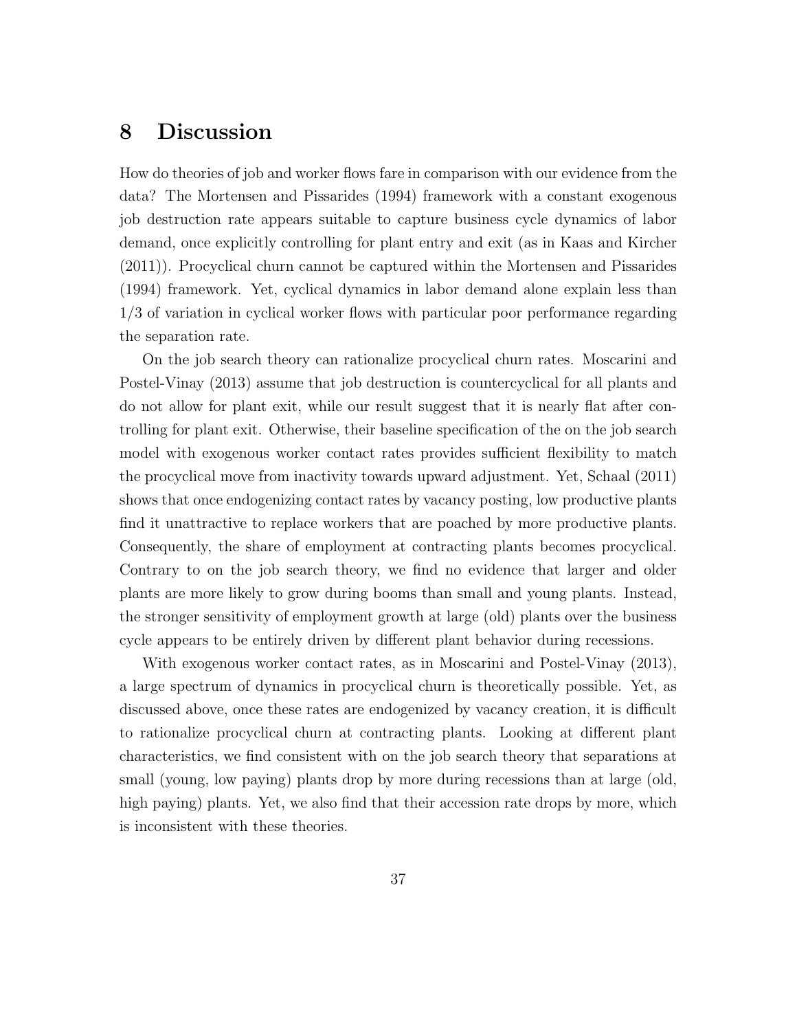# 8 Discussion

How do theories of job and worker flows fare in comparison with our evidence from the data? The Mortensen and Pissarides (1994) framework with a constant exogenous job destruction rate appears suitable to capture business cycle dynamics of labor demand, once explicitly controlling for plant entry and exit (as in Kaas and Kircher (2011)). Procyclical churn cannot be captured within the Mortensen and Pissarides (1994) framework. Yet, cyclical dynamics in labor demand alone explain less than 1/3 of variation in cyclical worker flows with particular poor performance regarding the separation rate.

On the job search theory can rationalize procyclical churn rates. Moscarini and Postel-Vinay (2013) assume that job destruction is countercyclical for all plants and do not allow for plant exit, while our result suggest that it is nearly flat after controlling for plant exit. Otherwise, their baseline specification of the on the job search model with exogenous worker contact rates provides sufficient flexibility to match the procyclical move from inactivity towards upward adjustment. Yet, Schaal (2011) shows that once endogenizing contact rates by vacancy posting, low productive plants find it unattractive to replace workers that are poached by more productive plants. Consequently, the share of employment at contracting plants becomes procyclical. Contrary to on the job search theory, we find no evidence that larger and older plants are more likely to grow during booms than small and young plants. Instead, the stronger sensitivity of employment growth at large (old) plants over the business cycle appears to be entirely driven by different plant behavior during recessions.

With exogenous worker contact rates, as in Moscarini and Postel-Vinay (2013), a large spectrum of dynamics in procyclical churn is theoretically possible. Yet, as discussed above, once these rates are endogenized by vacancy creation, it is difficult to rationalize procyclical churn at contracting plants. Looking at different plant characteristics, we find consistent with on the job search theory that separations at small (young, low paying) plants drop by more during recessions than at large (old, high paying) plants. Yet, we also find that their accession rate drops by more, which is inconsistent with these theories.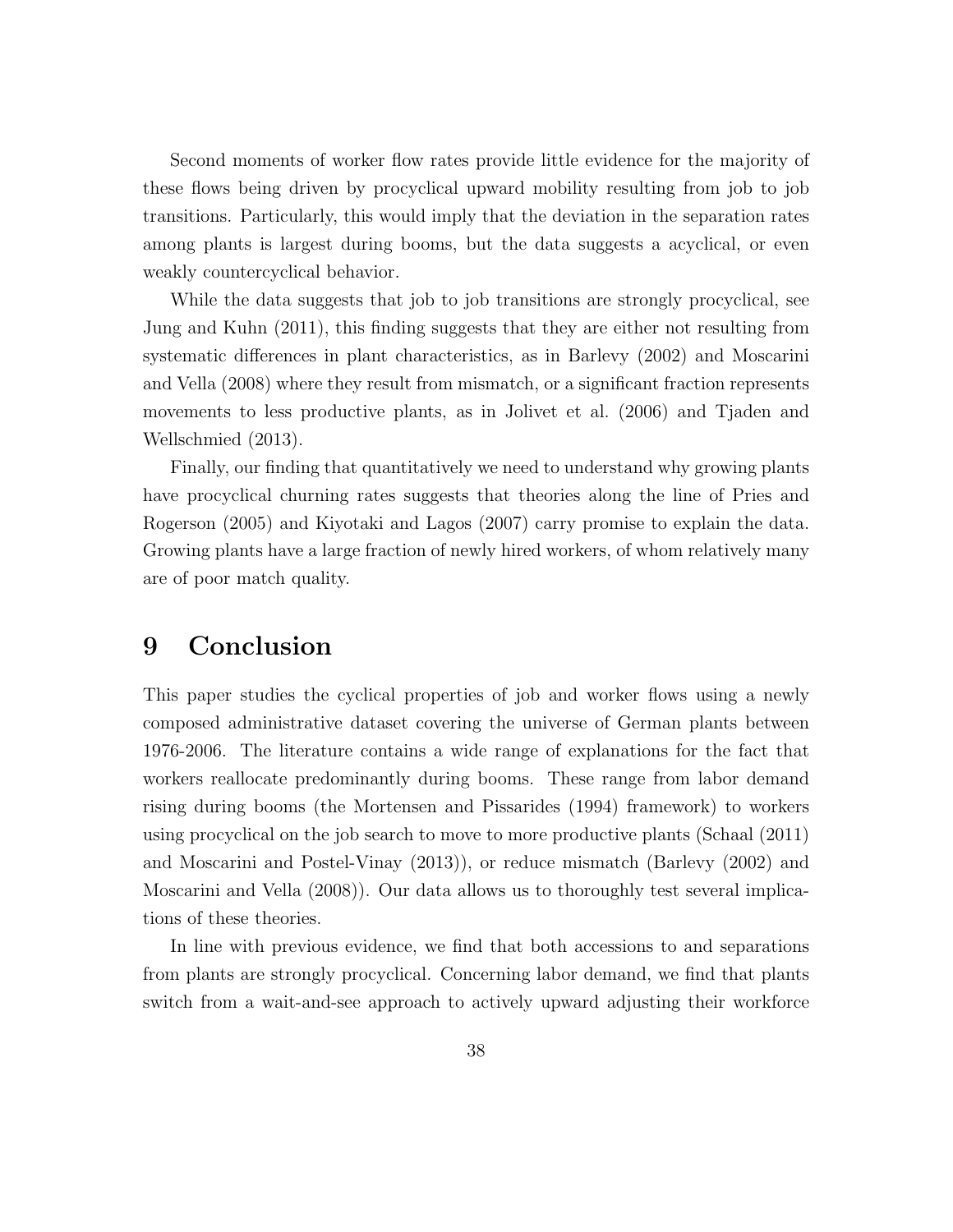Second moments of worker flow rates provide little evidence for the majority of these flows being driven by procyclical upward mobility resulting from job to job transitions. Particularly, this would imply that the deviation in the separation rates among plants is largest during booms, but the data suggests a acyclical, or even weakly countercyclical behavior.

While the data suggests that job to job transitions are strongly procyclical, see Jung and Kuhn (2011), this finding suggests that they are either not resulting from systematic differences in plant characteristics, as in Barlevy (2002) and Moscarini and Vella (2008) where they result from mismatch, or a significant fraction represents movements to less productive plants, as in Jolivet et al. (2006) and Tjaden and Wellschmied (2013).

Finally, our finding that quantitatively we need to understand why growing plants have procyclical churning rates suggests that theories along the line of Pries and Rogerson (2005) and Kiyotaki and Lagos (2007) carry promise to explain the data. Growing plants have a large fraction of newly hired workers, of whom relatively many are of poor match quality.

# 9 Conclusion

This paper studies the cyclical properties of job and worker flows using a newly composed administrative dataset covering the universe of German plants between 1976-2006. The literature contains a wide range of explanations for the fact that workers reallocate predominantly during booms. These range from labor demand rising during booms (the Mortensen and Pissarides (1994) framework) to workers using procyclical on the job search to move to more productive plants (Schaal (2011) and Moscarini and Postel-Vinay (2013)), or reduce mismatch (Barlevy (2002) and Moscarini and Vella (2008)). Our data allows us to thoroughly test several implications of these theories.

In line with previous evidence, we find that both accessions to and separations from plants are strongly procyclical. Concerning labor demand, we find that plants switch from a wait-and-see approach to actively upward adjusting their workforce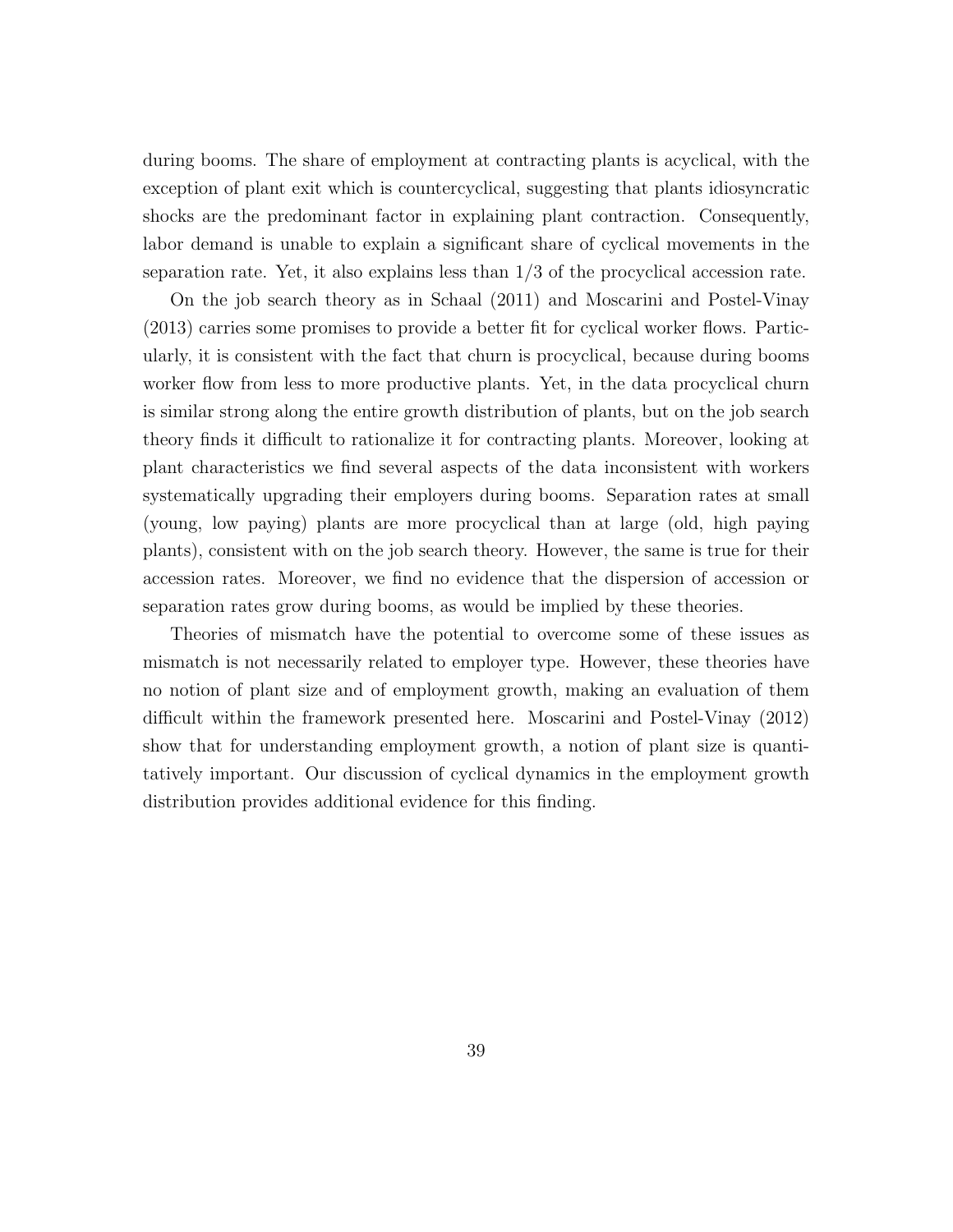during booms. The share of employment at contracting plants is acyclical, with the exception of plant exit which is countercyclical, suggesting that plants idiosyncratic shocks are the predominant factor in explaining plant contraction. Consequently, labor demand is unable to explain a significant share of cyclical movements in the separation rate. Yet, it also explains less than 1/3 of the procyclical accession rate.

On the job search theory as in Schaal (2011) and Moscarini and Postel-Vinay (2013) carries some promises to provide a better fit for cyclical worker flows. Particularly, it is consistent with the fact that churn is procyclical, because during booms worker flow from less to more productive plants. Yet, in the data procyclical churn is similar strong along the entire growth distribution of plants, but on the job search theory finds it difficult to rationalize it for contracting plants. Moreover, looking at plant characteristics we find several aspects of the data inconsistent with workers systematically upgrading their employers during booms. Separation rates at small (young, low paying) plants are more procyclical than at large (old, high paying plants), consistent with on the job search theory. However, the same is true for their accession rates. Moreover, we find no evidence that the dispersion of accession or separation rates grow during booms, as would be implied by these theories.

Theories of mismatch have the potential to overcome some of these issues as mismatch is not necessarily related to employer type. However, these theories have no notion of plant size and of employment growth, making an evaluation of them difficult within the framework presented here. Moscarini and Postel-Vinay (2012) show that for understanding employment growth, a notion of plant size is quantitatively important. Our discussion of cyclical dynamics in the employment growth distribution provides additional evidence for this finding.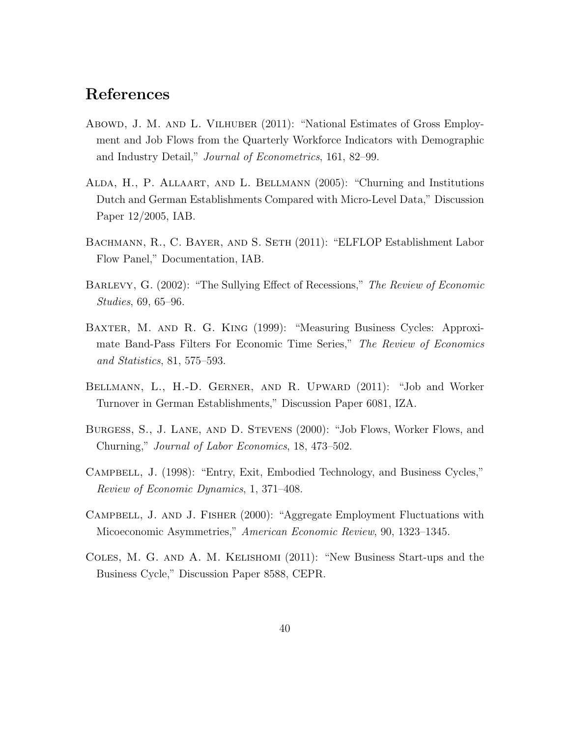# References

Abowd, J. M. and L. Vilhuber (2011): "National Estimates of Gross Employment and Job Flows from the Quarterly Workforce Indicators with Demographic and Industry Detail," *Journal of Econometrics*, 161, 82–99.

Alda, H., P. Allaart, and L. Bellmann (2005): "Churning and Institutions Dutch and German Establishments Compared with Micro-Level Data," Discussion Paper 12/2005, IAB.

Bachmann, R., C. Bayer, and S. Seth (2011): "ELFLOP Establishment Labor Flow Panel," Documentation, IAB.

Barlevy, G. (2002): "The Sullying Effect of Recessions," *The Review of Economic Studies*, 69, 65–96.

Baxter, M. and R. G. King (1999): "Measuring Business Cycles: Approximate Band-Pass Filters For Economic Time Series," *The Review of Economics and Statistics*, 81, 575–593.

Bellmann, L., H.-D. Gerner, and R. Upward (2011): "Job and Worker Turnover in German Establishments," Discussion Paper 6081, IZA.

Burgess, S., J. Lane, and D. Stevens (2000): "Job Flows, Worker Flows, and Churning," *Journal of Labor Economics*, 18, 473–502.

Campbell, J. (1998): "Entry, Exit, Embodied Technology, and Business Cycles," *Review of Economic Dynamics*, 1, 371–408.

Campbell, J. and J. Fisher (2000): "Aggregate Employment Fluctuations with Micoeconomic Asymmetries," *American Economic Review*, 90, 1323–1345.

Coles, M. G. and A. M. Kelishomi (2011): "New Business Start-ups and the Business Cycle," Discussion Paper 8588, CEPR.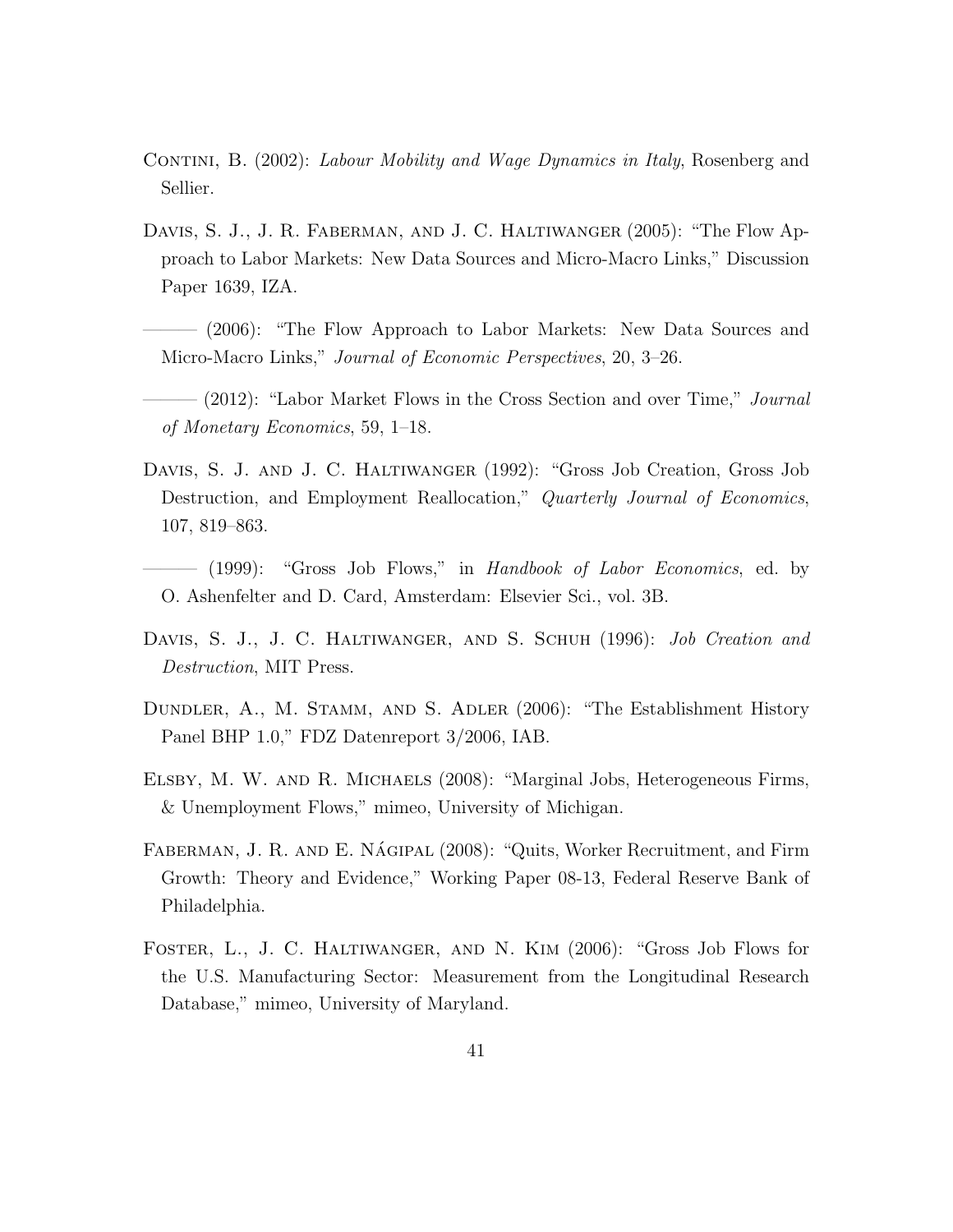Contini, B. (2002): *Labour Mobility and Wage Dynamics in Italy*, Rosenberg and Sellier.

Davis, S. J., J. R. Faberman, and J. C. Haltiwanger (2005): "The Flow Approach to Labor Markets: New Data Sources and Micro-Macro Links," Discussion Paper 1639, IZA.

——— (2006): "The Flow Approach to Labor Markets: New Data Sources and Micro-Macro Links," *Journal of Economic Perspectives*, 20, 3–26.

——— (2012): "Labor Market Flows in the Cross Section and over Time," *Journal of Monetary Economics*, 59, 1–18.

Davis, S. J. and J. C. Haltiwanger (1992): "Gross Job Creation, Gross Job Destruction, and Employment Reallocation," *Quarterly Journal of Economics*, 107, 819–863.

——— (1999): "Gross Job Flows," in *Handbook of Labor Economics*, ed. by O. Ashenfelter and D. Card, Amsterdam: Elsevier Sci., vol. 3B.

Davis, S. J., J. C. Haltiwanger, and S. Schuh (1996): *Job Creation and Destruction*, MIT Press.

Dundler, A., M. Stamm, and S. Adler (2006): "The Establishment History Panel BHP 1.0," FDZ Datenreport 3/2006, IAB.

Elsby, M. W. and R. Michaels (2008): "Marginal Jobs, Heterogeneous Firms, & Unemployment Flows," mimeo, University of Michigan.

Faberman, J. R. and E. Nágipal (2008): "Quits, Worker Recruitment, and Firm Growth: Theory and Evidence," Working Paper 08-13, Federal Reserve Bank of Philadelphia.

Foster, L., J. C. Haltiwanger, and N. Kim (2006): "Gross Job Flows for the U.S. Manufacturing Sector: Measurement from the Longitudinal Research Database," mimeo, University of Maryland.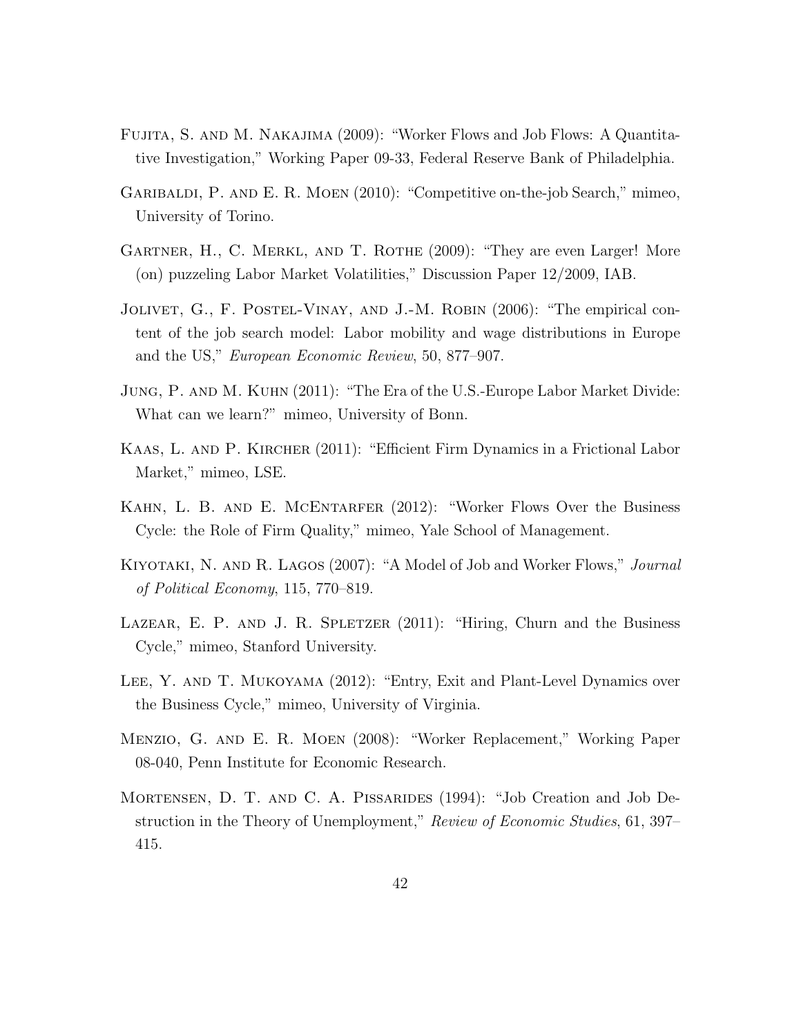Fujita, S. and M. Nakajima (2009): "Worker Flows and Job Flows: A Quantitative Investigation," Working Paper 09-33, Federal Reserve Bank of Philadelphia.

Garibaldi, P. and E. R. Moen (2010): "Competitive on-the-job Search," mimeo, University of Torino.

Gartner, H., C. Merkl, and T. Rothe (2009): "They are even Larger! More (on) puzzeling Labor Market Volatilities," Discussion Paper 12/2009, IAB.

Jolivet, G., F. Postel-Vinay, and J.-M. Robin (2006): "The empirical content of the job search model: Labor mobility and wage distributions in Europe and the US," *European Economic Review*, 50, 877–907.

Jung, P. and M. Kuhn (2011): "The Era of the U.S.-Europe Labor Market Divide: What can we learn?" mimeo, University of Bonn.

Kaas, L. and P. Kircher (2011): "Efficient Firm Dynamics in a Frictional Labor Market," mimeo, LSE.

Kahn, L. B. and E. McEntarfer (2012): "Worker Flows Over the Business Cycle: the Role of Firm Quality," mimeo, Yale School of Management.

Kiyotaki, N. and R. Lagos (2007): "A Model of Job and Worker Flows," *Journal of Political Economy*, 115, 770–819.

Lazear, E. P. and J. R. Spletzer (2011): "Hiring, Churn and the Business Cycle," mimeo, Stanford University.

Lee, Y. and T. Mukoyama (2012): "Entry, Exit and Plant-Level Dynamics over the Business Cycle," mimeo, University of Virginia.

Menzio, G. and E. R. Moen (2008): "Worker Replacement," Working Paper 08-040, Penn Institute for Economic Research.

Mortensen, D. T. and C. A. Pissarides (1994): "Job Creation and Job Destruction in the Theory of Unemployment," *Review of Economic Studies*, 61, 397–415.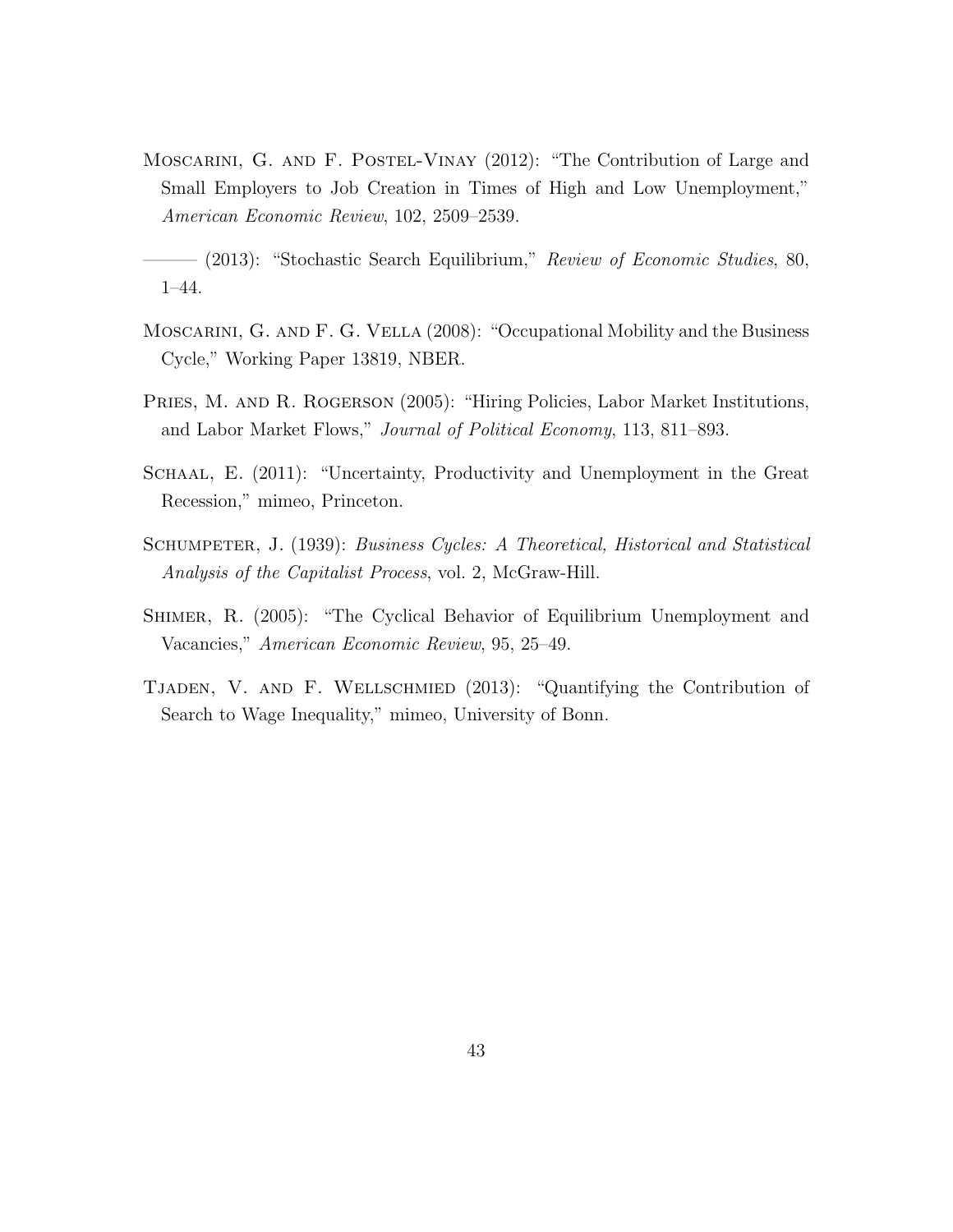Moscarini, G. and F. Postel-Vinay (2012): "The Contribution of Large and Small Employers to Job Creation in Times of High and Low Unemployment," *American Economic Review*, 102, 2509–2539.

——— (2013): "Stochastic Search Equilibrium," *Review of Economic Studies*, 80, 1–44.

Moscarini, G. and F. G. Vella (2008): "Occupational Mobility and the Business Cycle," Working Paper 13819, NBER.

Pries, M. and R. Rogerson (2005): "Hiring Policies, Labor Market Institutions, and Labor Market Flows," *Journal of Political Economy*, 113, 811–893.

Schaal, E. (2011): "Uncertainty, Productivity and Unemployment in the Great Recession," mimeo, Princeton.

Schumpeter, J. (1939): *Business Cycles: A Theoretical, Historical and Statistical Analysis of the Capitalist Process*, vol. 2, McGraw-Hill.

Shimer, R. (2005): "The Cyclical Behavior of Equilibrium Unemployment and Vacancies," *American Economic Review*, 95, 25–49.

Tjaden, V. and F. Wellschmied (2013): "Quantifying the Contribution of Search to Wage Inequality," mimeo, University of Bonn.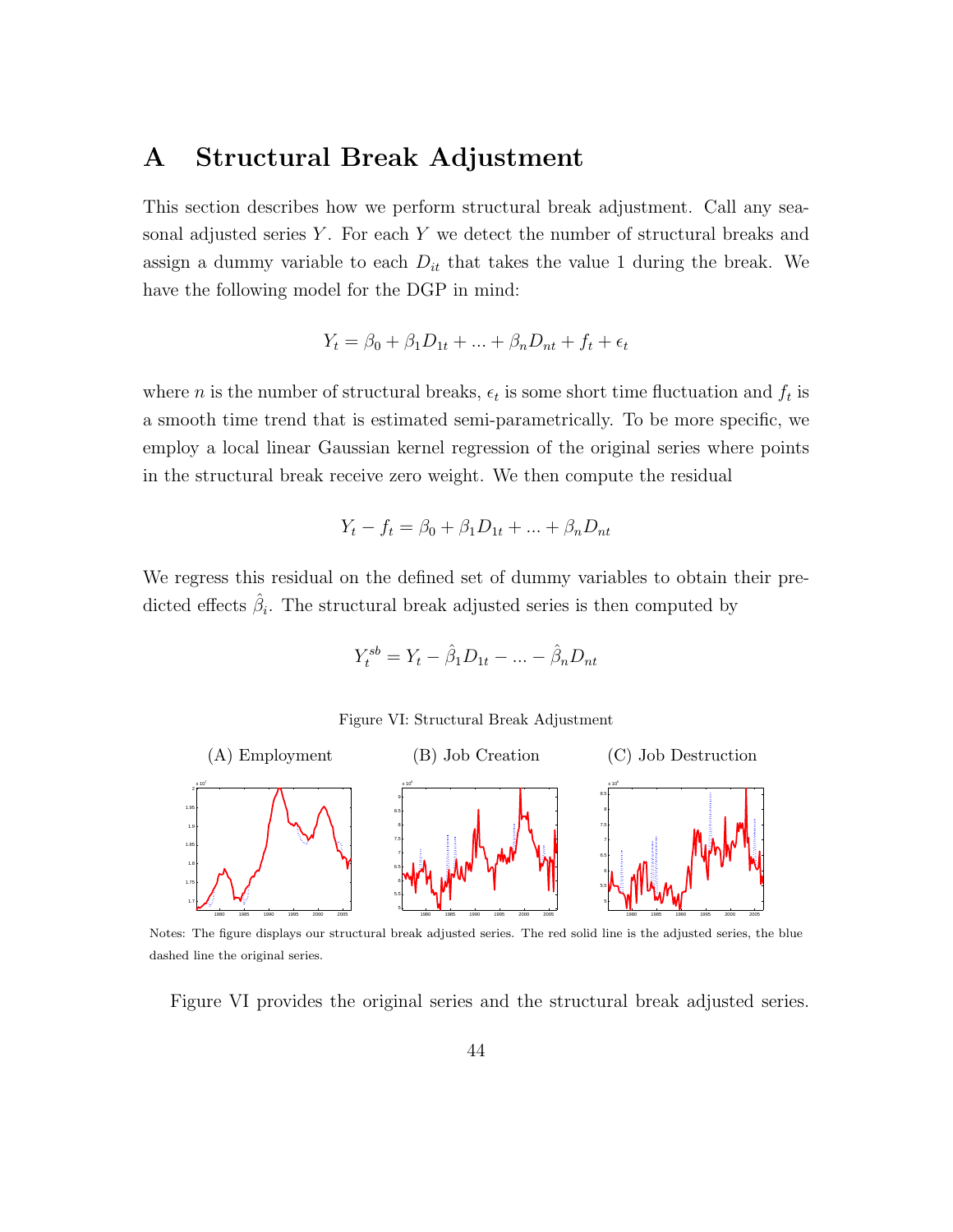# A Structural Break Adjustment

This section describes how we perform structural break adjustment. Call any seasonal adjusted series $Y$. For each $Y$ we detect the number of structural breaks and assign a dummy variable to each $D_{it}$ that takes the value 1 during the break. We have the following model for the DGP in mind:

$$Y_t = \beta_0 + \beta_1 D_{1t} + ... + \beta_n D_{nt} + f_t + \epsilon_t$$

where $n$ is the number of structural breaks, $\epsilon_t$ is some short time fluctuation and $f_t$ is a smooth time trend that is estimated semi-parametrically. To be more specific, we employ a local linear Gaussian kernel regression of the original series where points in the structural break receive zero weight. We then compute the residual

$$Y_t - f_t = \beta_0 + \beta_1 D_{1t} + ... + \beta_n D_{nt}$$

We regress this residual on the defined set of dummy variables to obtain their predicted effects $\hat{\beta}_i$. The structural break adjusted series is then computed by

$$Y_t^{sb} = Y_t - \hat{\beta}_1 D_{1t} - ... - \hat{\beta}_n D_{nt}$$

Figure VI: Structural Break Adjustment

(A) Employment (B) Job Creation (C) Job Destruction

Notes: The figure displays our structural break adjusted series. The red solid line is the adjusted series, the blue dashed line the original series.

Figure VI provides the original series and the structural break adjusted series.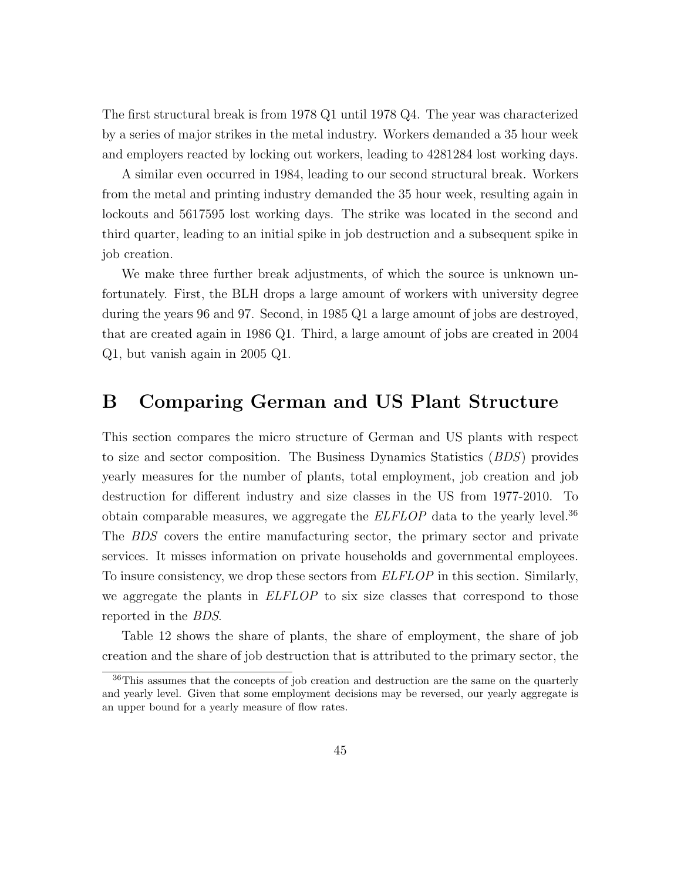The first structural break is from 1978 Q1 until 1978 Q4. The year was characterized by a series of major strikes in the metal industry. Workers demanded a 35 hour week and employers reacted by locking out workers, leading to 4281284 lost working days.

A similar even occurred in 1984, leading to our second structural break. Workers from the metal and printing industry demanded the 35 hour week, resulting again in lockouts and 5617595 lost working days. The strike was located in the second and third quarter, leading to an initial spike in job destruction and a subsequent spike in job creation.

We make three further break adjustments, of which the source is unknown unfortunately. First, the BLH drops a large amount of workers with university degree during the years 96 and 97. Second, in 1985 Q1 a large amount of jobs are destroyed, that are created again in 1986 Q1. Third, a large amount of jobs are created in 2004 Q1, but vanish again in 2005 Q1.

# B Comparing German and US Plant Structure

This section compares the micro structure of German and US plants with respect to size and sector composition. The Business Dynamics Statistics (*BDS*) provides yearly measures for the number of plants, total employment, job creation and job destruction for different industry and size classes in the US from 1977-2010. To obtain comparable measures, we aggregate the *ELFLOP* data to the yearly level.[36] The *BDS* covers the entire manufacturing sector, the primary sector and private services. It misses information on private households and governmental employees. To insure consistency, we drop these sectors from *ELFLOP* in this section. Similarly, we aggregate the plants in *ELFLOP* to six size classes that correspond to those reported in the *BDS*.

Table 12 shows the share of plants, the share of employment, the share of job creation and the share of job destruction that is attributed to the primary sector, the

[36]This assumes that the concepts of job creation and destruction are the same on the quarterly and yearly level. Given that some employment decisions may be reversed, our yearly aggregate is an upper bound for a yearly measure of flow rates.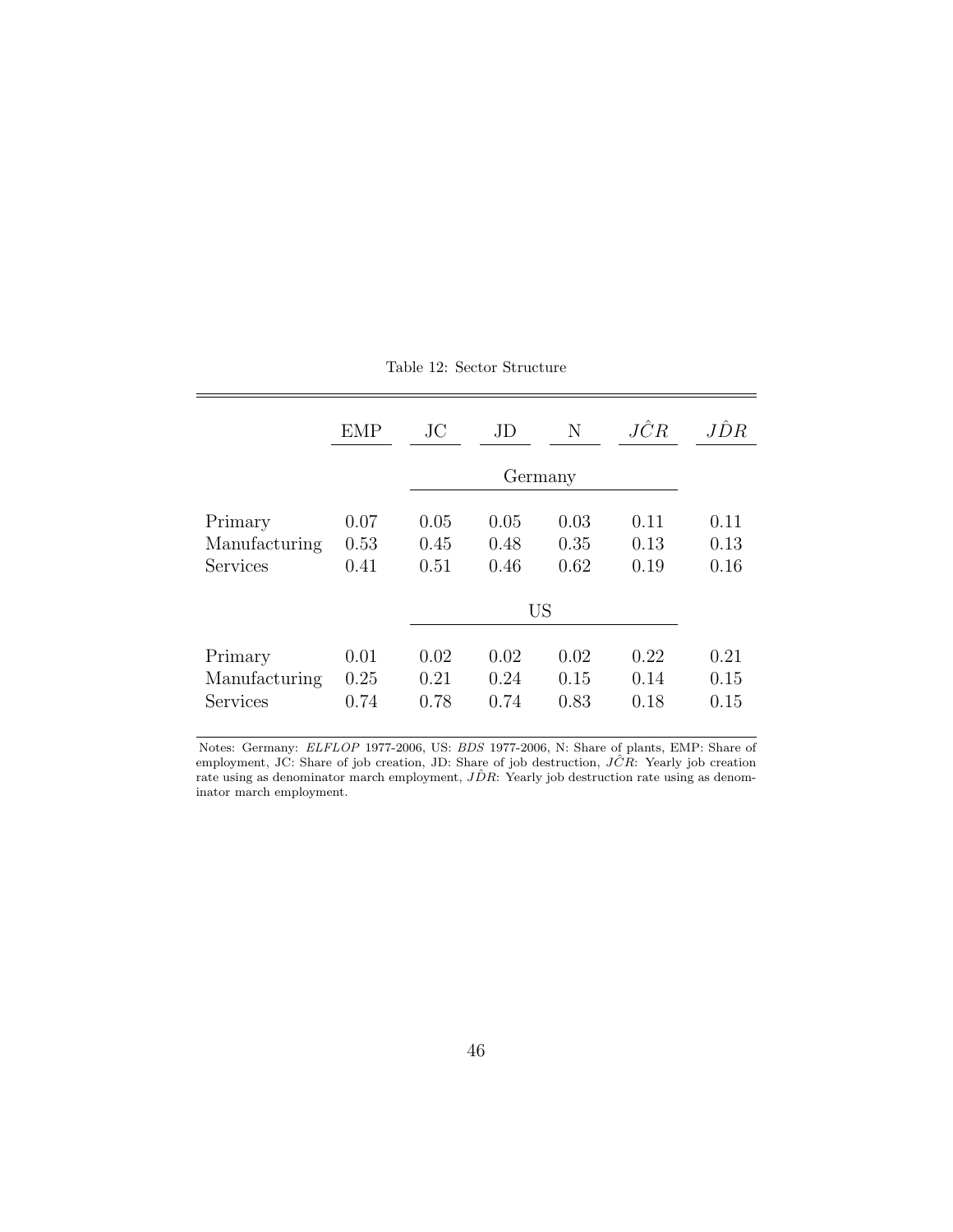Table 12: Sector Structure

| | EMP | JC | JD | N | $J\hat{C}R$ | $J\hat{D}R$ |
|---|---|---|---|---|---|---|
| | | Germany | | | | |
| Primary | 0.07 | 0.05 | 0.05 | 0.03 | 0.11 | 0.11 |
| Manufacturing | 0.53 | 0.45 | 0.48 | 0.35 | 0.13 | 0.13 |
| Services | 0.41 | 0.51 | 0.46 | 0.62 | 0.19 | 0.16 |
| | | US | | | | |
| Primary | 0.01 | 0.02 | 0.02 | 0.02 | 0.22 | 0.21 |
| Manufacturing | 0.25 | 0.21 | 0.24 | 0.15 | 0.14 | 0.15 |
| Services | 0.74 | 0.78 | 0.74 | 0.83 | 0.18 | 0.15 |

Notes: Germany: *ELFLOP* 1977-2006, US: *BDS* 1977-2006, N: Share of plants, EMP: Share of employment, JC: Share of job creation, JD: Share of job destruction, $J\hat{C}R$: Yearly job creation rate using as denominator march employment, $J\hat{D}R$: Yearly job destruction rate using as denominator march employment.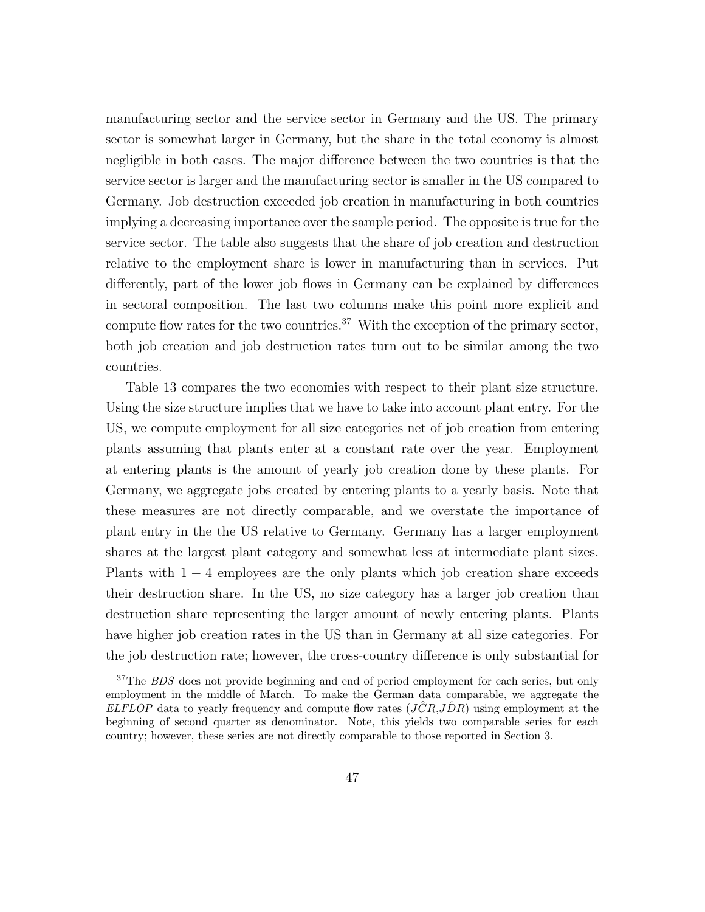manufacturing sector and the service sector in Germany and the US. The primary sector is somewhat larger in Germany, but the share in the total economy is almost negligible in both cases. The major difference between the two countries is that the service sector is larger and the manufacturing sector is smaller in the US compared to Germany. Job destruction exceeded job creation in manufacturing in both countries implying a decreasing importance over the sample period. The opposite is true for the service sector. The table also suggests that the share of job creation and destruction relative to the employment share is lower in manufacturing than in services. Put differently, part of the lower job flows in Germany can be explained by differences in sectoral composition. The last two columns make this point more explicit and compute flow rates for the two countries.[37] With the exception of the primary sector, both job creation and job destruction rates turn out to be similar among the two countries.

Table 13 compares the two economies with respect to their plant size structure. Using the size structure implies that we have to take into account plant entry. For the US, we compute employment for all size categories net of job creation from entering plants assuming that plants enter at a constant rate over the year. Employment at entering plants is the amount of yearly job creation done by these plants. For Germany, we aggregate jobs created by entering plants to a yearly basis. Note that these measures are not directly comparable, and we overstate the importance of plant entry in the the US relative to Germany. Germany has a larger employment shares at the largest plant category and somewhat less at intermediate plant sizes. Plants with $1-4$ employees are the only plants which job creation share exceeds their destruction share. In the US, no size category has a larger job creation than destruction share representing the larger amount of newly entering plants. Plants have higher job creation rates in the US than in Germany at all size categories. For the job destruction rate; however, the cross-country difference is only substantial for

[37] The *BDS* does not provide beginning and end of period employment for each series, but only employment in the middle of March. To make the German data comparable, we aggregate the *ELFLOP* data to yearly frequency and compute flow rates ($\hat{JCR}$,$\hat{JDR}$) using employment at the beginning of second quarter as denominator. Note, this yields two comparable series for each country; however, these series are not directly comparable to those reported in Section 3.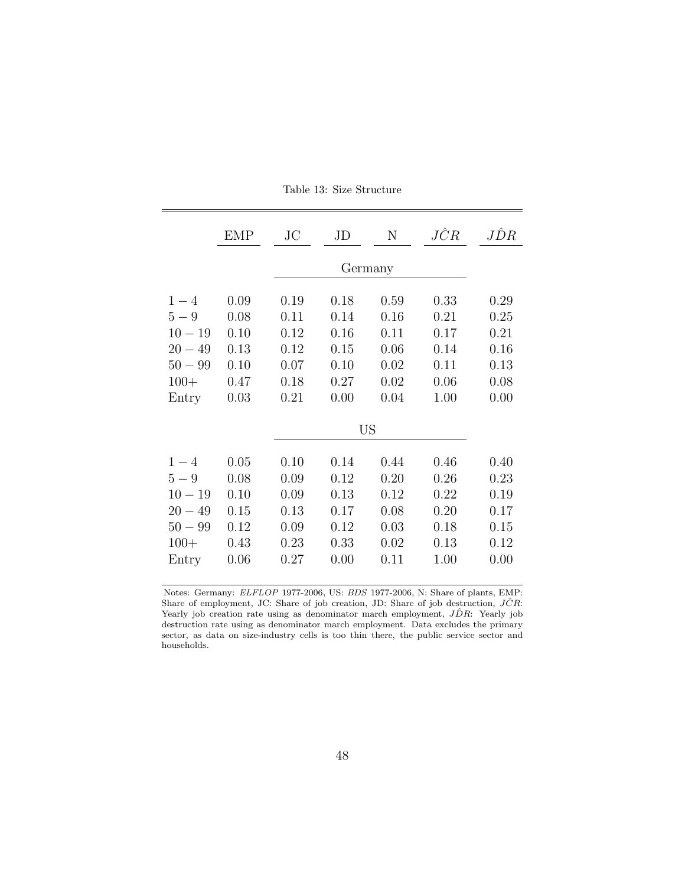Table 13: Size Structure

| | EMP | JC | JD | N | $J\hat{C}R$ | $J\hat{D}R$ |
|---|---|---|---|---|---|---|
| | | Germany | | | | |
| $1-4$ | 0.09 | 0.19 | 0.18 | 0.59 | 0.33 | 0.29 |
| $5-9$ | 0.08 | 0.11 | 0.14 | 0.16 | 0.21 | 0.25 |
| $10-19$ | 0.10 | 0.12 | 0.16 | 0.11 | 0.17 | 0.21 |
| $20-49$ | 0.13 | 0.12 | 0.15 | 0.06 | 0.14 | 0.16 |
| $50-99$ | 0.10 | 0.07 | 0.10 | 0.02 | 0.11 | 0.13 |
| $100+$ | 0.47 | 0.18 | 0.27 | 0.02 | 0.06 | 0.08 |
| Entry | 0.03 | 0.21 | 0.00 | 0.04 | 1.00 | 0.00 |
| | | US | | | | |
| $1-4$ | 0.05 | 0.10 | 0.14 | 0.44 | 0.46 | 0.40 |
| $5-9$ | 0.08 | 0.09 | 0.12 | 0.20 | 0.26 | 0.23 |
| $10-19$ | 0.10 | 0.09 | 0.13 | 0.12 | 0.22 | 0.19 |
| $20-49$ | 0.15 | 0.13 | 0.17 | 0.08 | 0.20 | 0.17 |
| $50-99$ | 0.12 | 0.09 | 0.12 | 0.03 | 0.18 | 0.15 |
| $100+$ | 0.43 | 0.23 | 0.33 | 0.02 | 0.13 | 0.12 |
| Entry | 0.06 | 0.27 | 0.00 | 0.11 | 1.00 | 0.00 |

Notes: Germany: *ELFLOP* 1977-2006, US: *BDS* 1977-2006, N: Share of plants, EMP: Share of employment, JC: Share of job creation, JD: Share of job destruction, $J\hat{C}R$: Yearly job creation rate using as denominator march employment, $J\hat{D}R$: Yearly job destruction rate using as denominator march employment. Data excludes the primary sector, as data on size-industry cells is too thin there, the public service sector and households.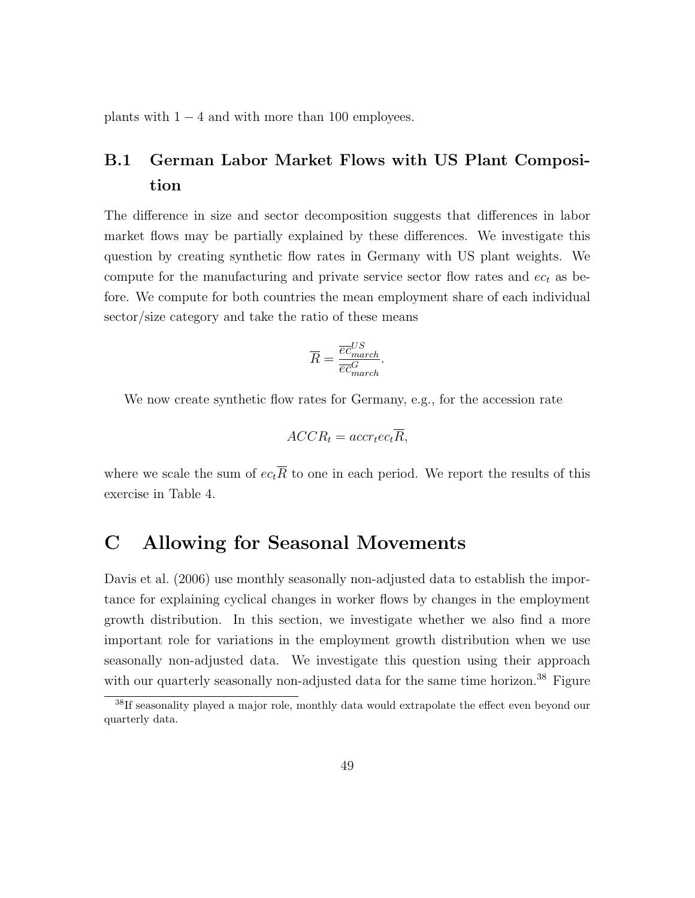plants with $1 - 4$ and with more than 100 employees.

### B.1 German Labor Market Flows with US Plant Composition

The difference in size and sector decomposition suggests that differences in labor market flows may be partially explained by these differences. We investigate this question by creating synthetic flow rates in Germany with US plant weights. We compute for the manufacturing and private service sector flow rates and $ec_t$ as before. We compute for both countries the mean employment share of each individual sector/size category and take the ratio of these means

$$\overline{R} = \frac{\overline{ec}^{US}_{march}}{\overline{ec}^{G}_{march}}.$$

We now create synthetic flow rates for Germany, e.g., for the accession rate

$$ACCR_t = accr_t ec_t \overline{R},$$

where we scale the sum of $ec_t\overline{R}$ to one in each period. We report the results of this exercise in Table 4.

## C Allowing for Seasonal Movements

Davis et al. (2006) use monthly seasonally non-adjusted data to establish the importance for explaining cyclical changes in worker flows by changes in the employment growth distribution. In this section, we investigate whether we also find a more important role for variations in the employment growth distribution when we use seasonally non-adjusted data. We investigate this question using their approach with our quarterly seasonally non-adjusted data for the same time horizon.[38] Figure

[38] If seasonality played a major role, monthly data would extrapolate the effect even beyond our quarterly data.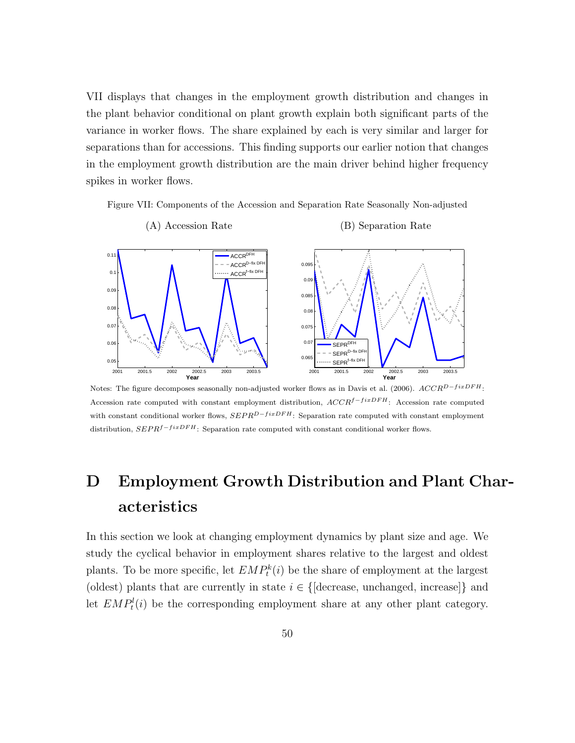VII displays that changes in the employment growth distribution and changes in the plant behavior conditional on plant growth explain both significant parts of the variance in worker flows. The share explained by each is very similar and larger for separations than for accessions. This finding supports our earlier notion that changes in the employment growth distribution are the main driver behind higher frequency spikes in worker flows.

Figure VII: Components of the Accession and Separation Rate Seasonally Non-adjusted

(A) Accession Rate

(B) Separation Rate

Notes: The figure decomposes seasonally non-adjusted worker flows as in Davis et al. (2006). $ACCR^{D-fixDFH}$: Accession rate computed with constant employment distribution, $ACCR^{f-fixDFH}$: Accession rate computed with constant conditional worker flows, $SEPR^{D-fixDFH}$: Separation rate computed with constant employment distribution, $SEPR^{f-fixDFH}$: Separation rate computed with constant conditional worker flows.

# D Employment Growth Distribution and Plant Characteristics

In this section we look at changing employment dynamics by plant size and age. We study the cyclical behavior in employment shares relative to the largest and oldest plants. To be more specific, let $EMP_t^k(i)$ be the share of employment at the largest (oldest) plants that are currently in state $i \in \{[\text{decrease, unchanged, increase}]\}$ and let $EMP_t^l(i)$ be the corresponding employment share at any other plant category.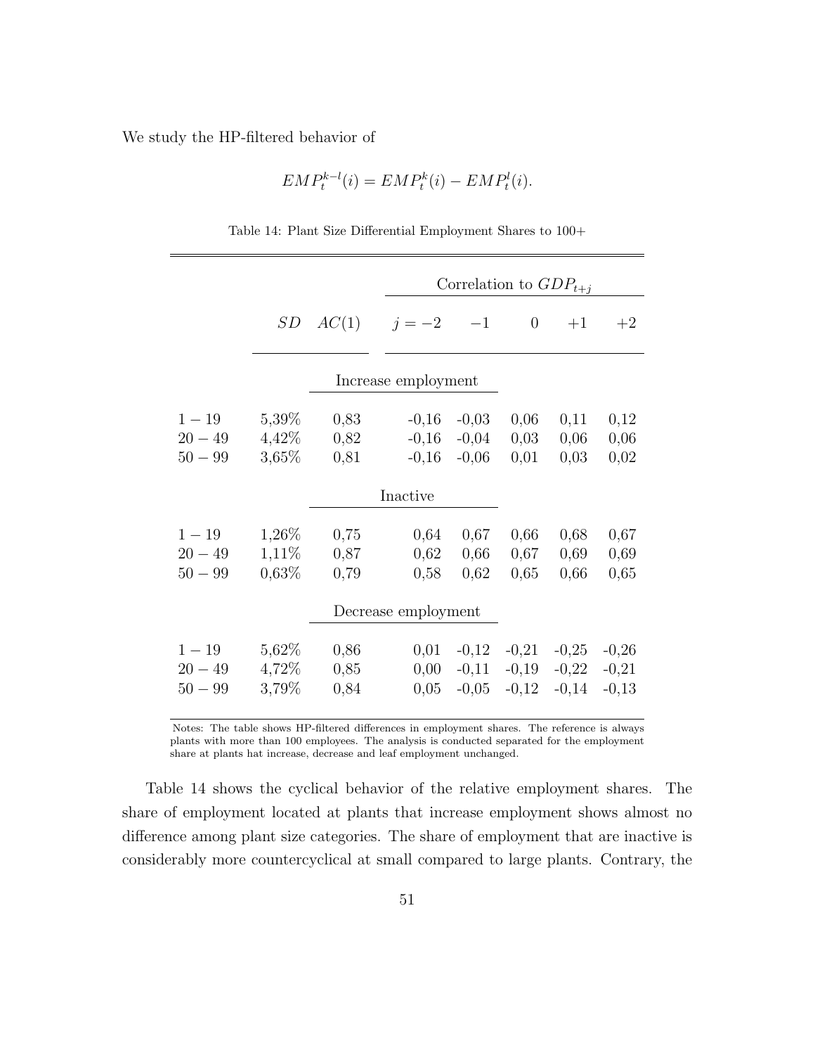We study the HP-filtered behavior of

$$EMP_t^{k-l}(i) = EMP_t^k(i) - EMP_t^l(i).$$

Table 14: Plant Size Differential Employment Shares to 100+

| | | | Correlation to $GDP_{t+j}$ | | | | |
|---|---|---|---|---|---|---|---|
| | $SD$ | $AC(1)$ | $j=-2$ | $-1$ | $0$ | $+1$ | $+2$ |
| | | Increase employment | | | | | |
| $1-19$ | 5,39% | 0,83 | -0,16 | -0,03 | 0,06 | 0,11 | 0,12 |
| $20-49$ | 4,42% | 0,82 | -0,16 | -0,04 | 0,03 | 0,06 | 0,06 |
| $50-99$ | 3,65% | 0,81 | -0,16 | -0,06 | 0,01 | 0,03 | 0,02 |
| | | Inactive | | | | | |
| $1-19$ | 1,26% | 0,75 | 0,64 | 0,67 | 0,66 | 0,68 | 0,67 |
| $20-49$ | 1,11% | 0,87 | 0,62 | 0,66 | 0,67 | 0,69 | 0,69 |
| $50-99$ | 0,63% | 0,79 | 0,58 | 0,62 | 0,65 | 0,66 | 0,65 |
| | | Decrease employment | | | | | |
| $1-19$ | 5,62% | 0,86 | 0,01 | -0,12 | -0,21 | -0,25 | -0,26 |
| $20-49$ | 4,72% | 0,85 | 0,00 | -0,11 | -0,19 | -0,22 | -0,21 |
| $50-99$ | 3,79% | 0,84 | 0,05 | -0,05 | -0,12 | -0,14 | -0,13 |

Notes: The table shows HP-filtered differences in employment shares. The reference is always plants with more than 100 employees. The analysis is conducted separated for the employment share at plants hat increase, decrease and leaf employment unchanged.

Table 14 shows the cyclical behavior of the relative employment shares. The share of employment located at plants that increase employment shows almost no difference among plant size categories. The share of employment that are inactive is considerably more countercyclical at small compared to large plants. Contrary, the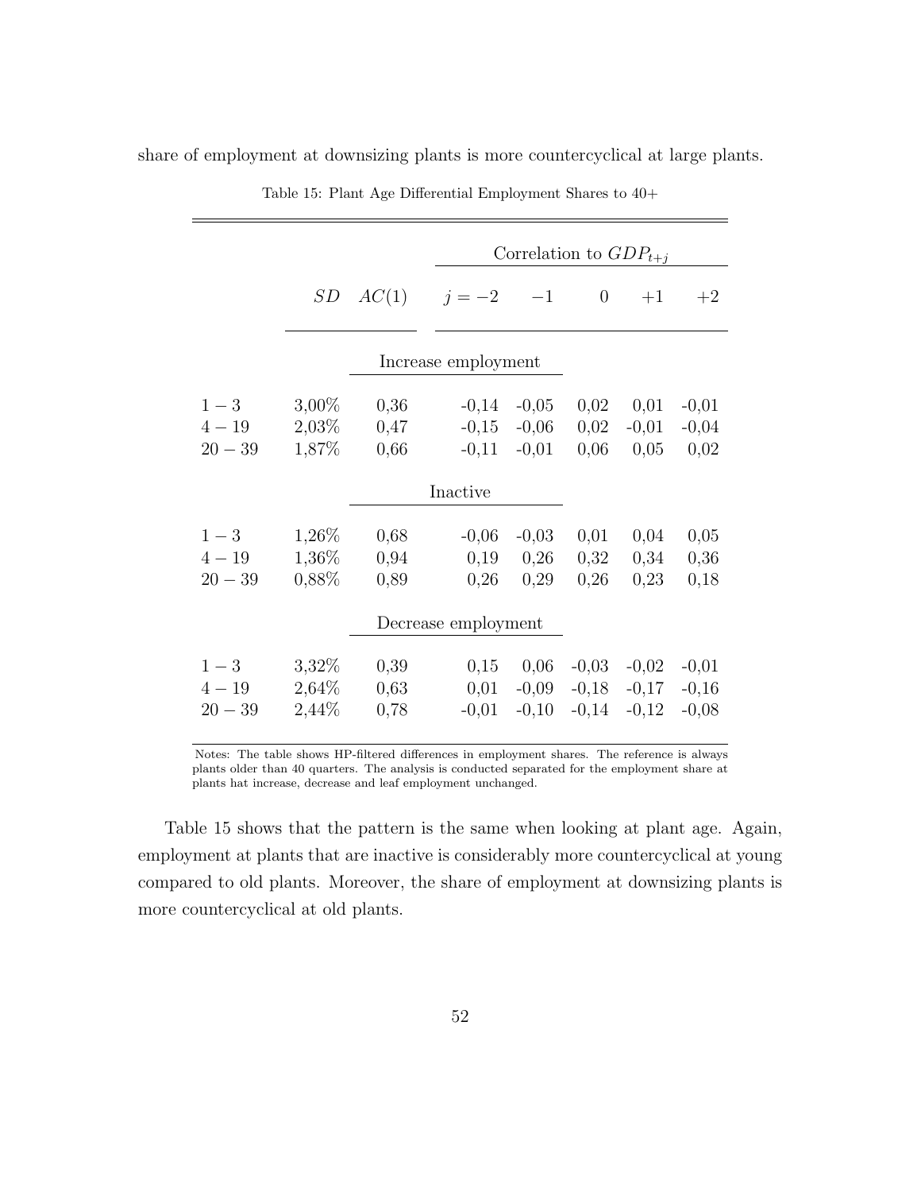share of employment at downsizing plants is more countercyclical at large plants.

Table 15: Plant Age Differential Employment Shares to 40+

| | | | Correlation to $GDP_{t+j}$ | | | | |
|---|---|---|---|---|---|---|---|
| | $SD$ | $AC(1)$ | $j=-2$ | $-1$ | $0$ | $+1$ | $+2$ |
| | | Increase employment | | | | | |
| $1-3$ | 3,00% | 0,36 | -0,14 | -0,05 | 0,02 | 0,01 | -0,01 |
| $4-19$ | 2,03% | 0,47 | -0,15 | -0,06 | 0,02 | -0,01 | -0,04 |
| $20-39$ | 1,87% | 0,66 | -0,11 | -0,01 | 0,06 | 0,05 | 0,02 |
| | | Inactive | | | | | |
| $1-3$ | 1,26% | 0,68 | -0,06 | -0,03 | 0,01 | 0,04 | 0,05 |
| $4-19$ | 1,36% | 0,94 | 0,19 | 0,26 | 0,32 | 0,34 | 0,36 |
| $20-39$ | 0,88% | 0,89 | 0,26 | 0,29 | 0,26 | 0,23 | 0,18 |
| | | Decrease employment | | | | | |
| $1-3$ | 3,32% | 0,39 | 0,15 | 0,06 | -0,03 | -0,02 | -0,01 |
| $4-19$ | 2,64% | 0,63 | 0,01 | -0,09 | -0,18 | -0,17 | -0,16 |
| $20-39$ | 2,44% | 0,78 | -0,01 | -0,10 | -0,14 | -0,12 | -0,08 |

Notes: The table shows HP-filtered differences in employment shares. The reference is always plants older than 40 quarters. The analysis is conducted separated for the employment share at plants hat increase, decrease and leaf employment unchanged.

Table 15 shows that the pattern is the same when looking at plant age. Again, employment at plants that are inactive is considerably more countercyclical at young compared to old plants. Moreover, the share of employment at downsizing plants is more countercyclical at old plants.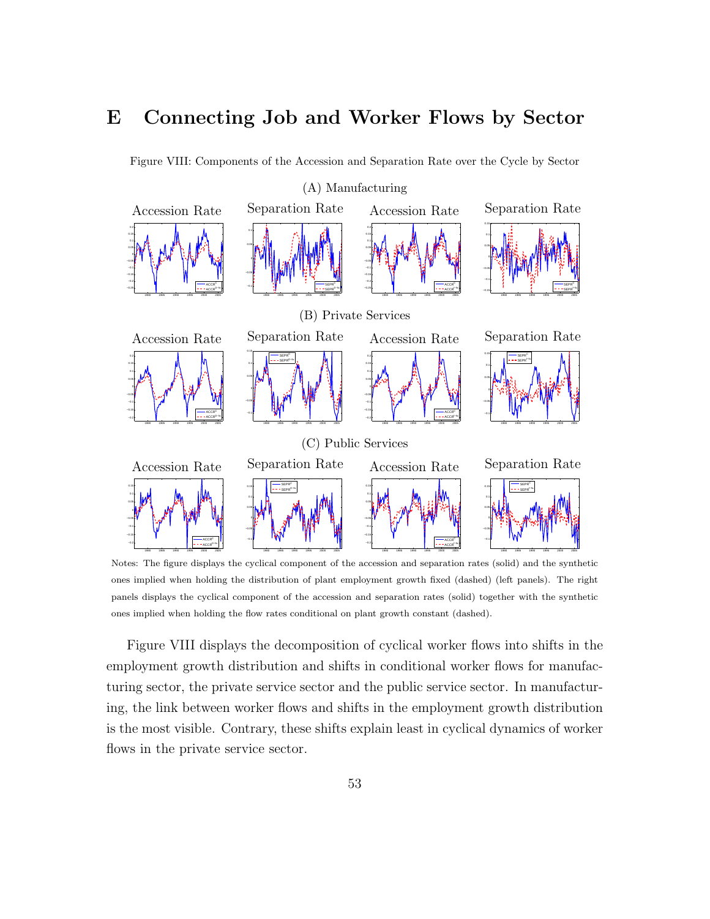# E Connecting Job and Worker Flows by Sector

Figure VIII: Components of the Accession and Separation Rate over the Cycle by Sector

(A) Manufacturing

Accession Rate | Separation Rate | Accession Rate | Separation Rate

(B) Private Services

Accession Rate | Separation Rate | Accession Rate | Separation Rate

(C) Public Services

Accession Rate | Separation Rate | Accession Rate | Separation Rate

Notes: The figure displays the cyclical component of the accession and separation rates (solid) and the synthetic ones implied when holding the distribution of plant employment growth fixed (dashed) (left panels). The right panels displays the cyclical component of the accession and separation rates (solid) together with the synthetic ones implied when holding the flow rates conditional on plant growth constant (dashed).

Figure VIII displays the decomposition of cyclical worker flows into shifts in the employment growth distribution and shifts in conditional worker flows for manufacturing sector, the private service sector and the public service sector. In manufacturing, the link between worker flows and shifts in the employment growth distribution is the most visible. Contrary, these shifts explain least in cyclical dynamics of worker flows in the private service sector.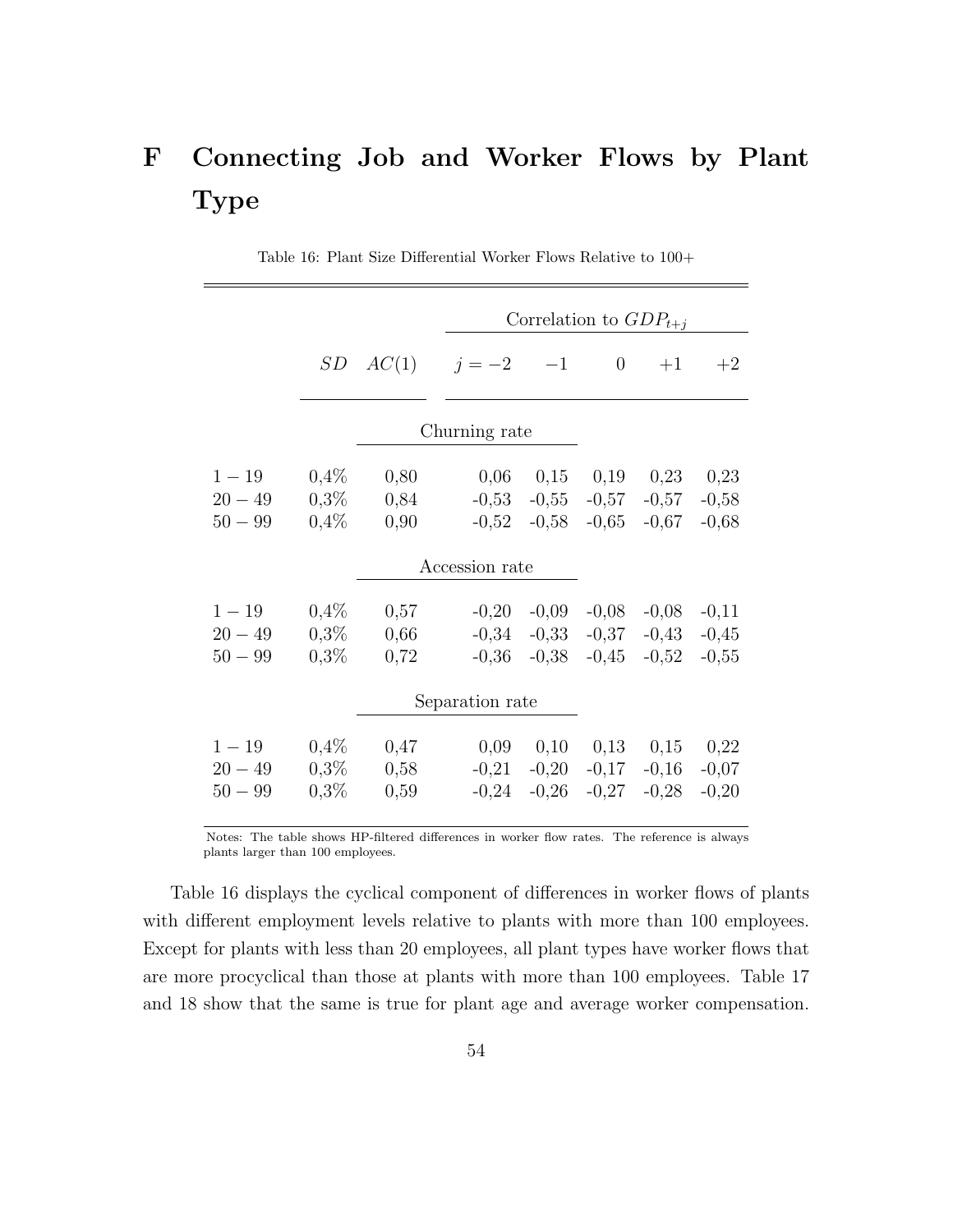# F Connecting Job and Worker Flows by Plant Type

Table 16: Plant Size Differential Worker Flows Relative to 100+

| | | | Correlation to $GDP_{t+j}$ | | | | |
|---|---|---|---|---|---|---|---|
| | $SD$ | $AC(1)$ | $j = -2$ | $-1$ | $0$ | $+1$ | $+2$ |
| | | | **Churning rate** | | | | |
| $1-19$ | 0,4% | 0,80 | 0,06 | 0,15 | 0,19 | 0,23 | 0,23 |
| $20-49$ | 0,3% | 0,84 | -0,53 | -0,55 | -0,57 | -0,57 | -0,58 |
| $50-99$ | 0,4% | 0,90 | -0,52 | -0,58 | -0,65 | -0,67 | -0,68 |
| | | | **Accession rate** | | | | |
| $1-19$ | 0,4% | 0,57 | -0,20 | -0,09 | -0,08 | -0,08 | -0,11 |
| $20-49$ | 0,3% | 0,66 | -0,34 | -0,33 | -0,37 | -0,43 | -0,45 |
| $50-99$ | 0,3% | 0,72 | -0,36 | -0,38 | -0,45 | -0,52 | -0,55 |
| | | | **Separation rate** | | | | |
| $1-19$ | 0,4% | 0,47 | 0,09 | 0,10 | 0,13 | 0,15 | 0,22 |
| $20-49$ | 0,3% | 0,58 | -0,21 | -0,20 | -0,17 | -0,16 | -0,07 |
| $50-99$ | 0,3% | 0,59 | -0,24 | -0,26 | -0,27 | -0,28 | -0,20 |

Notes: The table shows HP-filtered differences in worker flow rates. The reference is always plants larger than 100 employees.

Table 16 displays the cyclical component of differences in worker flows of plants with different employment levels relative to plants with more than 100 employees. Except for plants with less than 20 employees, all plant types have worker flows that are more procyclical than those at plants with more than 100 employees. Table 17 and 18 show that the same is true for plant age and average worker compensation.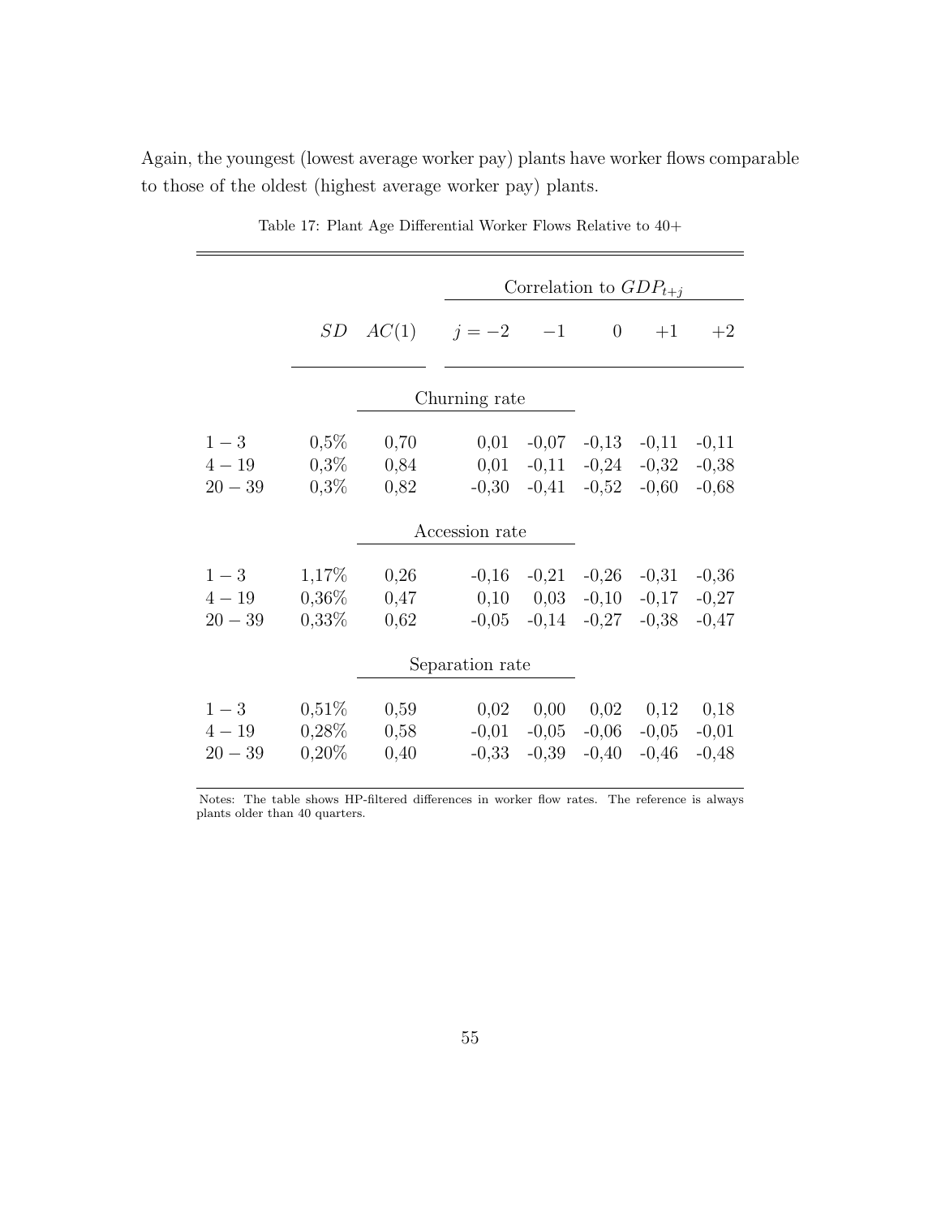Again, the youngest (lowest average worker pay) plants have worker flows comparable to those of the oldest (highest average worker pay) plants.

Table 17: Plant Age Differential Worker Flows Relative to 40+

| | | | Correlation to $GDP_{t+j}$ | | | | |
|---|---|---|---|---|---|---|---|
| | $SD$ | $AC(1)$ | $j = -2$ | $-1$ | $0$ | $+1$ | $+2$ |
| | | | **Churning rate** | | | | |
| $1 - 3$ | 0,5% | 0,70 | 0,01 | -0,07 | -0,13 | -0,11 | -0,11 |
| $4 - 19$ | 0,3% | 0,84 | 0,01 | -0,11 | -0,24 | -0,32 | -0,38 |
| $20 - 39$ | 0,3% | 0,82 | -0,30 | -0,41 | -0,52 | -0,60 | -0,68 |
| | | | **Accession rate** | | | | |
| $1 - 3$ | 1,17% | 0,26 | -0,16 | -0,21 | -0,26 | -0,31 | -0,36 |
| $4 - 19$ | 0,36% | 0,47 | 0,10 | 0,03 | -0,10 | -0,17 | -0,27 |
| $20 - 39$ | 0,33% | 0,62 | -0,05 | -0,14 | -0,27 | -0,38 | -0,47 |
| | | | **Separation rate** | | | | |
| $1 - 3$ | 0,51% | 0,59 | 0,02 | 0,00 | 0,02 | 0,12 | 0,18 |
| $4 - 19$ | 0,28% | 0,58 | -0,01 | -0,05 | -0,06 | -0,05 | -0,01 |
| $20 - 39$ | 0,20% | 0,40 | -0,33 | -0,39 | -0,40 | -0,46 | -0,48 |

Notes: The table shows HP-filtered differences in worker flow rates. The reference is always plants older than 40 quarters.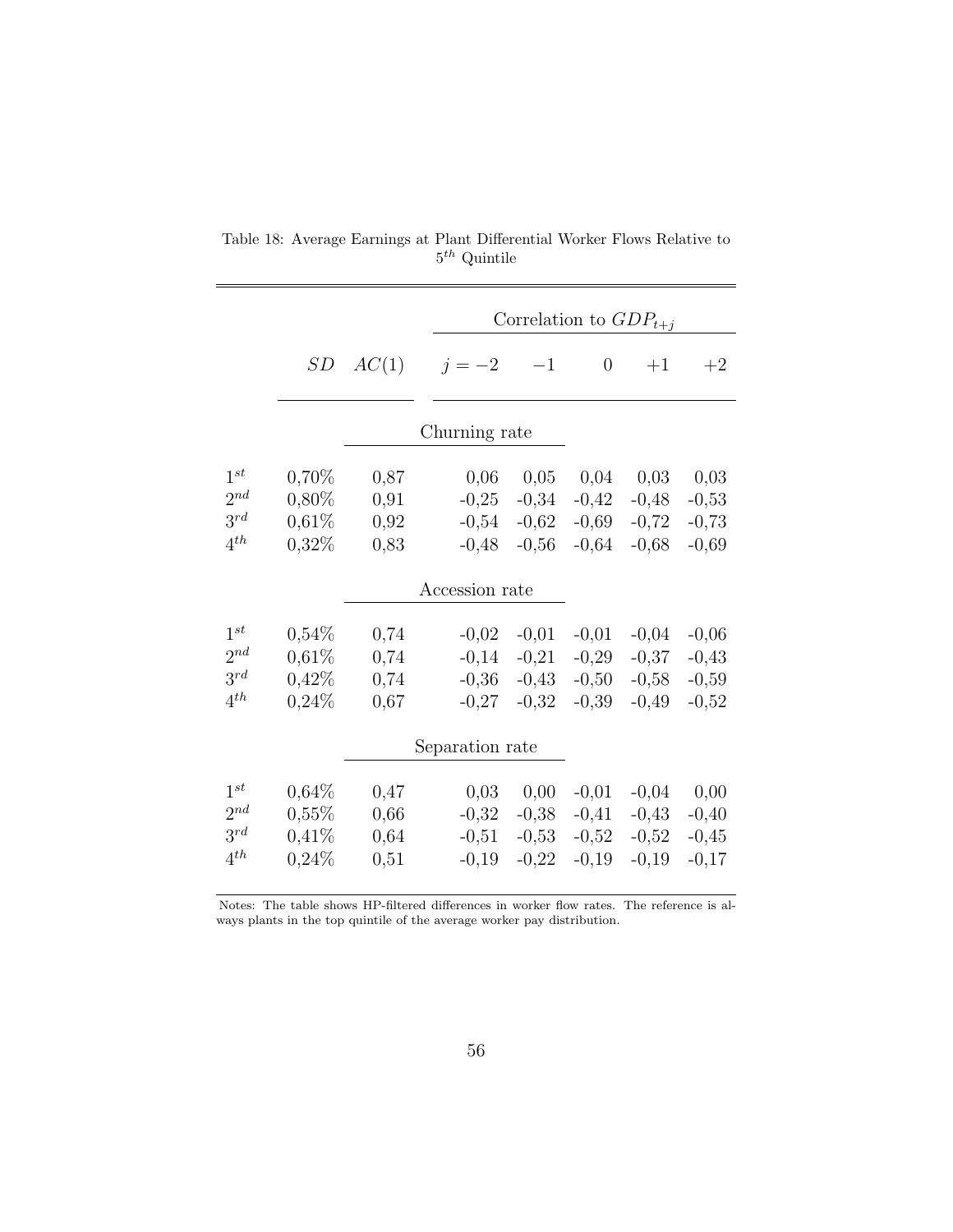Table 18: Average Earnings at Plant Differential Worker Flows Relative to $5^{th}$ Quintile

| | $SD$ | $AC(1)$ | Correlation to $GDP_{t+j}$ | | | | |
|---|---|---|---|---|---|---|---|
| | | | $j=-2$ | $-1$ | $0$ | $+1$ | $+2$ |
| | | | **Churning rate** | | | | |
| $1^{st}$ | 0,70% | 0,87 | 0,06 | 0,05 | 0,04 | 0,03 | 0,03 |
| $2^{nd}$ | 0,80% | 0,91 | -0,25 | -0,34 | -0,42 | -0,48 | -0,53 |
| $3^{rd}$ | 0,61% | 0,92 | -0,54 | -0,62 | -0,69 | -0,72 | -0,73 |
| $4^{th}$ | 0,32% | 0,83 | -0,48 | -0,56 | -0,64 | -0,68 | -0,69 |
| | | | **Accession rate** | | | | |
| $1^{st}$ | 0,54% | 0,74 | -0,02 | -0,01 | -0,01 | -0,04 | -0,06 |
| $2^{nd}$ | 0,61% | 0,74 | -0,14 | -0,21 | -0,29 | -0,37 | -0,43 |
| $3^{rd}$ | 0,42% | 0,74 | -0,36 | -0,43 | -0,50 | -0,58 | -0,59 |
| $4^{th}$ | 0,24% | 0,67 | -0,27 | -0,32 | -0,39 | -0,49 | -0,52 |
| | | | **Separation rate** | | | | |
| $1^{st}$ | 0,64% | 0,47 | 0,03 | 0,00 | -0,01 | -0,04 | 0,00 |
| $2^{nd}$ | 0,55% | 0,66 | -0,32 | -0,38 | -0,41 | -0,43 | -0,40 |
| $3^{rd}$ | 0,41% | 0,64 | -0,51 | -0,53 | -0,52 | -0,52 | -0,45 |
| $4^{th}$ | 0,24% | 0,51 | -0,19 | -0,22 | -0,19 | -0,19 | -0,17 |

Notes: The table shows HP-filtered differences in worker flow rates. The reference is always plants in the top quintile of the average worker pay distribution.